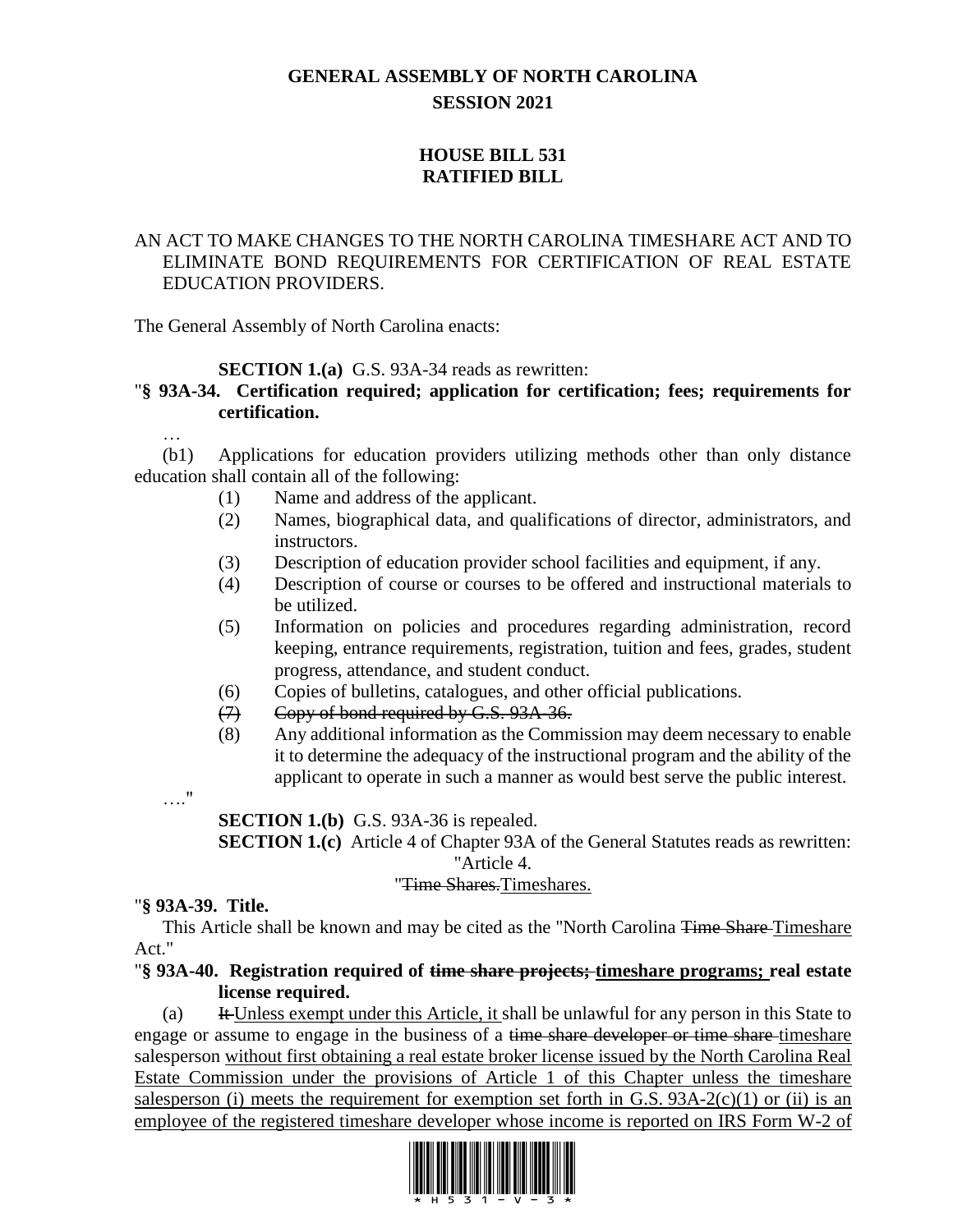# GENERAL ASSEMBLY OF NORTH CAROLINA
## SESSION 2021

## HOUSE BILL 531
## RATIFIED BILL

AN ACT TO MAKE CHANGES TO THE NORTH CAROLINA TIMESHARE ACT AND TO ELIMINATE BOND REQUIREMENTS FOR CERTIFICATION OF REAL ESTATE EDUCATION PROVIDERS.

The General Assembly of North Carolina enacts:

**SECTION 1.(a)** G.S. 93A-34 reads as rewritten:

"**§ 93A-34. Certification required; application for certification; fees; requirements for certification.**

…

(b1) Applications for education providers utilizing methods other than only distance education shall contain all of the following:

(1) Name and address of the applicant.

(2) Names, biographical data, and qualifications of director, administrators, and instructors.

(3) Description of education provider school facilities and equipment, if any.

(4) Description of course or courses to be offered and instructional materials to be utilized.

(5) Information on policies and procedures regarding administration, record keeping, entrance requirements, registration, tuition and fees, grades, student progress, attendance, and student conduct.

(6) Copies of bulletins, catalogues, and other official publications.

~~(7) Copy of bond required by G.S. 93A-36.~~

(8) Any additional information as the Commission may deem necessary to enable it to determine the adequacy of the instructional program and the ability of the applicant to operate in such a manner as would best serve the public interest.

…."

**SECTION 1.(b)** G.S. 93A-36 is repealed.

**SECTION 1.(c)** Article 4 of Chapter 93A of the General Statutes reads as rewritten:

"Article 4.

"~~Time Shares.~~Timeshares.

"**§ 93A-39. Title.**

This Article shall be known and may be cited as the "North Carolina ~~Time Share~~ Timeshare Act."

"**§ 93A-40. Registration required of ~~time share projects;~~ timeshare programs; real estate license required.**

(a) ~~It~~ Unless exempt under this Article, it shall be unlawful for any person in this State to engage or assume to engage in the business of a ~~time share developer or time share~~ timeshare salesperson without first obtaining a real estate broker license issued by the North Carolina Real Estate Commission under the provisions of Article 1 of this Chapter unless the timeshare salesperson (i) meets the requirement for exemption set forth in G.S. 93A-2(c)(1) or (ii) is an employee of the registered timeshare developer whose income is reported on IRS Form W-2 of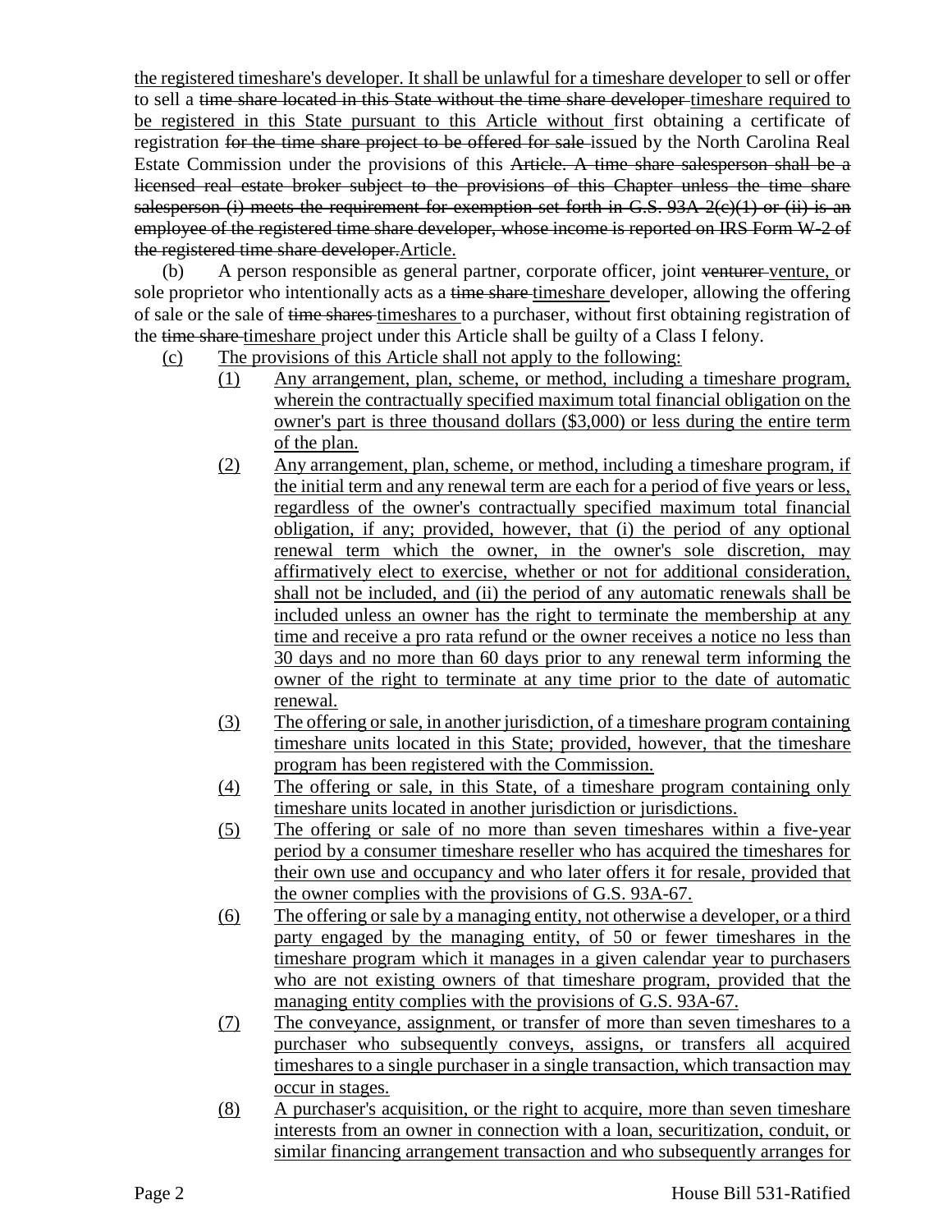the registered timeshare's developer. It shall be unlawful for a timeshare developer to sell or offer to sell a ~~time share located in this State without the time share developer~~ timeshare required to be registered in this State pursuant to this Article without first obtaining a certificate of registration ~~for the time share project to be offered for sale~~ issued by the North Carolina Real Estate Commission under the provisions of this ~~Article. A time share salesperson shall be a licensed real estate broker subject to the provisions of this Chapter unless the time share salesperson (i) meets the requirement for exemption set forth in G.S. 93A-2(c)(1) or (ii) is an employee of the registered time share developer, whose income is reported on IRS Form W-2 of the registered time share developer.~~ Article.

(b) A person responsible as general partner, corporate officer, joint ~~venturer~~ venture, or sole proprietor who intentionally acts as a ~~time share~~ timeshare developer, allowing the offering of sale or the sale of ~~time shares~~ timeshares to a purchaser, without first obtaining registration of the ~~time share~~ timeshare project under this Article shall be guilty of a Class I felony.

(c) The provisions of this Article shall not apply to the following:

(1) Any arrangement, plan, scheme, or method, including a timeshare program, wherein the contractually specified maximum total financial obligation on the owner's part is three thousand dollars ($3,000) or less during the entire term of the plan.

(2) Any arrangement, plan, scheme, or method, including a timeshare program, if the initial term and any renewal term are each for a period of five years or less, regardless of the owner's contractually specified maximum total financial obligation, if any; provided, however, that (i) the period of any optional renewal term which the owner, in the owner's sole discretion, may affirmatively elect to exercise, whether or not for additional consideration, shall not be included, and (ii) the period of any automatic renewals shall be included unless an owner has the right to terminate the membership at any time and receive a pro rata refund or the owner receives a notice no less than 30 days and no more than 60 days prior to any renewal term informing the owner of the right to terminate at any time prior to the date of automatic renewal.

(3) The offering or sale, in another jurisdiction, of a timeshare program containing timeshare units located in this State; provided, however, that the timeshare program has been registered with the Commission.

(4) The offering or sale, in this State, of a timeshare program containing only timeshare units located in another jurisdiction or jurisdictions.

(5) The offering or sale of no more than seven timeshares within a five-year period by a consumer timeshare reseller who has acquired the timeshares for their own use and occupancy and who later offers it for resale, provided that the owner complies with the provisions of G.S. 93A-67.

(6) The offering or sale by a managing entity, not otherwise a developer, or a third party engaged by the managing entity, of 50 or fewer timeshares in the timeshare program which it manages in a given calendar year to purchasers who are not existing owners of that timeshare program, provided that the managing entity complies with the provisions of G.S. 93A-67.

(7) The conveyance, assignment, or transfer of more than seven timeshares to a purchaser who subsequently conveys, assigns, or transfers all acquired timeshares to a single purchaser in a single transaction, which transaction may occur in stages.

(8) A purchaser's acquisition, or the right to acquire, more than seven timeshare interests from an owner in connection with a loan, securitization, conduit, or similar financing arrangement transaction and who subsequently arranges for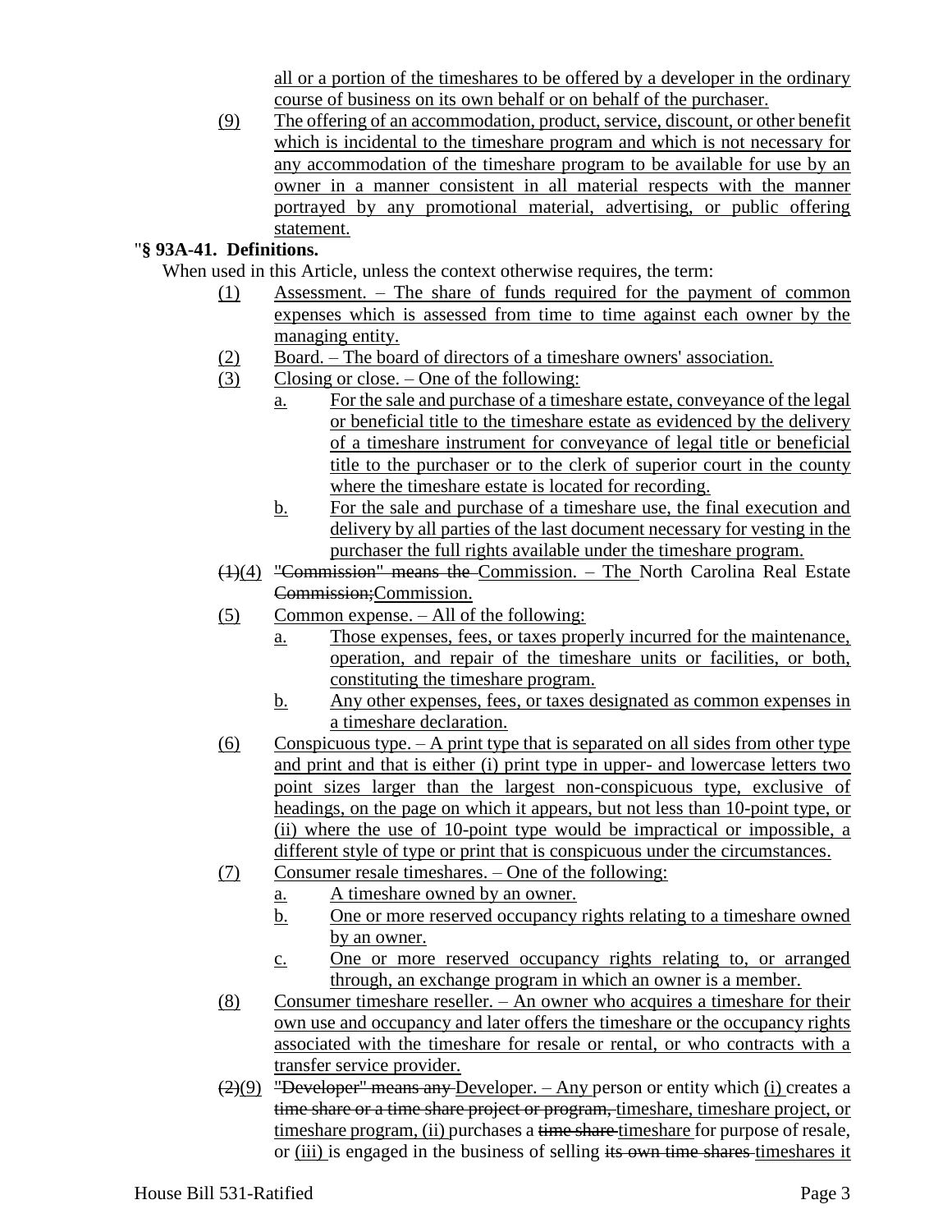all or a portion of the timeshares to be offered by a developer in the ordinary course of business on its own behalf or on behalf of the purchaser.

(9) The offering of an accommodation, product, service, discount, or other benefit which is incidental to the timeshare program and which is not necessary for any accommodation of the timeshare program to be available for use by an owner in a manner consistent in all material respects with the manner portrayed by any promotional material, advertising, or public offering statement.

"**§ 93A-41. Definitions.**

When used in this Article, unless the context otherwise requires, the term:

(1) Assessment. – The share of funds required for the payment of common expenses which is assessed from time to time against each owner by the managing entity.

(2) Board. – The board of directors of a timeshare owners' association.

(3) Closing or close. – One of the following:

a. For the sale and purchase of a timeshare estate, conveyance of the legal or beneficial title to the timeshare estate as evidenced by the delivery of a timeshare instrument for conveyance of legal title or beneficial title to the purchaser or to the clerk of superior court in the county where the timeshare estate is located for recording.

b. For the sale and purchase of a timeshare use, the final execution and delivery by all parties of the last document necessary for vesting in the purchaser the full rights available under the timeshare program.

~~(1)~~(4) ~~"Commission" means the~~ Commission. – The North Carolina Real Estate ~~Commission;~~Commission.

(5) Common expense. – All of the following:

a. Those expenses, fees, or taxes properly incurred for the maintenance, operation, and repair of the timeshare units or facilities, or both, constituting the timeshare program.

b. Any other expenses, fees, or taxes designated as common expenses in a timeshare declaration.

(6) Conspicuous type. – A print type that is separated on all sides from other type and print and that is either (i) print type in upper- and lowercase letters two point sizes larger than the largest non-conspicuous type, exclusive of headings, on the page on which it appears, but not less than 10-point type, or (ii) where the use of 10-point type would be impractical or impossible, a different style of type or print that is conspicuous under the circumstances.

(7) Consumer resale timeshares. – One of the following:

a. A timeshare owned by an owner.

b. One or more reserved occupancy rights relating to a timeshare owned by an owner.

c. One or more reserved occupancy rights relating to, or arranged through, an exchange program in which an owner is a member.

(8) Consumer timeshare reseller. – An owner who acquires a timeshare for their own use and occupancy and later offers the timeshare or the occupancy rights associated with the timeshare for resale or rental, or who contracts with a transfer service provider.

~~(2)~~(9) ~~"Developer" means any~~ Developer. – Any person or entity which (i) creates a ~~time share or a time share project or program,~~ timeshare, timeshare project, or timeshare program, (ii) purchases a ~~time share~~ timeshare for purpose of resale, or (iii) is engaged in the business of selling ~~its own time shares~~ timeshares it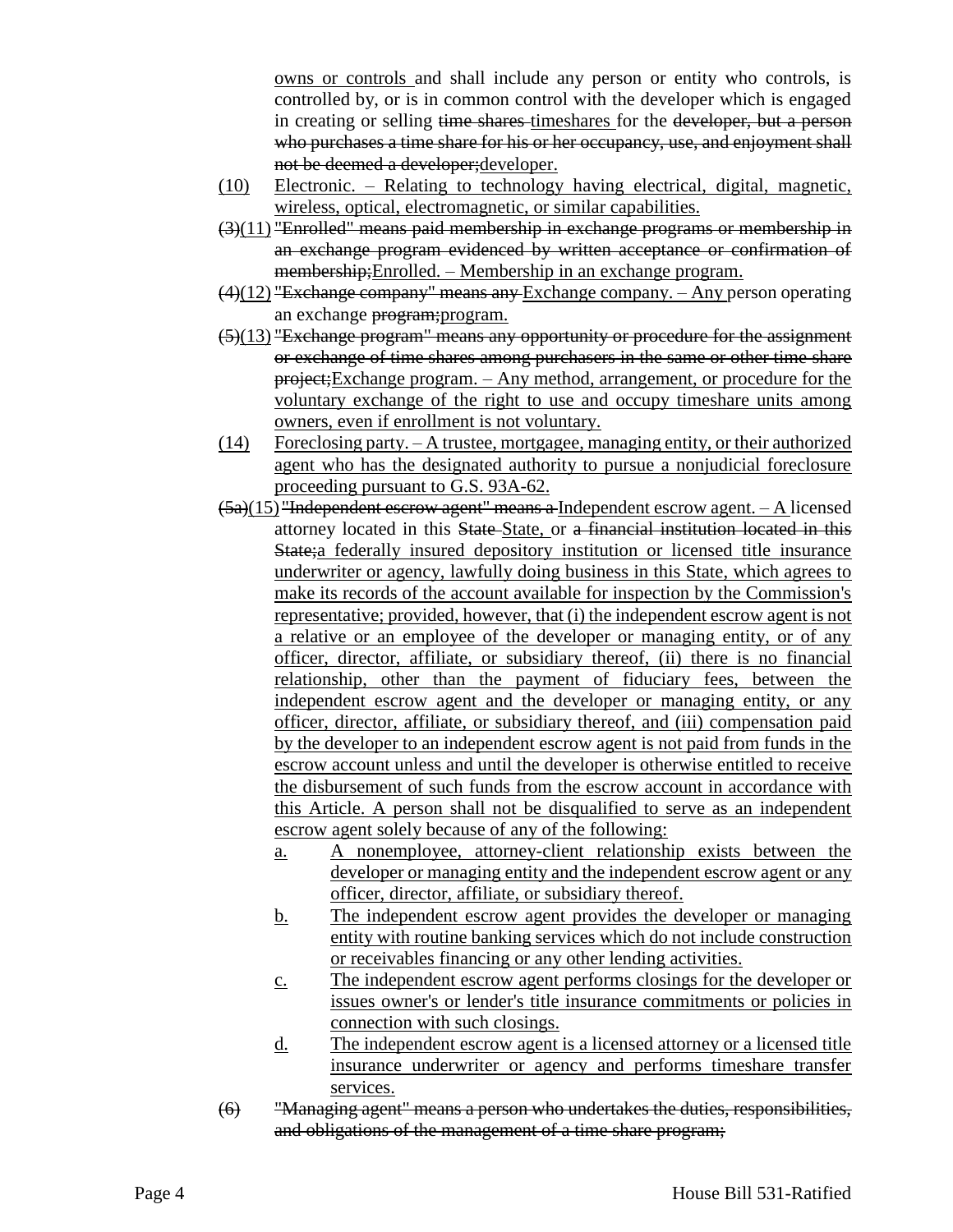owns or controls and shall include any person or entity who controls, is controlled by, or is in common control with the developer which is engaged in creating or selling ~~time shares~~ timeshares for the ~~developer, but a person who purchases a time share for his or her occupancy, use, and enjoyment shall not be deemed a developer;~~developer.

(10) Electronic. – Relating to technology having electrical, digital, magnetic, wireless, optical, electromagnetic, or similar capabilities.

~~(3)~~(11) ~~"Enrolled" means paid membership in exchange programs or membership in an exchange program evidenced by written acceptance or confirmation of membership;~~Enrolled. – Membership in an exchange program.

~~(4)~~(12) ~~"Exchange company" means any~~ Exchange company. – Any person operating an exchange ~~program;~~program.

~~(5)~~(13) ~~"Exchange program" means any opportunity or procedure for the assignment or exchange of time shares among purchasers in the same or other time share project;~~Exchange program. – Any method, arrangement, or procedure for the voluntary exchange of the right to use and occupy timeshare units among owners, even if enrollment is not voluntary.

(14) Foreclosing party. – A trustee, mortgagee, managing entity, or their authorized agent who has the designated authority to pursue a nonjudicial foreclosure proceeding pursuant to G.S. 93A-62.

~~(5a)~~(15) ~~"Independent escrow agent" means a~~ Independent escrow agent. – A licensed attorney located in this ~~State~~ State, or ~~a financial institution located in this State;~~a federally insured depository institution or licensed title insurance underwriter or agency, lawfully doing business in this State, which agrees to make its records of the account available for inspection by the Commission's representative; provided, however, that (i) the independent escrow agent is not a relative or an employee of the developer or managing entity, or of any officer, director, affiliate, or subsidiary thereof, (ii) there is no financial relationship, other than the payment of fiduciary fees, between the independent escrow agent and the developer or managing entity, or any officer, director, affiliate, or subsidiary thereof, and (iii) compensation paid by the developer to an independent escrow agent is not paid from funds in the escrow account unless and until the developer is otherwise entitled to receive the disbursement of such funds from the escrow account in accordance with this Article. A person shall not be disqualified to serve as an independent escrow agent solely because of any of the following:

a. A nonemployee, attorney-client relationship exists between the developer or managing entity and the independent escrow agent or any officer, director, affiliate, or subsidiary thereof.

b. The independent escrow agent provides the developer or managing entity with routine banking services which do not include construction or receivables financing or any other lending activities.

c. The independent escrow agent performs closings for the developer or issues owner's or lender's title insurance commitments or policies in connection with such closings.

d. The independent escrow agent is a licensed attorney or a licensed title insurance underwriter or agency and performs timeshare transfer services.

~~(6) "Managing agent" means a person who undertakes the duties, responsibilities, and obligations of the management of a time share program;~~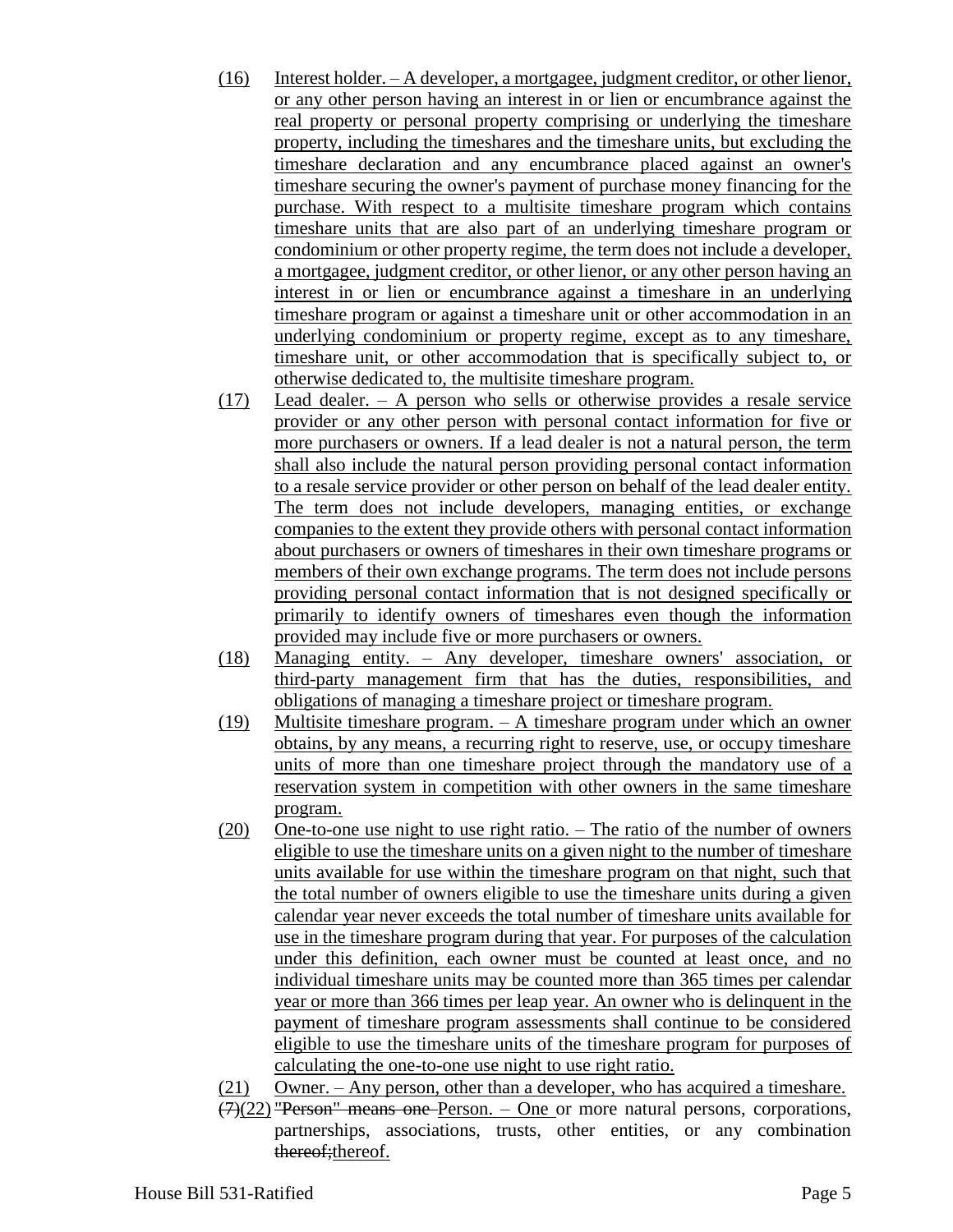(16) Interest holder. – A developer, a mortgagee, judgment creditor, or other lienor, or any other person having an interest in or lien or encumbrance against the real property or personal property comprising or underlying the timeshare property, including the timeshares and the timeshare units, but excluding the timeshare declaration and any encumbrance placed against an owner's timeshare securing the owner's payment of purchase money financing for the purchase. With respect to a multisite timeshare program which contains timeshare units that are also part of an underlying timeshare program or condominium or other property regime, the term does not include a developer, a mortgagee, judgment creditor, or other lienor, or any other person having an interest in or lien or encumbrance against a timeshare in an underlying timeshare program or against a timeshare unit or other accommodation in an underlying condominium or property regime, except as to any timeshare, timeshare unit, or other accommodation that is specifically subject to, or otherwise dedicated to, the multisite timeshare program.

(17) Lead dealer. – A person who sells or otherwise provides a resale service provider or any other person with personal contact information for five or more purchasers or owners. If a lead dealer is not a natural person, the term shall also include the natural person providing personal contact information to a resale service provider or other person on behalf of the lead dealer entity. The term does not include developers, managing entities, or exchange companies to the extent they provide others with personal contact information about purchasers or owners of timeshares in their own timeshare programs or members of their own exchange programs. The term does not include persons providing personal contact information that is not designed specifically or primarily to identify owners of timeshares even though the information provided may include five or more purchasers or owners.

(18) Managing entity. – Any developer, timeshare owners' association, or third-party management firm that has the duties, responsibilities, and obligations of managing a timeshare project or timeshare program.

(19) Multisite timeshare program. – A timeshare program under which an owner obtains, by any means, a recurring right to reserve, use, or occupy timeshare units of more than one timeshare project through the mandatory use of a reservation system in competition with other owners in the same timeshare program.

(20) One-to-one use night to use right ratio. – The ratio of the number of owners eligible to use the timeshare units on a given night to the number of timeshare units available for use within the timeshare program on that night, such that the total number of owners eligible to use the timeshare units during a given calendar year never exceeds the total number of timeshare units available for use in the timeshare program during that year. For purposes of the calculation under this definition, each owner must be counted at least once, and no individual timeshare units may be counted more than 365 times per calendar year or more than 366 times per leap year. An owner who is delinquent in the payment of timeshare program assessments shall continue to be considered eligible to use the timeshare units of the timeshare program for purposes of calculating the one-to-one use night to use right ratio.

(21) Owner. – Any person, other than a developer, who has acquired a timeshare.

~~(7)~~(22) ~~"Person" means one~~ Person. – One or more natural persons, corporations, partnerships, associations, trusts, other entities, or any combination ~~thereof;~~thereof.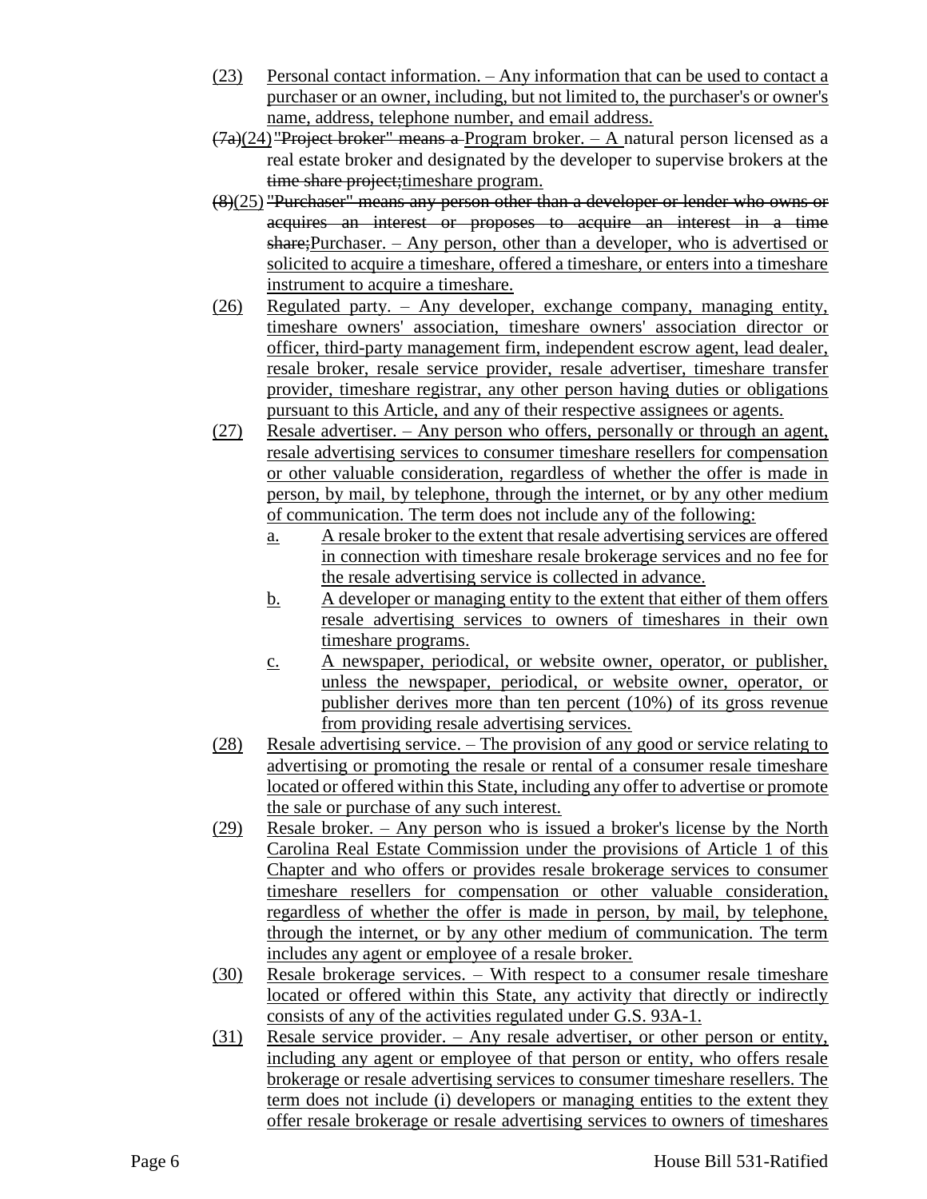(23) Personal contact information. – Any information that can be used to contact a purchaser or an owner, including, but not limited to, the purchaser's or owner's name, address, telephone number, and email address.

~~(7a)~~(24) ~~"Project broker" means a~~ Program broker. – A natural person licensed as a real estate broker and designated by the developer to supervise brokers at the ~~time share project;~~timeshare program.

~~(8)~~(25) ~~"Purchaser" means any person other than a developer or lender who owns or acquires an interest or proposes to acquire an interest in a time share;~~Purchaser. – Any person, other than a developer, who is advertised or solicited to acquire a timeshare, offered a timeshare, or enters into a timeshare instrument to acquire a timeshare.

(26) Regulated party. – Any developer, exchange company, managing entity, timeshare owners' association, timeshare owners' association director or officer, third-party management firm, independent escrow agent, lead dealer, resale broker, resale service provider, resale advertiser, timeshare transfer provider, timeshare registrar, any other person having duties or obligations pursuant to this Article, and any of their respective assignees or agents.

(27) Resale advertiser. – Any person who offers, personally or through an agent, resale advertising services to consumer timeshare resellers for compensation or other valuable consideration, regardless of whether the offer is made in person, by mail, by telephone, through the internet, or by any other medium of communication. The term does not include any of the following:

a. A resale broker to the extent that resale advertising services are offered in connection with timeshare resale brokerage services and no fee for the resale advertising service is collected in advance.

b. A developer or managing entity to the extent that either of them offers resale advertising services to owners of timeshares in their own timeshare programs.

c. A newspaper, periodical, or website owner, operator, or publisher, unless the newspaper, periodical, or website owner, operator, or publisher derives more than ten percent (10%) of its gross revenue from providing resale advertising services.

(28) Resale advertising service. – The provision of any good or service relating to advertising or promoting the resale or rental of a consumer resale timeshare located or offered within this State, including any offer to advertise or promote the sale or purchase of any such interest.

(29) Resale broker. – Any person who is issued a broker's license by the North Carolina Real Estate Commission under the provisions of Article 1 of this Chapter and who offers or provides resale brokerage services to consumer timeshare resellers for compensation or other valuable consideration, regardless of whether the offer is made in person, by mail, by telephone, through the internet, or by any other medium of communication. The term includes any agent or employee of a resale broker.

(30) Resale brokerage services. – With respect to a consumer resale timeshare located or offered within this State, any activity that directly or indirectly consists of any of the activities regulated under G.S. 93A-1.

(31) Resale service provider. – Any resale advertiser, or other person or entity, including any agent or employee of that person or entity, who offers resale brokerage or resale advertising services to consumer timeshare resellers. The term does not include (i) developers or managing entities to the extent they offer resale brokerage or resale advertising services to owners of timeshares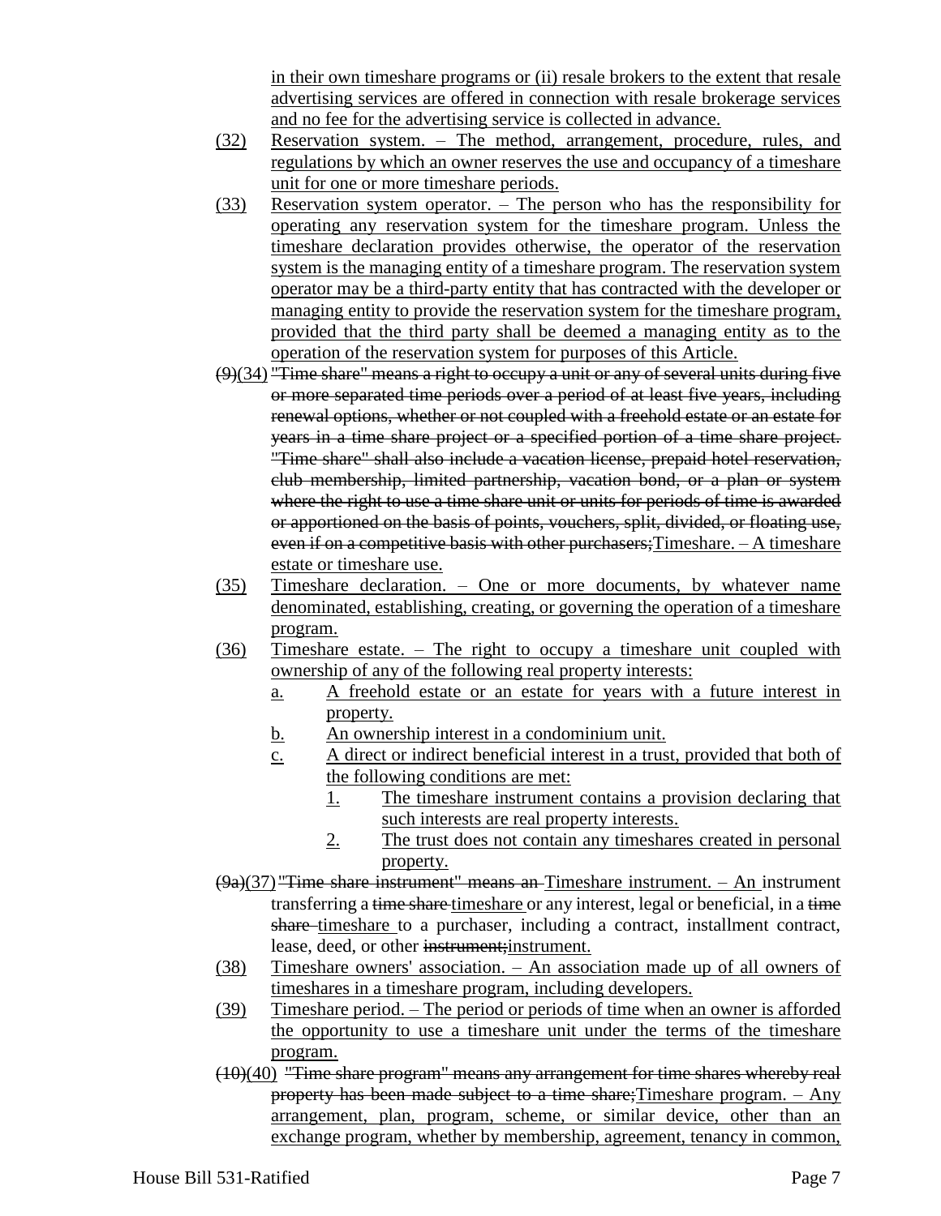in their own timeshare programs or (ii) resale brokers to the extent that resale advertising services are offered in connection with resale brokerage services and no fee for the advertising service is collected in advance.

(32) Reservation system. – The method, arrangement, procedure, rules, and regulations by which an owner reserves the use and occupancy of a timeshare unit for one or more timeshare periods.

(33) Reservation system operator. – The person who has the responsibility for operating any reservation system for the timeshare program. Unless the timeshare declaration provides otherwise, the operator of the reservation system is the managing entity of a timeshare program. The reservation system operator may be a third-party entity that has contracted with the developer or managing entity to provide the reservation system for the timeshare program, provided that the third party shall be deemed a managing entity as to the operation of the reservation system for purposes of this Article.

~~(9)~~(34) ~~"Time share" means a right to occupy a unit or any of several units during five or more separated time periods over a period of at least five years, including renewal options, whether or not coupled with a freehold estate or an estate for years in a time share project or a specified portion of a time share project. "Time share" shall also include a vacation license, prepaid hotel reservation, club membership, limited partnership, vacation bond, or a plan or system where the right to use a time share unit or units for periods of time is awarded or apportioned on the basis of points, vouchers, split, divided, or floating use, even if on a competitive basis with other purchasers;~~Timeshare. – A timeshare estate or timeshare use.

(35) Timeshare declaration. – One or more documents, by whatever name denominated, establishing, creating, or governing the operation of a timeshare program.

(36) Timeshare estate. – The right to occupy a timeshare unit coupled with ownership of any of the following real property interests:

- a. A freehold estate or an estate for years with a future interest in property.
- b. An ownership interest in a condominium unit.
- c. A direct or indirect beneficial interest in a trust, provided that both of the following conditions are met:
  - 1. The timeshare instrument contains a provision declaring that such interests are real property interests.
  - 2. The trust does not contain any timeshares created in personal property.

~~(9a)~~(37) ~~"Time share instrument" means an~~ Timeshare instrument. – An instrument transferring a ~~time share~~ timeshare or any interest, legal or beneficial, in a ~~time share~~ timeshare to a purchaser, including a contract, installment contract, lease, deed, or other ~~instrument;~~instrument.

(38) Timeshare owners' association. – An association made up of all owners of timeshares in a timeshare program, including developers.

(39) Timeshare period. – The period or periods of time when an owner is afforded the opportunity to use a timeshare unit under the terms of the timeshare program.

~~(10)~~(40) ~~"Time share program" means any arrangement for time shares whereby real property has been made subject to a time share;~~Timeshare program. – Any arrangement, plan, program, scheme, or similar device, other than an exchange program, whether by membership, agreement, tenancy in common,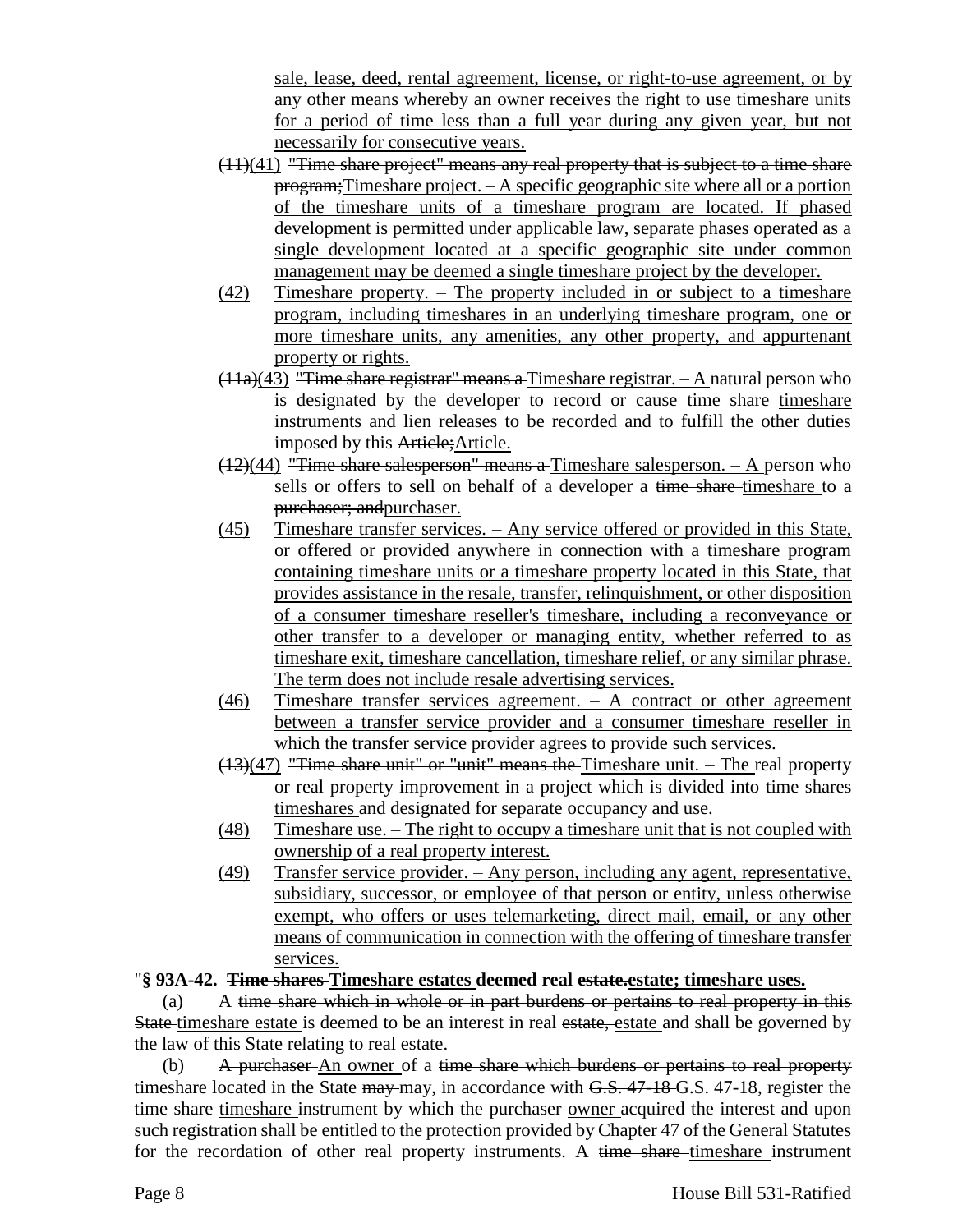sale, lease, deed, rental agreement, license, or right-to-use agreement, or by any other means whereby an owner receives the right to use timeshare units for a period of time less than a full year during any given year, but not necessarily for consecutive years.

~~(11)~~(41) ~~"Time share project" means any real property that is subject to a time share program;~~Timeshare project. – A specific geographic site where all or a portion of the timeshare units of a timeshare program are located. If phased development is permitted under applicable law, separate phases operated as a single development located at a specific geographic site under common management may be deemed a single timeshare project by the developer.

(42) Timeshare property. – The property included in or subject to a timeshare program, including timeshares in an underlying timeshare program, one or more timeshare units, any amenities, any other property, and appurtenant property or rights.

~~(11a)~~(43) ~~"Time share registrar" means a~~ Timeshare registrar. – A natural person who is designated by the developer to record or cause ~~time share~~ timeshare instruments and lien releases to be recorded and to fulfill the other duties imposed by this ~~Article;~~Article.

~~(12)~~(44) ~~"Time share salesperson" means a~~ Timeshare salesperson. – A person who sells or offers to sell on behalf of a developer a ~~time share~~ timeshare to a ~~purchaser; and~~purchaser.

(45) Timeshare transfer services. – Any service offered or provided in this State, or offered or provided anywhere in connection with a timeshare program containing timeshare units or a timeshare property located in this State, that provides assistance in the resale, transfer, relinquishment, or other disposition of a consumer timeshare reseller's timeshare, including a reconveyance or other transfer to a developer or managing entity, whether referred to as timeshare exit, timeshare cancellation, timeshare relief, or any similar phrase. The term does not include resale advertising services.

(46) Timeshare transfer services agreement. – A contract or other agreement between a transfer service provider and a consumer timeshare reseller in which the transfer service provider agrees to provide such services.

~~(13)~~(47) ~~"Time share unit" or "unit" means the~~ Timeshare unit. – The real property or real property improvement in a project which is divided into ~~time shares~~ timeshares and designated for separate occupancy and use.

(48) Timeshare use. – The right to occupy a timeshare unit that is not coupled with ownership of a real property interest.

(49) Transfer service provider. – Any person, including any agent, representative, subsidiary, successor, or employee of that person or entity, unless otherwise exempt, who offers or uses telemarketing, direct mail, email, or any other means of communication in connection with the offering of timeshare transfer services.

"**§ 93A-42. ~~Time shares~~ Timeshare estates deemed real ~~estate.~~estate; timeshare uses.**

(a) A ~~time share which in whole or in part burdens or pertains to real property in this State~~ timeshare estate is deemed to be an interest in real ~~estate,~~ estate and shall be governed by the law of this State relating to real estate.

(b) ~~A purchaser~~ An owner of a ~~time share which burdens or pertains to real property~~ timeshare located in the State ~~may~~ may, in accordance with ~~G.S. 47-18~~ G.S. 47-18, register the ~~time share~~ timeshare instrument by which the ~~purchaser~~ owner acquired the interest and upon such registration shall be entitled to the protection provided by Chapter 47 of the General Statutes for the recordation of other real property instruments. A ~~time share~~ timeshare instrument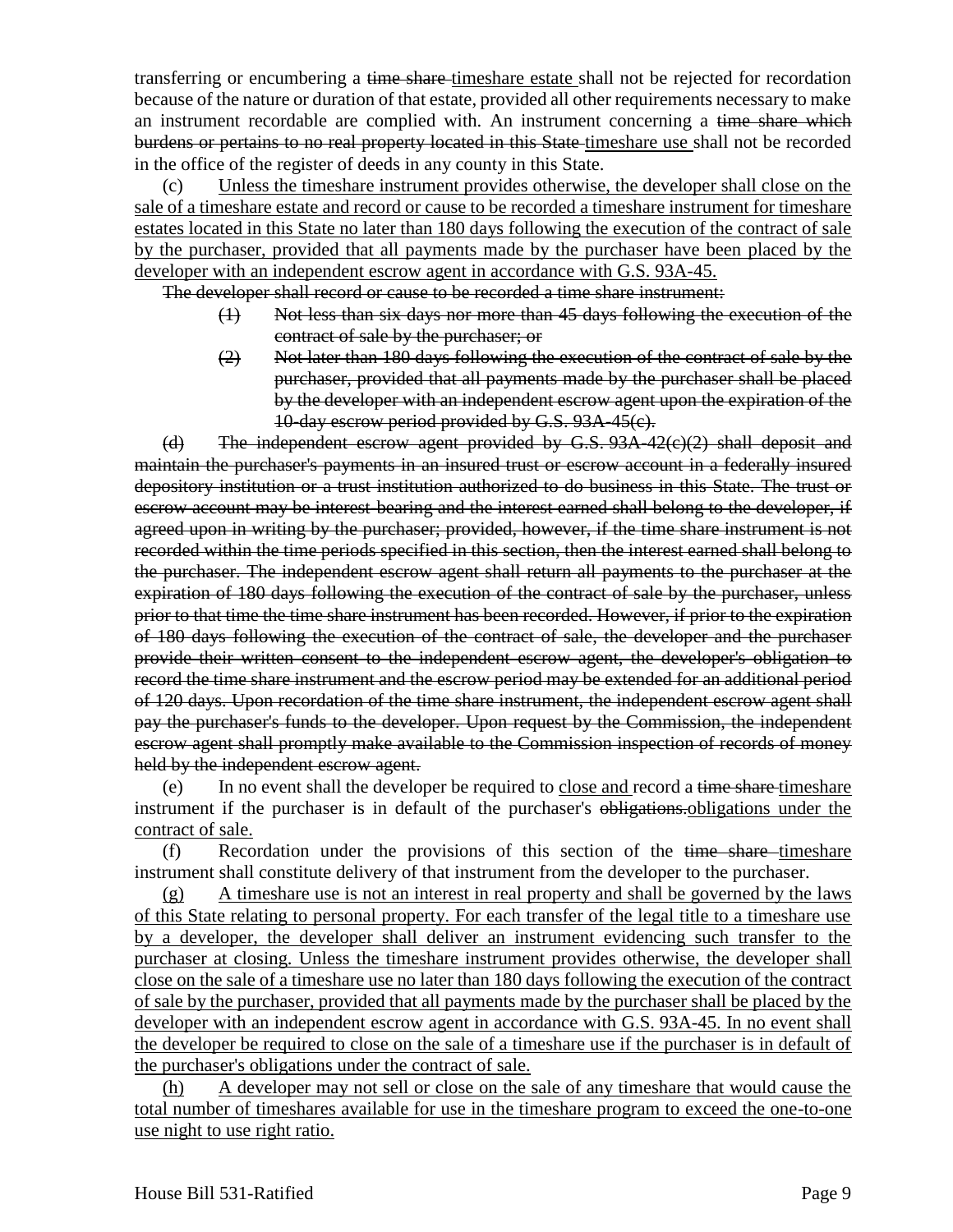transferring or encumbering a ~~time share~~ <u>timeshare estate</u> shall not be rejected for recordation because of the nature or duration of that estate, provided all other requirements necessary to make an instrument recordable are complied with. An instrument concerning a ~~time share which burdens or pertains to no real property located in this State~~ <u>timeshare use</u> shall not be recorded in the office of the register of deeds in any county in this State.

(c) <u>Unless the timeshare instrument provides otherwise, the developer shall close on the sale of a timeshare estate and record or cause to be recorded a timeshare instrument for timeshare estates located in this State no later than 180 days following the execution of the contract of sale by the purchaser, provided that all payments made by the purchaser have been placed by the developer with an independent escrow agent in accordance with G.S. 93A-45.</u>

~~The developer shall record or cause to be recorded a time share instrument:~~

~~(1) Not less than six days nor more than 45 days following the execution of the contract of sale by the purchaser; or~~

~~(2) Not later than 180 days following the execution of the contract of sale by the purchaser, provided that all payments made by the purchaser shall be placed by the developer with an independent escrow agent upon the expiration of the 10-day escrow period provided by G.S. 93A-45(c).~~

~~(d) The independent escrow agent provided by G.S. 93A-42(c)(2) shall deposit and maintain the purchaser's payments in an insured trust or escrow account in a federally insured depository institution or a trust institution authorized to do business in this State. The trust or escrow account may be interest-bearing and the interest earned shall belong to the developer, if agreed upon in writing by the purchaser; provided, however, if the time share instrument is not recorded within the time periods specified in this section, then the interest earned shall belong to the purchaser. The independent escrow agent shall return all payments to the purchaser at the expiration of 180 days following the execution of the contract of sale by the purchaser, unless prior to that time the time share instrument has been recorded. However, if prior to the expiration of 180 days following the execution of the contract of sale, the developer and the purchaser provide their written consent to the independent escrow agent, the developer's obligation to record the time share instrument and the escrow period may be extended for an additional period of 120 days. Upon recordation of the time share instrument, the independent escrow agent shall pay the purchaser's funds to the developer. Upon request by the Commission, the independent escrow agent shall promptly make available to the Commission inspection of records of money held by the independent escrow agent.~~

(e) In no event shall the developer be required to <u>close and</u> record a ~~time share~~ <u>timeshare</u> instrument if the purchaser is in default of the purchaser's ~~obligations.~~<u>obligations under the contract of sale.</u>

(f) Recordation under the provisions of this section of the ~~time share~~ <u>timeshare</u> instrument shall constitute delivery of that instrument from the developer to the purchaser.

<u>(g) A timeshare use is not an interest in real property and shall be governed by the laws of this State relating to personal property. For each transfer of the legal title to a timeshare use by a developer, the developer shall deliver an instrument evidencing such transfer to the purchaser at closing. Unless the timeshare instrument provides otherwise, the developer shall close on the sale of a timeshare use no later than 180 days following the execution of the contract of sale by the purchaser, provided that all payments made by the purchaser shall be placed by the developer with an independent escrow agent in accordance with G.S. 93A-45. In no event shall the developer be required to close on the sale of a timeshare use if the purchaser is in default of the purchaser's obligations under the contract of sale.</u>

<u>(h) A developer may not sell or close on the sale of any timeshare that would cause the total number of timeshares available for use in the timeshare program to exceed the one-to-one use night to use right ratio.</u>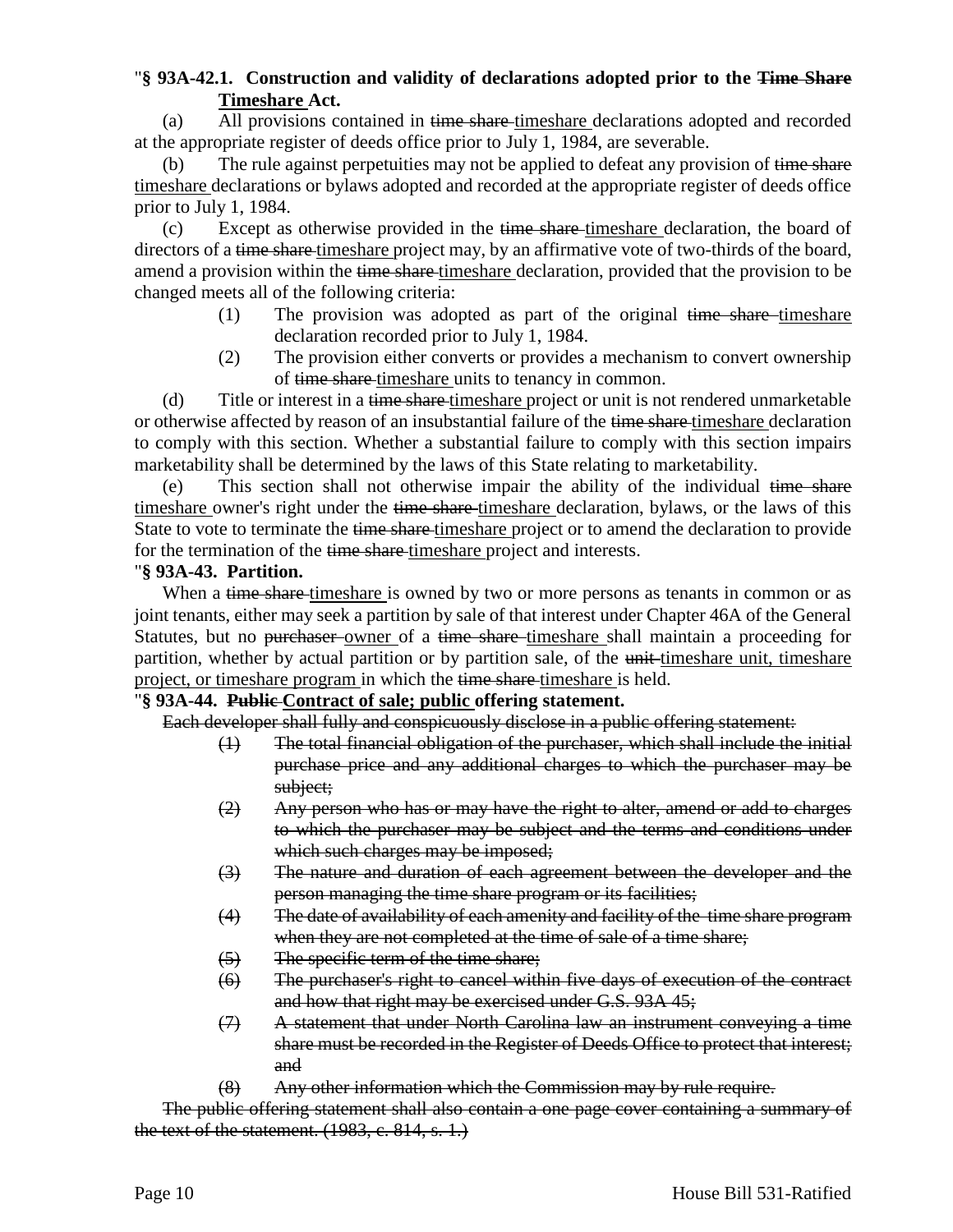"**§ 93A-42.1. Construction and validity of declarations adopted prior to the ~~Time Share~~ <u>Timeshare</u> Act.**

(a) All provisions contained in ~~time share~~ <u>timeshare</u> declarations adopted and recorded at the appropriate register of deeds office prior to July 1, 1984, are severable.

(b) The rule against perpetuities may not be applied to defeat any provision of ~~time share~~ <u>timeshare</u> declarations or bylaws adopted and recorded at the appropriate register of deeds office prior to July 1, 1984.

(c) Except as otherwise provided in the ~~time share~~ <u>timeshare</u> declaration, the board of directors of a ~~time share~~ <u>timeshare</u> project may, by an affirmative vote of two-thirds of the board, amend a provision within the ~~time share~~ <u>timeshare</u> declaration, provided that the provision to be changed meets all of the following criteria:

(1) The provision was adopted as part of the original ~~time share~~ <u>timeshare</u> declaration recorded prior to July 1, 1984.

(2) The provision either converts or provides a mechanism to convert ownership of ~~time share~~ <u>timeshare</u> units to tenancy in common.

(d) Title or interest in a ~~time share~~ <u>timeshare</u> project or unit is not rendered unmarketable or otherwise affected by reason of an insubstantial failure of the ~~time share~~ <u>timeshare</u> declaration to comply with this section. Whether a substantial failure to comply with this section impairs marketability shall be determined by the laws of this State relating to marketability.

(e) This section shall not otherwise impair the ability of the individual ~~time share~~ <u>timeshare</u> owner's right under the ~~time share~~ <u>timeshare</u> declaration, bylaws, or the laws of this State to vote to terminate the ~~time share~~ <u>timeshare</u> project or to amend the declaration to provide for the termination of the ~~time share~~ <u>timeshare</u> project and interests.

"**§ 93A-43. Partition.**

When a ~~time share~~ <u>timeshare</u> is owned by two or more persons as tenants in common or as joint tenants, either may seek a partition by sale of that interest under Chapter 46A of the General Statutes, but no ~~purchaser~~ <u>owner</u> of a ~~time share~~ <u>timeshare</u> shall maintain a proceeding for partition, whether by actual partition or by partition sale, of the ~~unit~~ <u>timeshare unit, timeshare project, or timeshare program</u> in which the ~~time share~~ <u>timeshare</u> is held.

"**§ 93A-44. ~~Public~~ <u>Contract of sale; public</u> offering statement.**

~~Each developer shall fully and conspicuously disclose in a public offering statement:~~

~~(1) The total financial obligation of the purchaser, which shall include the initial purchase price and any additional charges to which the purchaser may be subject;~~

~~(2) Any person who has or may have the right to alter, amend or add to charges to which the purchaser may be subject and the terms and conditions under which such charges may be imposed;~~

~~(3) The nature and duration of each agreement between the developer and the person managing the time share program or its facilities;~~

~~(4) The date of availability of each amenity and facility of the time share program when they are not completed at the time of sale of a time share;~~

~~(5) The specific term of the time share;~~

~~(6) The purchaser's right to cancel within five days of execution of the contract and how that right may be exercised under G.S. 93A-45;~~

~~(7) A statement that under North Carolina law an instrument conveying a time share must be recorded in the Register of Deeds Office to protect that interest; and~~

~~(8) Any other information which the Commission may by rule require.~~

~~The public offering statement shall also contain a one page cover containing a summary of the text of the statement. (1983, c. 814, s. 1.)~~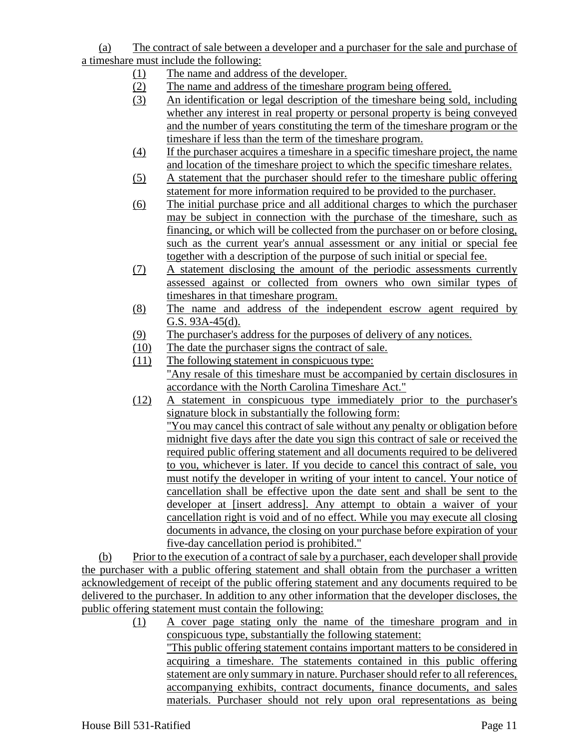(a) The contract of sale between a developer and a purchaser for the sale and purchase of a timeshare must include the following:

(1) The name and address of the developer.

(2) The name and address of the timeshare program being offered.

(3) An identification or legal description of the timeshare being sold, including whether any interest in real property or personal property is being conveyed and the number of years constituting the term of the timeshare program or the timeshare if less than the term of the timeshare program.

(4) If the purchaser acquires a timeshare in a specific timeshare project, the name and location of the timeshare project to which the specific timeshare relates.

(5) A statement that the purchaser should refer to the timeshare public offering statement for more information required to be provided to the purchaser.

(6) The initial purchase price and all additional charges to which the purchaser may be subject in connection with the purchase of the timeshare, such as financing, or which will be collected from the purchaser on or before closing, such as the current year's annual assessment or any initial or special fee together with a description of the purpose of such initial or special fee.

(7) A statement disclosing the amount of the periodic assessments currently assessed against or collected from owners who own similar types of timeshares in that timeshare program.

(8) The name and address of the independent escrow agent required by G.S. 93A-45(d).

(9) The purchaser's address for the purposes of delivery of any notices.

(10) The date the purchaser signs the contract of sale.

(11) The following statement in conspicuous type:
"Any resale of this timeshare must be accompanied by certain disclosures in accordance with the North Carolina Timeshare Act."

(12) A statement in conspicuous type immediately prior to the purchaser's signature block in substantially the following form:
"You may cancel this contract of sale without any penalty or obligation before midnight five days after the date you sign this contract of sale or received the required public offering statement and all documents required to be delivered to you, whichever is later. If you decide to cancel this contract of sale, you must notify the developer in writing of your intent to cancel. Your notice of cancellation shall be effective upon the date sent and shall be sent to the developer at [insert address]. Any attempt to obtain a waiver of your cancellation right is void and of no effect. While you may execute all closing documents in advance, the closing on your purchase before expiration of your five-day cancellation period is prohibited."

(b) Prior to the execution of a contract of sale by a purchaser, each developer shall provide the purchaser with a public offering statement and shall obtain from the purchaser a written acknowledgement of receipt of the public offering statement and any documents required to be delivered to the purchaser. In addition to any other information that the developer discloses, the public offering statement must contain the following:

(1) A cover page stating only the name of the timeshare program and in conspicuous type, substantially the following statement:
"This public offering statement contains important matters to be considered in acquiring a timeshare. The statements contained in this public offering statement are only summary in nature. Purchaser should refer to all references, accompanying exhibits, contract documents, finance documents, and sales materials. Purchaser should not rely upon oral representations as being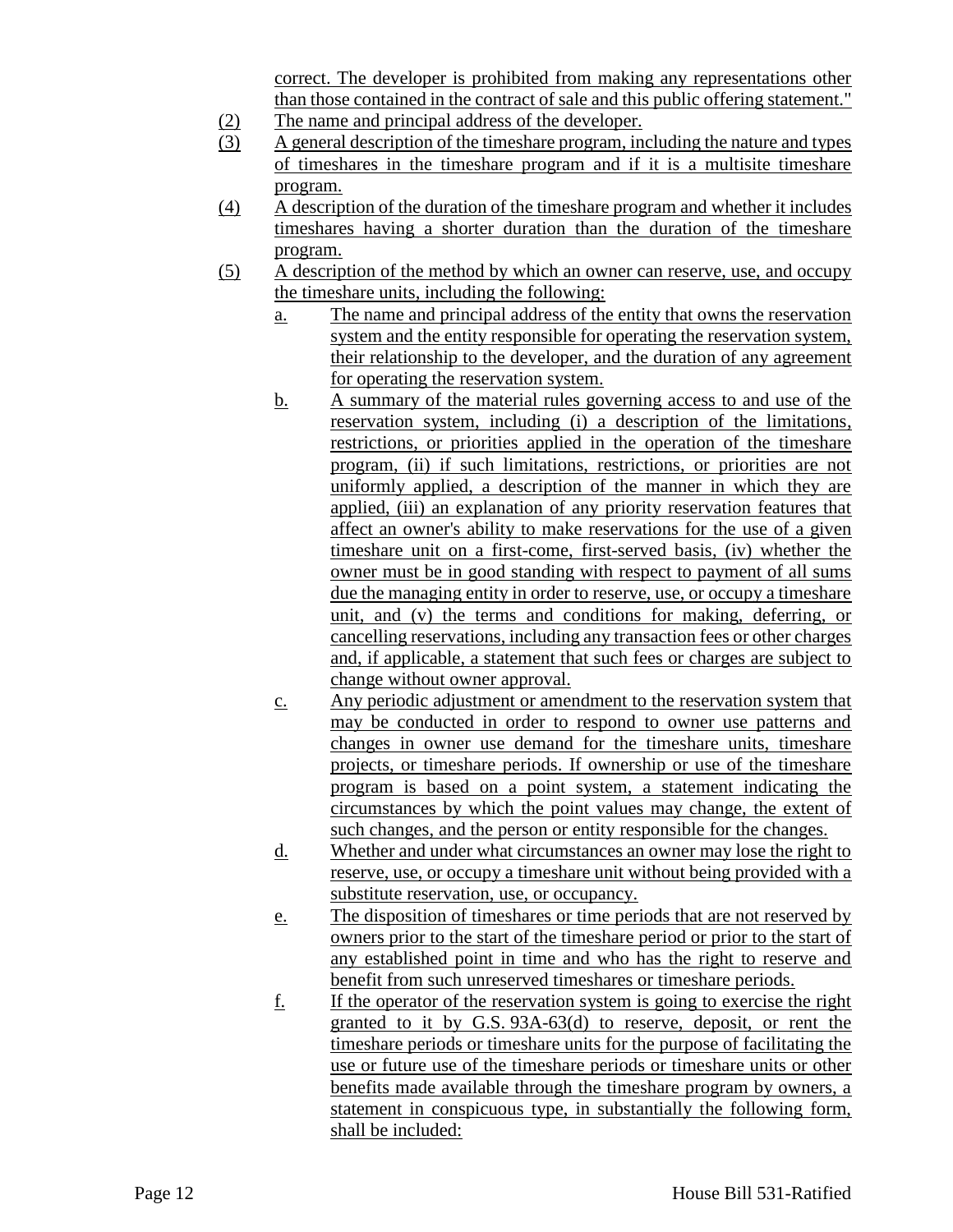correct. The developer is prohibited from making any representations other than those contained in the contract of sale and this public offering statement."

(2) The name and principal address of the developer.

(3) A general description of the timeshare program, including the nature and types of timeshares in the timeshare program and if it is a multisite timeshare program.

(4) A description of the duration of the timeshare program and whether it includes timeshares having a shorter duration than the duration of the timeshare program.

(5) A description of the method by which an owner can reserve, use, and occupy the timeshare units, including the following:

   a. The name and principal address of the entity that owns the reservation system and the entity responsible for operating the reservation system, their relationship to the developer, and the duration of any agreement for operating the reservation system.

   b. A summary of the material rules governing access to and use of the reservation system, including (i) a description of the limitations, restrictions, or priorities applied in the operation of the timeshare program, (ii) if such limitations, restrictions, or priorities are not uniformly applied, a description of the manner in which they are applied, (iii) an explanation of any priority reservation features that affect an owner's ability to make reservations for the use of a given timeshare unit on a first-come, first-served basis, (iv) whether the owner must be in good standing with respect to payment of all sums due the managing entity in order to reserve, use, or occupy a timeshare unit, and (v) the terms and conditions for making, deferring, or cancelling reservations, including any transaction fees or other charges and, if applicable, a statement that such fees or charges are subject to change without owner approval.

   c. Any periodic adjustment or amendment to the reservation system that may be conducted in order to respond to owner use patterns and changes in owner use demand for the timeshare units, timeshare projects, or timeshare periods. If ownership or use of the timeshare program is based on a point system, a statement indicating the circumstances by which the point values may change, the extent of such changes, and the person or entity responsible for the changes.

   d. Whether and under what circumstances an owner may lose the right to reserve, use, or occupy a timeshare unit without being provided with a substitute reservation, use, or occupancy.

   e. The disposition of timeshares or time periods that are not reserved by owners prior to the start of the timeshare period or prior to the start of any established point in time and who has the right to reserve and benefit from such unreserved timeshares or timeshare periods.

   f. If the operator of the reservation system is going to exercise the right granted to it by G.S. 93A-63(d) to reserve, deposit, or rent the timeshare periods or timeshare units for the purpose of facilitating the use or future use of the timeshare periods or timeshare units or other benefits made available through the timeshare program by owners, a statement in conspicuous type, in substantially the following form, shall be included: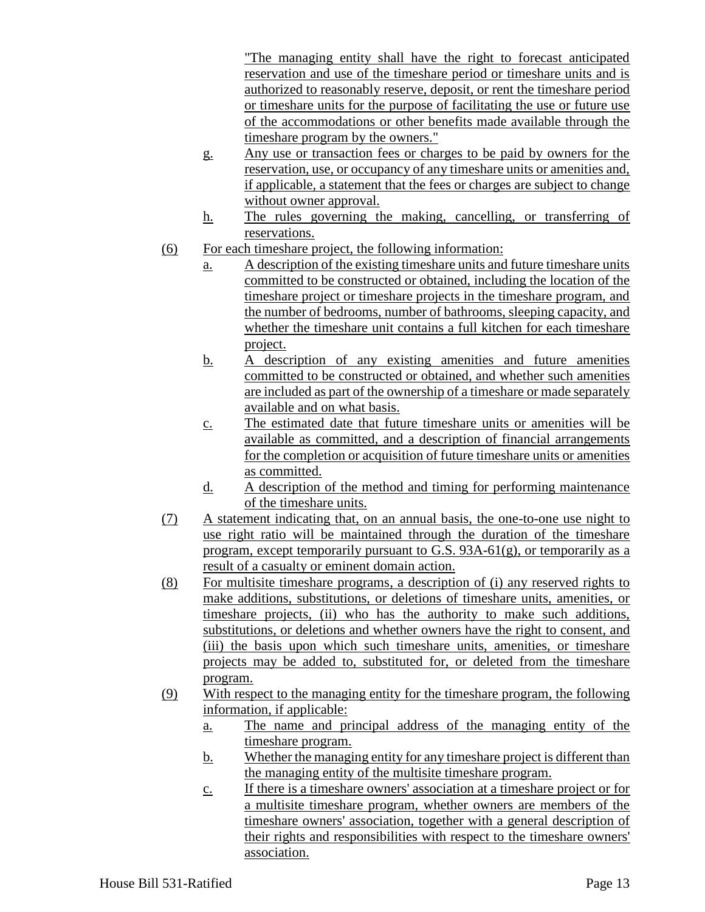"The managing entity shall have the right to forecast anticipated reservation and use of the timeshare period or timeshare units and is authorized to reasonably reserve, deposit, or rent the timeshare period or timeshare units for the purpose of facilitating the use or future use of the accommodations or other benefits made available through the timeshare program by the owners."

g. Any use or transaction fees or charges to be paid by owners for the reservation, use, or occupancy of any timeshare units or amenities and, if applicable, a statement that the fees or charges are subject to change without owner approval.

h. The rules governing the making, cancelling, or transferring of reservations.

(6) For each timeshare project, the following information:

a. A description of the existing timeshare units and future timeshare units committed to be constructed or obtained, including the location of the timeshare project or timeshare projects in the timeshare program, and the number of bedrooms, number of bathrooms, sleeping capacity, and whether the timeshare unit contains a full kitchen for each timeshare project.

b. A description of any existing amenities and future amenities committed to be constructed or obtained, and whether such amenities are included as part of the ownership of a timeshare or made separately available and on what basis.

c. The estimated date that future timeshare units or amenities will be available as committed, and a description of financial arrangements for the completion or acquisition of future timeshare units or amenities as committed.

d. A description of the method and timing for performing maintenance of the timeshare units.

(7) A statement indicating that, on an annual basis, the one-to-one use night to use right ratio will be maintained through the duration of the timeshare program, except temporarily pursuant to G.S. 93A-61(g), or temporarily as a result of a casualty or eminent domain action.

(8) For multisite timeshare programs, a description of (i) any reserved rights to make additions, substitutions, or deletions of timeshare units, amenities, or timeshare projects, (ii) who has the authority to make such additions, substitutions, or deletions and whether owners have the right to consent, and (iii) the basis upon which such timeshare units, amenities, or timeshare projects may be added to, substituted for, or deleted from the timeshare program.

(9) With respect to the managing entity for the timeshare program, the following information, if applicable:

a. The name and principal address of the managing entity of the timeshare program.

b. Whether the managing entity for any timeshare project is different than the managing entity of the multisite timeshare program.

c. If there is a timeshare owners' association at a timeshare project or for a multisite timeshare program, whether owners are members of the timeshare owners' association, together with a general description of their rights and responsibilities with respect to the timeshare owners' association.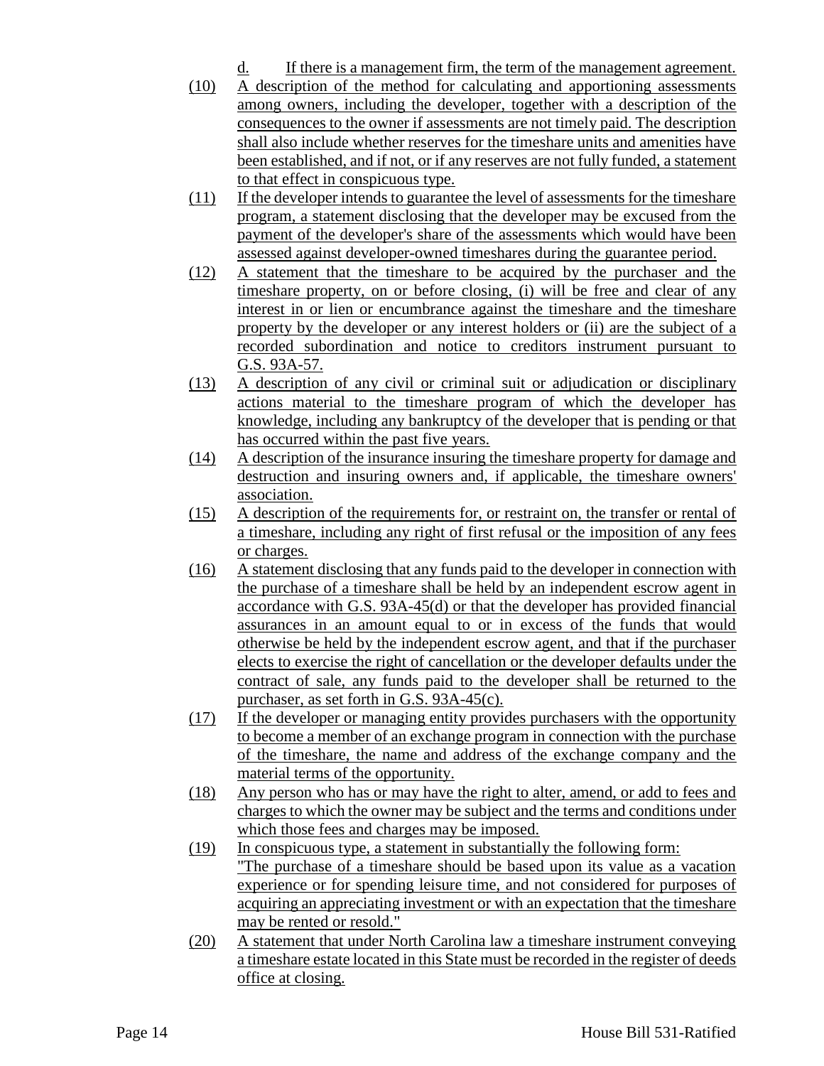d. If there is a management firm, the term of the management agreement.

(10) A description of the method for calculating and apportioning assessments among owners, including the developer, together with a description of the consequences to the owner if assessments are not timely paid. The description shall also include whether reserves for the timeshare units and amenities have been established, and if not, or if any reserves are not fully funded, a statement to that effect in conspicuous type.

(11) If the developer intends to guarantee the level of assessments for the timeshare program, a statement disclosing that the developer may be excused from the payment of the developer's share of the assessments which would have been assessed against developer-owned timeshares during the guarantee period.

(12) A statement that the timeshare to be acquired by the purchaser and the timeshare property, on or before closing, (i) will be free and clear of any interest in or lien or encumbrance against the timeshare and the timeshare property by the developer or any interest holders or (ii) are the subject of a recorded subordination and notice to creditors instrument pursuant to G.S. 93A-57.

(13) A description of any civil or criminal suit or adjudication or disciplinary actions material to the timeshare program of which the developer has knowledge, including any bankruptcy of the developer that is pending or that has occurred within the past five years.

(14) A description of the insurance insuring the timeshare property for damage and destruction and insuring owners and, if applicable, the timeshare owners' association.

(15) A description of the requirements for, or restraint on, the transfer or rental of a timeshare, including any right of first refusal or the imposition of any fees or charges.

(16) A statement disclosing that any funds paid to the developer in connection with the purchase of a timeshare shall be held by an independent escrow agent in accordance with G.S. 93A-45(d) or that the developer has provided financial assurances in an amount equal to or in excess of the funds that would otherwise be held by the independent escrow agent, and that if the purchaser elects to exercise the right of cancellation or the developer defaults under the contract of sale, any funds paid to the developer shall be returned to the purchaser, as set forth in G.S. 93A-45(c).

(17) If the developer or managing entity provides purchasers with the opportunity to become a member of an exchange program in connection with the purchase of the timeshare, the name and address of the exchange company and the material terms of the opportunity.

(18) Any person who has or may have the right to alter, amend, or add to fees and charges to which the owner may be subject and the terms and conditions under which those fees and charges may be imposed.

(19) In conspicuous type, a statement in substantially the following form:
"The purchase of a timeshare should be based upon its value as a vacation experience or for spending leisure time, and not considered for purposes of acquiring an appreciating investment or with an expectation that the timeshare may be rented or resold."

(20) A statement that under North Carolina law a timeshare instrument conveying a timeshare estate located in this State must be recorded in the register of deeds office at closing.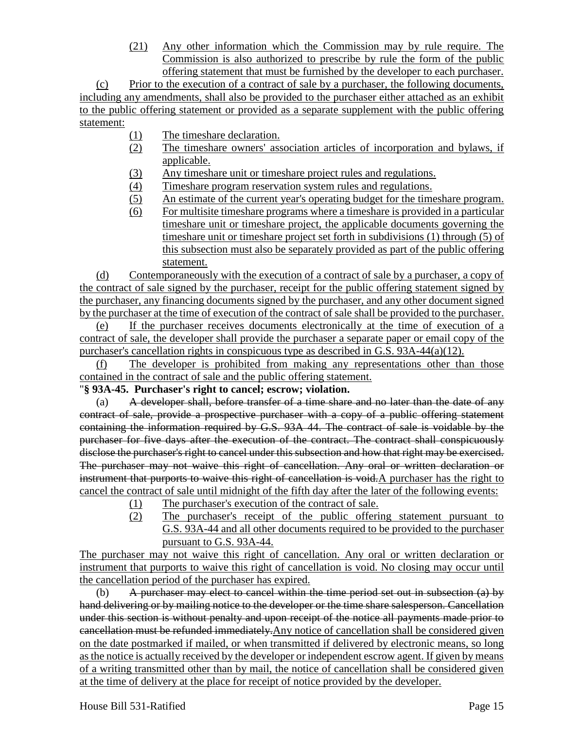(21) Any other information which the Commission may by rule require. The Commission is also authorized to prescribe by rule the form of the public offering statement that must be furnished by the developer to each purchaser.

(c) Prior to the execution of a contract of sale by a purchaser, the following documents, including any amendments, shall also be provided to the purchaser either attached as an exhibit to the public offering statement or provided as a separate supplement with the public offering statement:

(1) The timeshare declaration.

(2) The timeshare owners' association articles of incorporation and bylaws, if applicable.

(3) Any timeshare unit or timeshare project rules and regulations.

(4) Timeshare program reservation system rules and regulations.

(5) An estimate of the current year's operating budget for the timeshare program.

(6) For multisite timeshare programs where a timeshare is provided in a particular timeshare unit or timeshare project, the applicable documents governing the timeshare unit or timeshare project set forth in subdivisions (1) through (5) of this subsection must also be separately provided as part of the public offering statement.

(d) Contemporaneously with the execution of a contract of sale by a purchaser, a copy of the contract of sale signed by the purchaser, receipt for the public offering statement signed by the purchaser, any financing documents signed by the purchaser, and any other document signed by the purchaser at the time of execution of the contract of sale shall be provided to the purchaser.

(e) If the purchaser receives documents electronically at the time of execution of a contract of sale, the developer shall provide the purchaser a separate paper or email copy of the purchaser's cancellation rights in conspicuous type as described in G.S. 93A-44(a)(12).

(f) The developer is prohibited from making any representations other than those contained in the contract of sale and the public offering statement.

"**§ 93A-45. Purchaser's right to cancel; escrow; violation.**

(a) ~~A developer shall, before transfer of a time share and no later than the date of any contract of sale, provide a prospective purchaser with a copy of a public offering statement containing the information required by G.S. 93A-44. The contract of sale is voidable by the purchaser for five days after the execution of the contract. The contract shall conspicuously disclose the purchaser's right to cancel under this subsection and how that right may be exercised. The purchaser may not waive this right of cancellation. Any oral or written declaration or instrument that purports to waive this right of cancellation is void.~~A purchaser has the right to cancel the contract of sale until midnight of the fifth day after the later of the following events:

(1) The purchaser's execution of the contract of sale.

(2) The purchaser's receipt of the public offering statement pursuant to G.S. 93A-44 and all other documents required to be provided to the purchaser pursuant to G.S. 93A-44.

The purchaser may not waive this right of cancellation. Any oral or written declaration or instrument that purports to waive this right of cancellation is void. No closing may occur until the cancellation period of the purchaser has expired.

(b) ~~A purchaser may elect to cancel within the time period set out in subsection (a) by hand delivering or by mailing notice to the developer or the time share salesperson. Cancellation under this section is without penalty and upon receipt of the notice all payments made prior to cancellation must be refunded immediately.~~Any notice of cancellation shall be considered given on the date postmarked if mailed, or when transmitted if delivered by electronic means, so long as the notice is actually received by the developer or independent escrow agent. If given by means of a writing transmitted other than by mail, the notice of cancellation shall be considered given at the time of delivery at the place for receipt of notice provided by the developer.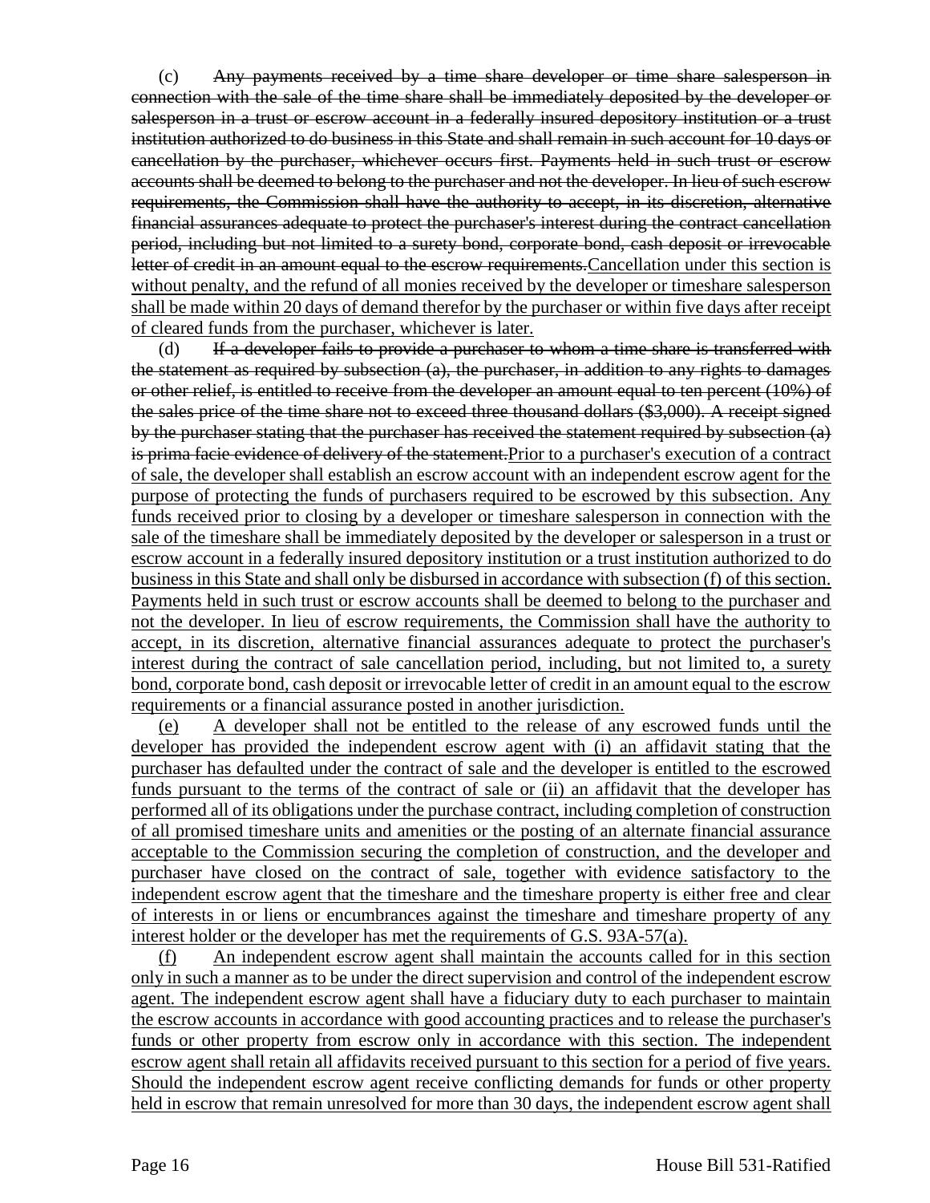(c) ~~Any payments received by a time share developer or time share salesperson in connection with the sale of the time share shall be immediately deposited by the developer or salesperson in a trust or escrow account in a federally insured depository institution or a trust institution authorized to do business in this State and shall remain in such account for 10 days or cancellation by the purchaser, whichever occurs first. Payments held in such trust or escrow accounts shall be deemed to belong to the purchaser and not the developer. In lieu of such escrow requirements, the Commission shall have the authority to accept, in its discretion, alternative financial assurances adequate to protect the purchaser's interest during the contract cancellation period, including but not limited to a surety bond, corporate bond, cash deposit or irrevocable letter of credit in an amount equal to the escrow requirements.~~<u>Cancellation under this section is without penalty, and the refund of all monies received by the developer or timeshare salesperson shall be made within 20 days of demand therefor by the purchaser or within five days after receipt of cleared funds from the purchaser, whichever is later.</u>

(d) ~~If a developer fails to provide a purchaser to whom a time share is transferred with the statement as required by subsection (a), the purchaser, in addition to any rights to damages or other relief, is entitled to receive from the developer an amount equal to ten percent (10%) of the sales price of the time share not to exceed three thousand dollars ($3,000). A receipt signed by the purchaser stating that the purchaser has received the statement required by subsection (a) is prima facie evidence of delivery of the statement.~~<u>Prior to a purchaser's execution of a contract of sale, the developer shall establish an escrow account with an independent escrow agent for the purpose of protecting the funds of purchasers required to be escrowed by this subsection. Any funds received prior to closing by a developer or timeshare salesperson in connection with the sale of the timeshare shall be immediately deposited by the developer or salesperson in a trust or escrow account in a federally insured depository institution or a trust institution authorized to do business in this State and shall only be disbursed in accordance with subsection (f) of this section. Payments held in such trust or escrow accounts shall be deemed to belong to the purchaser and not the developer. In lieu of escrow requirements, the Commission shall have the authority to accept, in its discretion, alternative financial assurances adequate to protect the purchaser's interest during the contract of sale cancellation period, including, but not limited to, a surety bond, corporate bond, cash deposit or irrevocable letter of credit in an amount equal to the escrow requirements or a financial assurance posted in another jurisdiction.</u>

<u>(e) A developer shall not be entitled to the release of any escrowed funds until the developer has provided the independent escrow agent with (i) an affidavit stating that the purchaser has defaulted under the contract of sale and the developer is entitled to the escrowed funds pursuant to the terms of the contract of sale or (ii) an affidavit that the developer has performed all of its obligations under the purchase contract, including completion of construction of all promised timeshare units and amenities or the posting of an alternate financial assurance acceptable to the Commission securing the completion of construction, and the developer and purchaser have closed on the contract of sale, together with evidence satisfactory to the independent escrow agent that the timeshare and the timeshare property is either free and clear of interests in or liens or encumbrances against the timeshare and timeshare property of any interest holder or the developer has met the requirements of G.S. 93A-57(a).</u>

<u>(f) An independent escrow agent shall maintain the accounts called for in this section only in such a manner as to be under the direct supervision and control of the independent escrow agent. The independent escrow agent shall have a fiduciary duty to each purchaser to maintain the escrow accounts in accordance with good accounting practices and to release the purchaser's funds or other property from escrow only in accordance with this section. The independent escrow agent shall retain all affidavits received pursuant to this section for a period of five years. Should the independent escrow agent receive conflicting demands for funds or other property held in escrow that remain unresolved for more than 30 days, the independent escrow agent shall</u>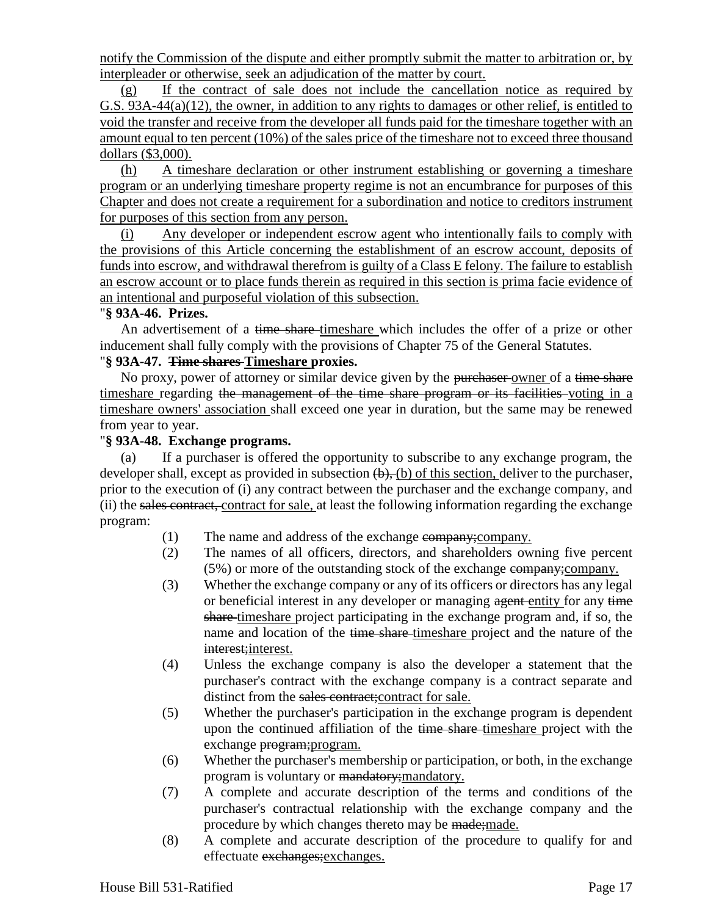notify the Commission of the dispute and either promptly submit the matter to arbitration or, by interpleader or otherwise, seek an adjudication of the matter by court.

(g) If the contract of sale does not include the cancellation notice as required by G.S. 93A-44(a)(12), the owner, in addition to any rights to damages or other relief, is entitled to void the transfer and receive from the developer all funds paid for the timeshare together with an amount equal to ten percent (10%) of the sales price of the timeshare not to exceed three thousand dollars ($3,000).

(h) A timeshare declaration or other instrument establishing or governing a timeshare program or an underlying timeshare property regime is not an encumbrance for purposes of this Chapter and does not create a requirement for a subordination and notice to creditors instrument for purposes of this section from any person.

(i) Any developer or independent escrow agent who intentionally fails to comply with the provisions of this Article concerning the establishment of an escrow account, deposits of funds into escrow, and withdrawal therefrom is guilty of a Class E felony. The failure to establish an escrow account or to place funds therein as required in this section is prima facie evidence of an intentional and purposeful violation of this subsection.

**"§ 93A-46. Prizes.**

An advertisement of a ~~time share~~ timeshare which includes the offer of a prize or other inducement shall fully comply with the provisions of Chapter 75 of the General Statutes.

**"§ 93A-47. ~~Time shares~~ Timeshare proxies.**

No proxy, power of attorney or similar device given by the ~~purchaser~~ owner of a ~~time share~~ timeshare regarding ~~the management of the time share program or its facilities~~ voting in a timeshare owners' association shall exceed one year in duration, but the same may be renewed from year to year.

**"§ 93A-48. Exchange programs.**

(a) If a purchaser is offered the opportunity to subscribe to any exchange program, the developer shall, except as provided in subsection ~~(b),~~ (b) of this section, deliver to the purchaser, prior to the execution of (i) any contract between the purchaser and the exchange company, and (ii) the ~~sales contract,~~ contract for sale, at least the following information regarding the exchange program:

(1) The name and address of the exchange ~~company;~~company.

(2) The names of all officers, directors, and shareholders owning five percent (5%) or more of the outstanding stock of the exchange ~~company;~~company.

(3) Whether the exchange company or any of its officers or directors has any legal or beneficial interest in any developer or managing ~~agent~~ entity for any ~~time share~~ timeshare project participating in the exchange program and, if so, the name and location of the ~~time share~~ timeshare project and the nature of the ~~interest;~~interest.

(4) Unless the exchange company is also the developer a statement that the purchaser's contract with the exchange company is a contract separate and distinct from the ~~sales contract;~~contract for sale.

(5) Whether the purchaser's participation in the exchange program is dependent upon the continued affiliation of the ~~time share~~ timeshare project with the exchange ~~program;~~program.

(6) Whether the purchaser's membership or participation, or both, in the exchange program is voluntary or ~~mandatory;~~mandatory.

(7) A complete and accurate description of the terms and conditions of the purchaser's contractual relationship with the exchange company and the procedure by which changes thereto may be ~~made;~~made.

(8) A complete and accurate description of the procedure to qualify for and effectuate ~~exchanges;~~exchanges.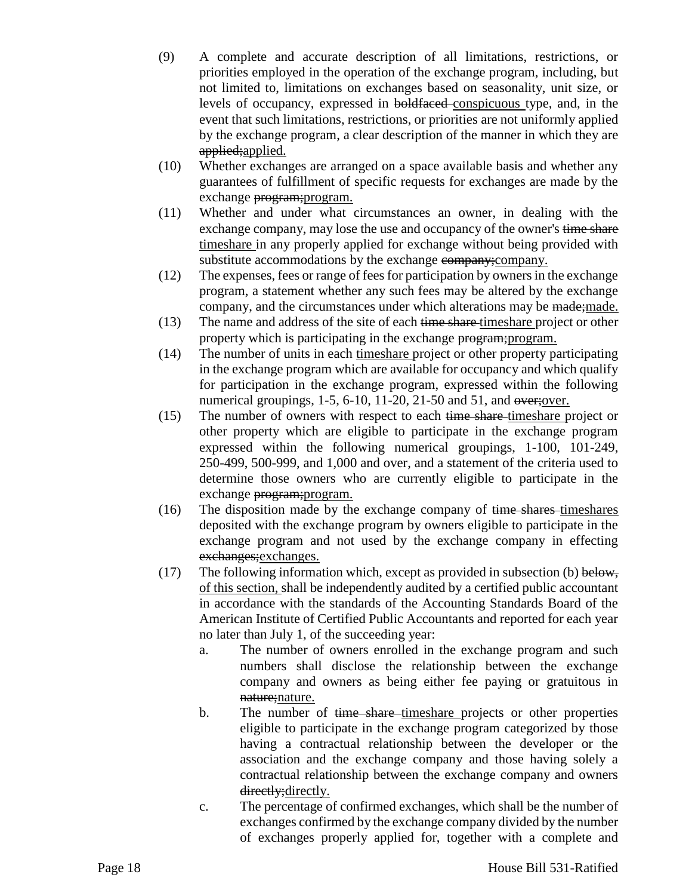(9) A complete and accurate description of all limitations, restrictions, or priorities employed in the operation of the exchange program, including, but not limited to, limitations on exchanges based on seasonality, unit size, or levels of occupancy, expressed in ~~boldfaced~~ conspicuous type, and, in the event that such limitations, restrictions, or priorities are not uniformly applied by the exchange program, a clear description of the manner in which they are ~~applied;~~applied.

(10) Whether exchanges are arranged on a space available basis and whether any guarantees of fulfillment of specific requests for exchanges are made by the exchange ~~program;~~program.

(11) Whether and under what circumstances an owner, in dealing with the exchange company, may lose the use and occupancy of the owner's ~~time share~~ timeshare in any properly applied for exchange without being provided with substitute accommodations by the exchange ~~company;~~company.

(12) The expenses, fees or range of fees for participation by owners in the exchange program, a statement whether any such fees may be altered by the exchange company, and the circumstances under which alterations may be ~~made;~~made.

(13) The name and address of the site of each ~~time share~~ timeshare project or other property which is participating in the exchange ~~program;~~program.

(14) The number of units in each timeshare project or other property participating in the exchange program which are available for occupancy and which qualify for participation in the exchange program, expressed within the following numerical groupings, 1-5, 6-10, 11-20, 21-50 and 51, and ~~over;~~over.

(15) The number of owners with respect to each ~~time share~~ timeshare project or other property which are eligible to participate in the exchange program expressed within the following numerical groupings, 1-100, 101-249, 250-499, 500-999, and 1,000 and over, and a statement of the criteria used to determine those owners who are currently eligible to participate in the exchange ~~program;~~program.

(16) The disposition made by the exchange company of ~~time shares~~ timeshares deposited with the exchange program by owners eligible to participate in the exchange program and not used by the exchange company in effecting ~~exchanges;~~exchanges.

(17) The following information which, except as provided in subsection (b) ~~below,~~ of this section, shall be independently audited by a certified public accountant in accordance with the standards of the Accounting Standards Board of the American Institute of Certified Public Accountants and reported for each year no later than July 1, of the succeeding year:

   a. The number of owners enrolled in the exchange program and such numbers shall disclose the relationship between the exchange company and owners as being either fee paying or gratuitous in ~~nature;~~nature.

   b. The number of ~~time share~~ timeshare projects or other properties eligible to participate in the exchange program categorized by those having a contractual relationship between the developer or the association and the exchange company and those having solely a contractual relationship between the exchange company and owners ~~directly;~~directly.

   c. The percentage of confirmed exchanges, which shall be the number of exchanges confirmed by the exchange company divided by the number of exchanges properly applied for, together with a complete and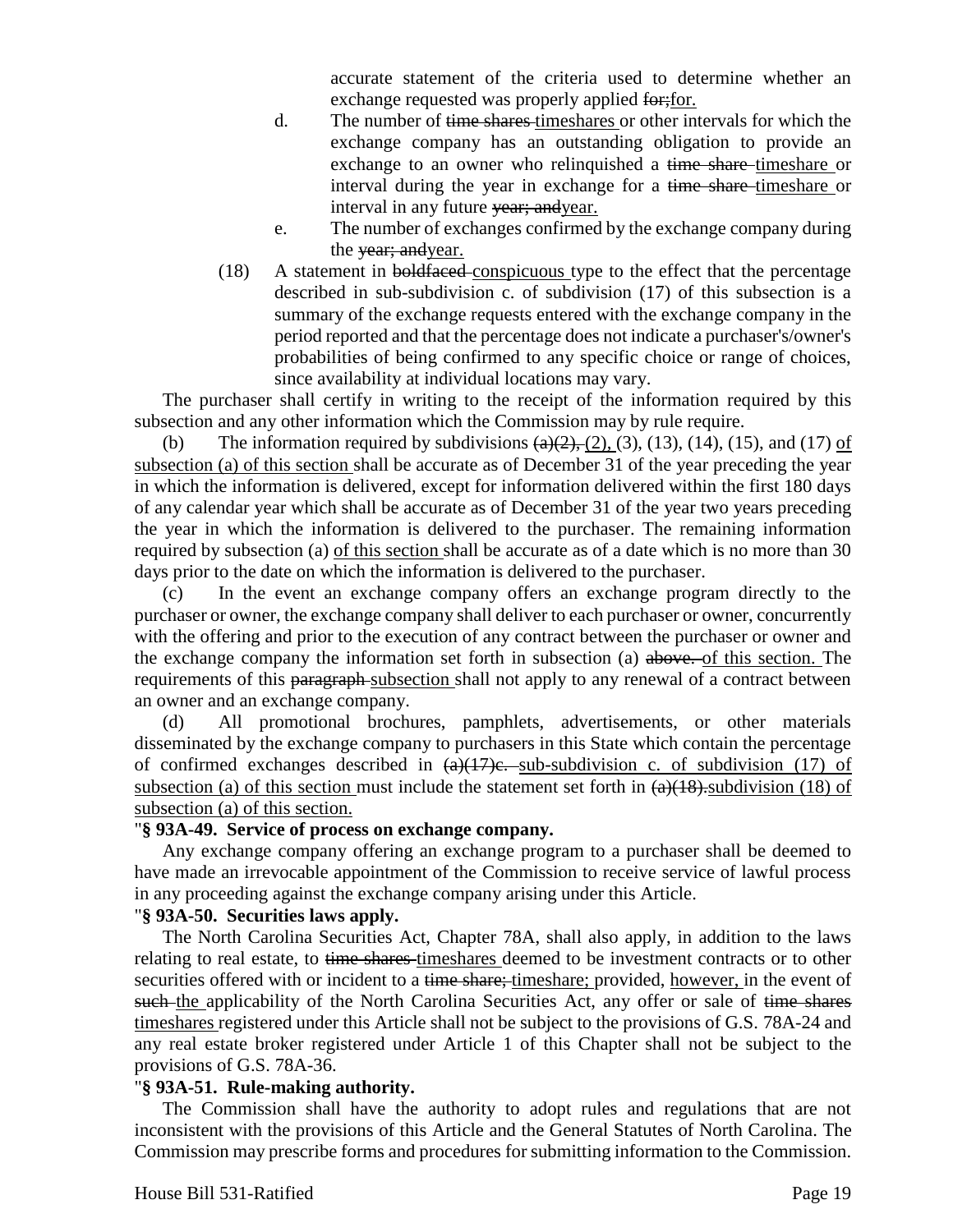accurate statement of the criteria used to determine whether an exchange requested was properly applied ~~for;~~for.

d. The number of ~~time shares~~ timeshares or other intervals for which the exchange company has an outstanding obligation to provide an exchange to an owner who relinquished a ~~time share~~ timeshare or interval during the year in exchange for a ~~time share~~ timeshare or interval in any future ~~year; and~~year.

e. The number of exchanges confirmed by the exchange company during the ~~year; and~~year.

(18) A statement in ~~boldfaced~~ conspicuous type to the effect that the percentage described in sub-subdivision c. of subdivision (17) of this subsection is a summary of the exchange requests entered with the exchange company in the period reported and that the percentage does not indicate a purchaser's/owner's probabilities of being confirmed to any specific choice or range of choices, since availability at individual locations may vary.

The purchaser shall certify in writing to the receipt of the information required by this subsection and any other information which the Commission may by rule require.

(b) The information required by subdivisions ~~(a)(2),~~ (2), (3), (13), (14), (15), and (17) of subsection (a) of this section shall be accurate as of December 31 of the year preceding the year in which the information is delivered, except for information delivered within the first 180 days of any calendar year which shall be accurate as of December 31 of the year two years preceding the year in which the information is delivered to the purchaser. The remaining information required by subsection (a) of this section shall be accurate as of a date which is no more than 30 days prior to the date on which the information is delivered to the purchaser.

(c) In the event an exchange company offers an exchange program directly to the purchaser or owner, the exchange company shall deliver to each purchaser or owner, concurrently with the offering and prior to the execution of any contract between the purchaser or owner and the exchange company the information set forth in subsection (a) ~~above.~~ of this section. The requirements of this ~~paragraph~~ subsection shall not apply to any renewal of a contract between an owner and an exchange company.

(d) All promotional brochures, pamphlets, advertisements, or other materials disseminated by the exchange company to purchasers in this State which contain the percentage of confirmed exchanges described in ~~(a)(17)c.~~ sub-subdivision c. of subdivision (17) of subsection (a) of this section must include the statement set forth in ~~(a)(18).~~subdivision (18) of subsection (a) of this section.

"**§ 93A-49. Service of process on exchange company.**

Any exchange company offering an exchange program to a purchaser shall be deemed to have made an irrevocable appointment of the Commission to receive service of lawful process in any proceeding against the exchange company arising under this Article.

"**§ 93A-50. Securities laws apply.**

The North Carolina Securities Act, Chapter 78A, shall also apply, in addition to the laws relating to real estate, to ~~time shares~~ timeshares deemed to be investment contracts or to other securities offered with or incident to a ~~time share;~~ timeshare; provided, however, in the event of ~~such~~ the applicability of the North Carolina Securities Act, any offer or sale of ~~time shares~~ timeshares registered under this Article shall not be subject to the provisions of G.S. 78A-24 and any real estate broker registered under Article 1 of this Chapter shall not be subject to the provisions of G.S. 78A-36.

"**§ 93A-51. Rule-making authority.**

The Commission shall have the authority to adopt rules and regulations that are not inconsistent with the provisions of this Article and the General Statutes of North Carolina. The Commission may prescribe forms and procedures for submitting information to the Commission.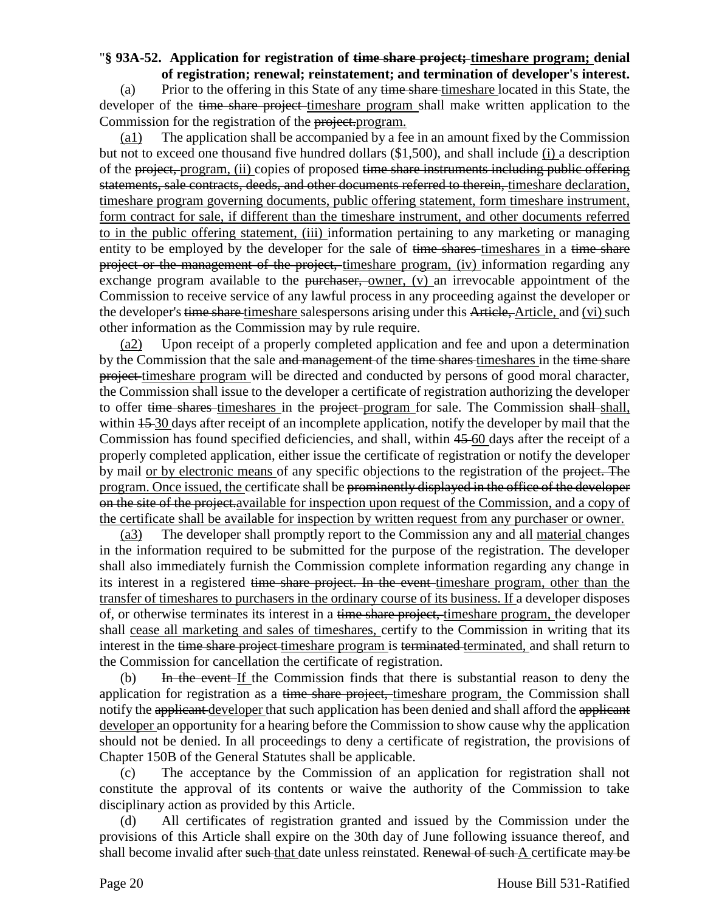"**§ 93A-52. Application for registration of ~~time share project;~~ <u>timeshare program;</u> denial of registration; renewal; reinstatement; and termination of developer's interest.**

(a) Prior to the offering in this State of any ~~time share~~ <u>timeshare</u> located in this State, the developer of the ~~time share project~~ <u>timeshare program</u> shall make written application to the Commission for the registration of the ~~project.~~<u>program.</u>

<u>(a1)</u> The application shall be accompanied by a fee in an amount fixed by the Commission but not to exceed one thousand five hundred dollars ($1,500), and shall include <u>(i)</u> a description of the ~~project,~~ <u>program, (ii)</u> copies of proposed ~~time share instruments including public offering statements, sale contracts, deeds, and other documents referred to therein,~~ <u>timeshare declaration, timeshare program governing documents, public offering statement, form timeshare instrument, form contract for sale, if different than the timeshare instrument, and other documents referred to in the public offering statement, (iii)</u> information pertaining to any marketing or managing entity to be employed by the developer for the sale of ~~time shares~~ <u>timeshares</u> in a ~~time share project or the management of the project,~~ <u>timeshare program, (iv)</u> information regarding any exchange program available to the ~~purchaser,~~ <u>owner, (v)</u> an irrevocable appointment of the Commission to receive service of any lawful process in any proceeding against the developer or the developer's ~~time share~~ <u>timeshare</u> salespersons arising under this ~~Article,~~ <u>Article,</u> and <u>(vi)</u> such other information as the Commission may by rule require.

<u>(a2)</u> Upon receipt of a properly completed application and fee and upon a determination by the Commission that the sale ~~and management~~ of the ~~time shares~~ <u>timeshares</u> in the ~~time share project~~ <u>timeshare program</u> will be directed and conducted by persons of good moral character, the Commission shall issue to the developer a certificate of registration authorizing the developer to offer ~~time shares~~ <u>timeshares</u> in the ~~project~~ <u>program</u> for sale. The Commission ~~shall~~ <u>shall,</u> within ~~15~~ <u>30</u> days after receipt of an incomplete application, notify the developer by mail that the Commission has found specified deficiencies, and shall, within ~~45~~ <u>60</u> days after the receipt of a properly completed application, either issue the certificate of registration or notify the developer by mail <u>or by electronic means</u> of any specific objections to the registration of the ~~project. The~~ <u>program. Once issued, the</u> certificate shall be ~~prominently displayed in the office of the developer on the site of the project.~~<u>available for inspection upon request of the Commission, and a copy of the certificate shall be available for inspection by written request from any purchaser or owner.</u>

<u>(a3)</u> The developer shall promptly report to the Commission any and all <u>material</u> changes in the information required to be submitted for the purpose of the registration. The developer shall also immediately furnish the Commission complete information regarding any change in its interest in a registered ~~time share project. In the event~~ <u>timeshare program, other than the transfer of timeshares to purchasers in the ordinary course of its business. If</u> a developer disposes of, or otherwise terminates its interest in a ~~time share project,~~ <u>timeshare program,</u> the developer shall <u>cease all marketing and sales of timeshares,</u> certify to the Commission in writing that its interest in the ~~time share project~~ <u>timeshare program</u> is ~~terminated~~ <u>terminated,</u> and shall return to the Commission for cancellation the certificate of registration.

(b) ~~In the event~~ <u>If</u> the Commission finds that there is substantial reason to deny the application for registration as a ~~time share project,~~ <u>timeshare program,</u> the Commission shall notify the ~~applicant~~ <u>developer</u> that such application has been denied and shall afford the ~~applicant~~ <u>developer</u> an opportunity for a hearing before the Commission to show cause why the application should not be denied. In all proceedings to deny a certificate of registration, the provisions of Chapter 150B of the General Statutes shall be applicable.

(c) The acceptance by the Commission of an application for registration shall not constitute the approval of its contents or waive the authority of the Commission to take disciplinary action as provided by this Article.

(d) All certificates of registration granted and issued by the Commission under the provisions of this Article shall expire on the 30th day of June following issuance thereof, and shall become invalid after ~~such~~ <u>that</u> date unless reinstated. ~~Renewal of such~~ <u>A</u> certificate ~~may be~~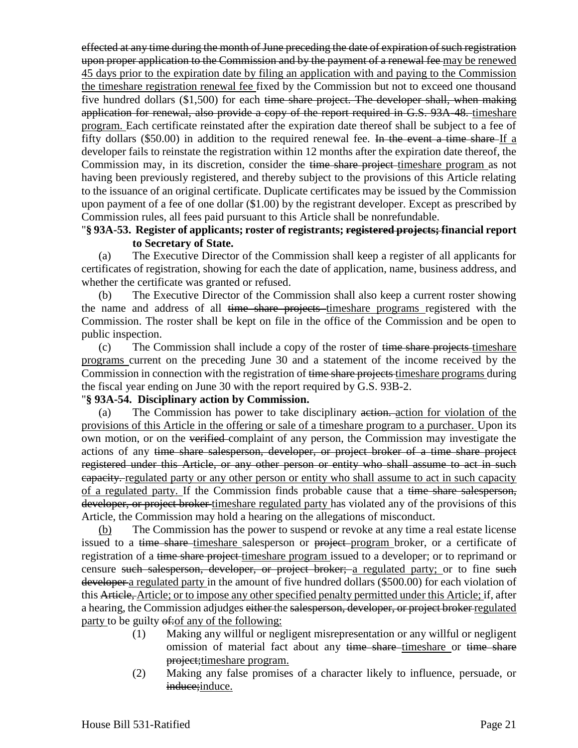~~effected at any time during the month of June preceding the date of expiration of such registration upon proper application to the Commission and by the payment of a renewal fee~~ <u>may be renewed 45 days prior to the expiration date by filing an application with and paying to the Commission the timeshare registration renewal fee</u> fixed by the Commission but not to exceed one thousand five hundred dollars ($1,500) for each ~~time share project. The developer shall, when making application for renewal, also provide a copy of the report required in G.S. 93A-48.~~ <u>timeshare program.</u> Each certificate reinstated after the expiration date thereof shall be subject to a fee of fifty dollars ($50.00) in addition to the required renewal fee. ~~In the event a time share~~ <u>If a</u> developer fails to reinstate the registration within 12 months after the expiration date thereof, the Commission may, in its discretion, consider the ~~time share project~~ <u>timeshare program</u> as not having been previously registered, and thereby subject to the provisions of this Article relating to the issuance of an original certificate. Duplicate certificates may be issued by the Commission upon payment of a fee of one dollar ($1.00) by the registrant developer. Except as prescribed by Commission rules, all fees paid pursuant to this Article shall be nonrefundable.

**"§ 93A-53. Register of applicants; roster of registrants; ~~registered projects;~~ financial report to Secretary of State.**

(a) The Executive Director of the Commission shall keep a register of all applicants for certificates of registration, showing for each the date of application, name, business address, and whether the certificate was granted or refused.

(b) The Executive Director of the Commission shall also keep a current roster showing the name and address of all ~~time share projects~~ <u>timeshare programs</u> registered with the Commission. The roster shall be kept on file in the office of the Commission and be open to public inspection.

(c) The Commission shall include a copy of the roster of ~~time share projects~~ <u>timeshare programs</u> current on the preceding June 30 and a statement of the income received by the Commission in connection with the registration of ~~time share projects~~ <u>timeshare programs</u> during the fiscal year ending on June 30 with the report required by G.S. 93B-2.

**"§ 93A-54. Disciplinary action by Commission.**

(a) The Commission has power to take disciplinary ~~action.~~ <u>action for violation of the provisions of this Article in the offering or sale of a timeshare program to a purchaser.</u> Upon its own motion, or on the ~~verified~~ complaint of any person, the Commission may investigate the actions of any ~~time share salesperson, developer, or project broker of a time share project registered under this Article, or any other person or entity who shall assume to act in such capacity.~~ <u>regulated party or any other person or entity who shall assume to act in such capacity of a regulated party.</u> If the Commission finds probable cause that a ~~time share salesperson, developer, or project broker~~ <u>timeshare regulated party</u> has violated any of the provisions of this Article, the Commission may hold a hearing on the allegations of misconduct.

<u>(b)</u> The Commission has the power to suspend or revoke at any time a real estate license issued to a ~~time share~~ <u>timeshare</u> salesperson or ~~project~~ <u>program</u> broker, or a certificate of registration of a ~~time share project~~ <u>timeshare program</u> issued to a developer; or to reprimand or censure ~~such salesperson, developer, or project broker;~~ <u>a regulated party;</u> or to fine ~~such developer~~ <u>a regulated party</u> in the amount of five hundred dollars ($500.00) for each violation of this ~~Article,~~ <u>Article; or to impose any other specified penalty permitted under this Article;</u> if, after a hearing, the Commission adjudges ~~either~~ the ~~salesperson, developer, or project broker~~ <u>regulated party</u> to be guilty ~~of:~~<u>of any of the following:</u>

(1) Making any willful or negligent misrepresentation or any willful or negligent omission of material fact about any ~~time share~~ <u>timeshare</u> or ~~time share project;~~<u>timeshare program.</u>

(2) Making any false promises of a character likely to influence, persuade, or ~~induce;~~<u>induce.</u>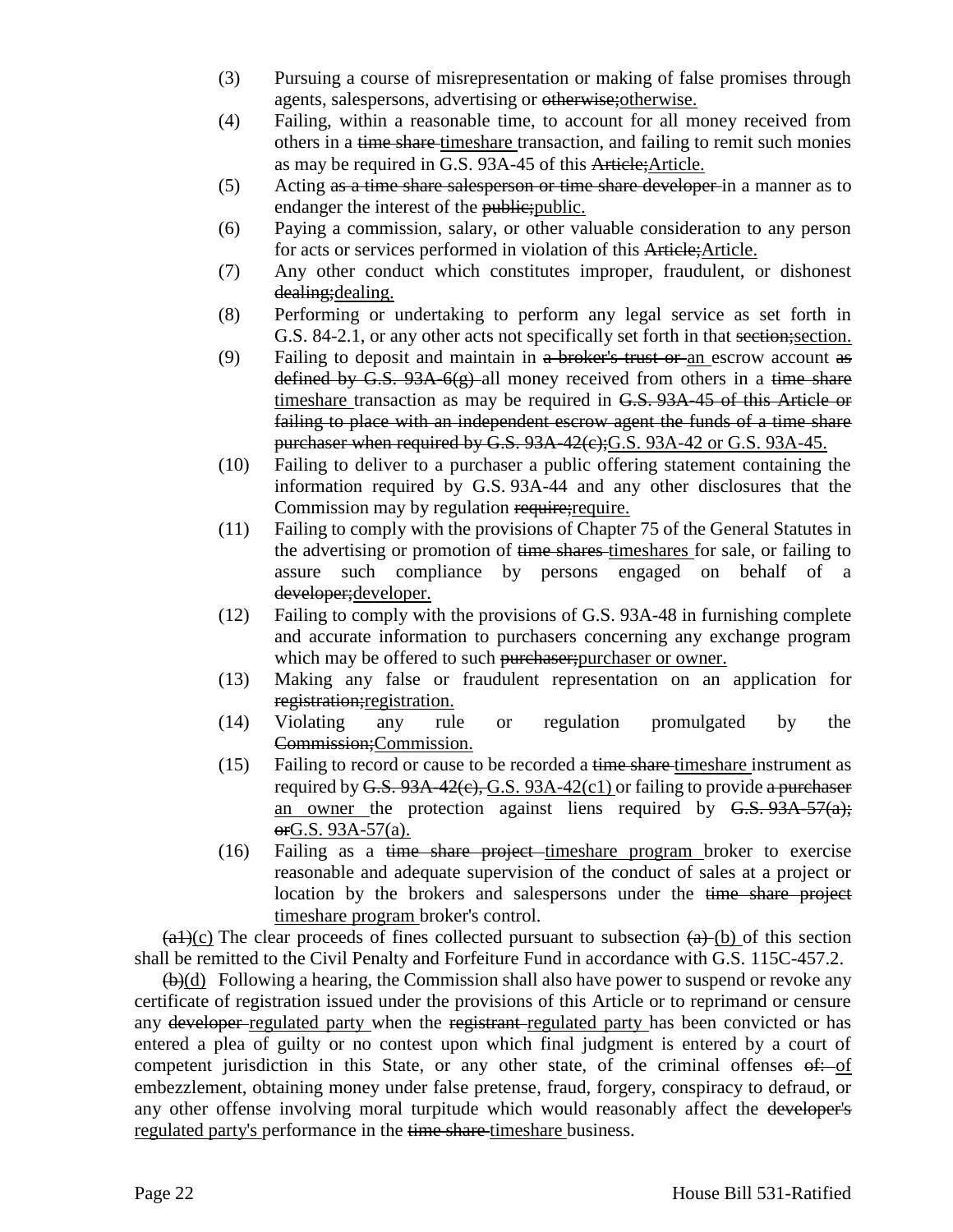(3) Pursuing a course of misrepresentation or making of false promises through agents, salespersons, advertising or ~~otherwise;~~<u>otherwise.</u>

(4) Failing, within a reasonable time, to account for all money received from others in a ~~time share~~ <u>timeshare</u> transaction, and failing to remit such monies as may be required in G.S. 93A-45 of this ~~Article;~~<u>Article.</u>

(5) Acting ~~as a time share salesperson or time share developer~~ in a manner as to endanger the interest of the ~~public;~~<u>public.</u>

(6) Paying a commission, salary, or other valuable consideration to any person for acts or services performed in violation of this ~~Article;~~<u>Article.</u>

(7) Any other conduct which constitutes improper, fraudulent, or dishonest ~~dealing;~~<u>dealing.</u>

(8) Performing or undertaking to perform any legal service as set forth in G.S. 84-2.1, or any other acts not specifically set forth in that ~~section;~~<u>section.</u>

(9) Failing to deposit and maintain in ~~a broker's trust or~~ <u>an</u> escrow account ~~as defined by G.S. 93A-6(g)~~ all money received from others in a ~~time share~~ <u>timeshare</u> transaction as may be required in ~~G.S. 93A-45 of this Article or failing to place with an independent escrow agent the funds of a time share purchaser when required by G.S. 93A-42(c);~~<u>G.S. 93A-42 or G.S. 93A-45.</u>

(10) Failing to deliver to a purchaser a public offering statement containing the information required by G.S. 93A-44 and any other disclosures that the Commission may by regulation ~~require;~~<u>require.</u>

(11) Failing to comply with the provisions of Chapter 75 of the General Statutes in the advertising or promotion of ~~time shares~~ <u>timeshares</u> for sale, or failing to assure such compliance by persons engaged on behalf of a ~~developer;~~<u>developer.</u>

(12) Failing to comply with the provisions of G.S. 93A-48 in furnishing complete and accurate information to purchasers concerning any exchange program which may be offered to such ~~purchaser;~~<u>purchaser or owner.</u>

(13) Making any false or fraudulent representation on an application for ~~registration;~~<u>registration.</u>

(14) Violating any rule or regulation promulgated by the ~~Commission;~~<u>Commission.</u>

(15) Failing to record or cause to be recorded a ~~time share~~ <u>timeshare</u> instrument as required by ~~G.S. 93A-42(c),~~ <u>G.S. 93A-42(c1)</u> or failing to provide ~~a purchaser~~ <u>an owner</u> the protection against liens required by ~~G.S. 93A-57(a); or~~<u>G.S. 93A-57(a).</u>

(16) Failing as a ~~time share project~~ <u>timeshare program</u> broker to exercise reasonable and adequate supervision of the conduct of sales at a project or location by the brokers and salespersons under the ~~time share project~~ <u>timeshare program</u> broker's control.

~~(a1)~~<u>(c)</u> The clear proceeds of fines collected pursuant to subsection ~~(a)~~ <u>(b)</u> of this section shall be remitted to the Civil Penalty and Forfeiture Fund in accordance with G.S. 115C-457.2.

~~(b)~~<u>(d)</u> Following a hearing, the Commission shall also have power to suspend or revoke any certificate of registration issued under the provisions of this Article or to reprimand or censure any ~~developer~~ <u>regulated party</u> when the ~~registrant~~ <u>regulated party</u> has been convicted or has entered a plea of guilty or no contest upon which final judgment is entered by a court of competent jurisdiction in this State, or any other state, of the criminal offenses ~~of:~~ <u>of</u> embezzlement, obtaining money under false pretense, fraud, forgery, conspiracy to defraud, or any other offense involving moral turpitude which would reasonably affect the ~~developer's~~ <u>regulated party's</u> performance in the ~~time share~~ <u>timeshare</u> business.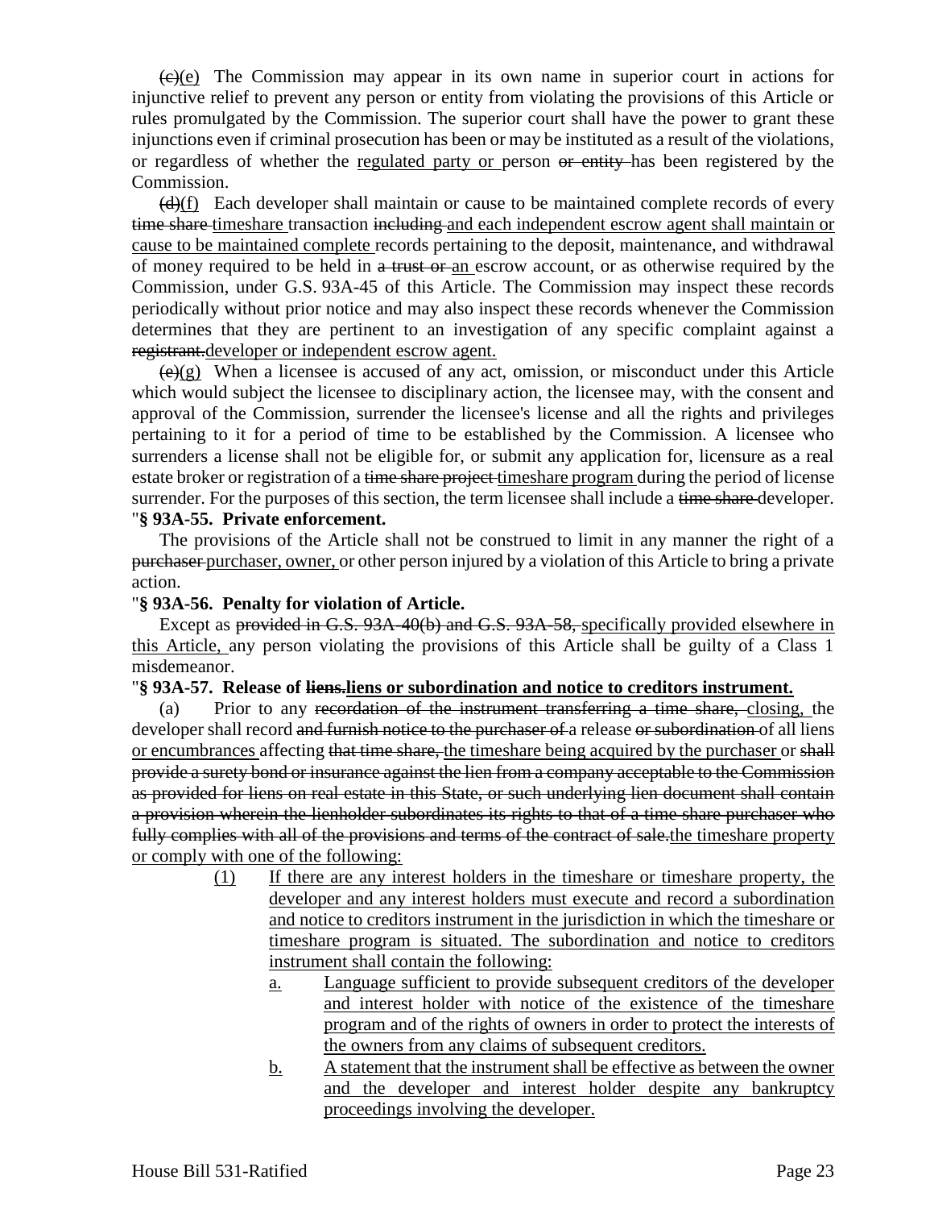~~(c)~~<u>(e)</u> The Commission may appear in its own name in superior court in actions for injunctive relief to prevent any person or entity from violating the provisions of this Article or rules promulgated by the Commission. The superior court shall have the power to grant these injunctions even if criminal prosecution has been or may be instituted as a result of the violations, or regardless of whether the <u>regulated party or</u> person ~~or entity~~ has been registered by the Commission.

~~(d)~~<u>(f)</u> Each developer shall maintain or cause to be maintained complete records of every ~~time share~~ <u>timeshare</u> transaction ~~including~~ <u>and each independent escrow agent shall maintain or cause to be maintained complete</u> records pertaining to the deposit, maintenance, and withdrawal of money required to be held in ~~a trust or~~ <u>an</u> escrow account, or as otherwise required by the Commission, under G.S. 93A-45 of this Article. The Commission may inspect these records periodically without prior notice and may also inspect these records whenever the Commission determines that they are pertinent to an investigation of any specific complaint against a ~~registrant.~~<u>developer or independent escrow agent.</u>

~~(e)~~<u>(g)</u> When a licensee is accused of any act, omission, or misconduct under this Article which would subject the licensee to disciplinary action, the licensee may, with the consent and approval of the Commission, surrender the licensee's license and all the rights and privileges pertaining to it for a period of time to be established by the Commission. A licensee who surrenders a license shall not be eligible for, or submit any application for, licensure as a real estate broker or registration of a ~~time share project~~ <u>timeshare program</u> during the period of license surrender. For the purposes of this section, the term licensee shall include a ~~time share~~ developer.

"**§ 93A-55. Private enforcement.**

The provisions of the Article shall not be construed to limit in any manner the right of a ~~purchaser~~ <u>purchaser, owner,</u> or other person injured by a violation of this Article to bring a private action.

"**§ 93A-56. Penalty for violation of Article.**

Except as ~~provided in G.S. 93A-40(b) and G.S. 93A-58,~~ <u>specifically provided elsewhere in this Article,</u> any person violating the provisions of this Article shall be guilty of a Class 1 misdemeanor.

"**§ 93A-57. Release of ~~liens.~~<u>liens or subordination and notice to creditors instrument.</u>**

(a) Prior to any ~~recordation of the instrument transferring a time share,~~ <u>closing,</u> the developer shall record ~~and furnish notice to the purchaser of~~ a release ~~or subordination~~ of all liens <u>or encumbrances</u> affecting ~~that time share,~~ <u>the timeshare being acquired by the purchaser</u> or ~~shall provide a surety bond or insurance against the lien from a company acceptable to the Commission as provided for liens on real estate in this State, or such underlying lien document shall contain a provision wherein the lienholder subordinates its rights to that of a time share purchaser who fully complies with all of the provisions and terms of the contract of sale.~~<u>the timeshare property or comply with one of the following:</u>

<u>(1) If there are any interest holders in the timeshare or timeshare property, the developer and any interest holders must execute and record a subordination and notice to creditors instrument in the jurisdiction in which the timeshare or timeshare program is situated. The subordination and notice to creditors instrument shall contain the following:</u>

<u>a. Language sufficient to provide subsequent creditors of the developer and interest holder with notice of the existence of the timeshare program and of the rights of owners in order to protect the interests of the owners from any claims of subsequent creditors.</u>

<u>b. A statement that the instrument shall be effective as between the owner and the developer and interest holder despite any bankruptcy proceedings involving the developer.</u>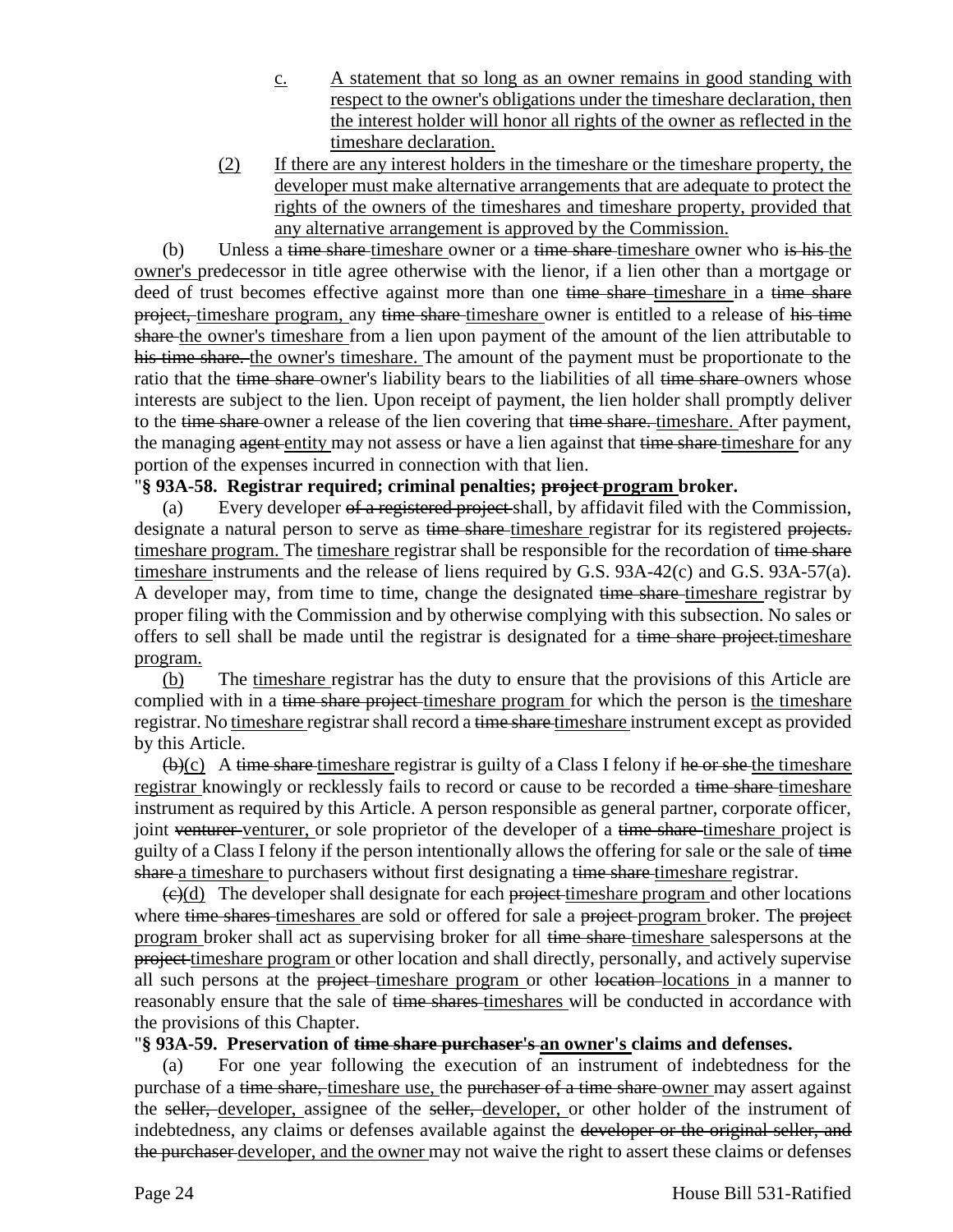<u>c.</u> <u>A statement that so long as an owner remains in good standing with respect to the owner's obligations under the timeshare declaration, then the interest holder will honor all rights of the owner as reflected in the timeshare declaration.</u>

<u>(2)</u> <u>If there are any interest holders in the timeshare or the timeshare property, the developer must make alternative arrangements that are adequate to protect the rights of the owners of the timeshares and timeshare property, provided that any alternative arrangement is approved by the Commission.</u>

(b) Unless a ~~time share~~ <u>timeshare</u> owner or a ~~time share~~ <u>timeshare</u> owner who ~~is his~~ <u>the owner's</u> predecessor in title agree otherwise with the lienor, if a lien other than a mortgage or deed of trust becomes effective against more than one ~~time share~~ <u>timeshare</u> in a ~~time share project,~~ <u>timeshare program,</u> any ~~time share~~ <u>timeshare</u> owner is entitled to a release of ~~his time share~~ <u>the owner's timeshare</u> from a lien upon payment of the amount of the lien attributable to ~~his time share.~~ <u>the owner's timeshare.</u> The amount of the payment must be proportionate to the ratio that the ~~time share~~ owner's liability bears to the liabilities of all ~~time share~~ owners whose interests are subject to the lien. Upon receipt of payment, the lien holder shall promptly deliver to the ~~time share~~ owner a release of the lien covering that ~~time share.~~ <u>timeshare.</u> After payment, the managing ~~agent~~ <u>entity</u> may not assess or have a lien against that ~~time share~~ <u>timeshare</u> for any portion of the expenses incurred in connection with that lien.

**"§ 93A-58. Registrar required; criminal penalties; ~~project~~ <u>program</u> broker.**

(a) Every developer ~~of a registered project~~ shall, by affidavit filed with the Commission, designate a natural person to serve as ~~time share~~ <u>timeshare</u> registrar for its registered ~~projects.~~ <u>timeshare program.</u> The <u>timeshare</u> registrar shall be responsible for the recordation of ~~time share~~ <u>timeshare</u> instruments and the release of liens required by G.S. 93A-42(c) and G.S. 93A-57(a). A developer may, from time to time, change the designated ~~time share~~ <u>timeshare</u> registrar by proper filing with the Commission and by otherwise complying with this subsection. No sales or offers to sell shall be made until the registrar is designated for a ~~time share project.~~<u>timeshare program.</u>

<u>(b)</u> The <u>timeshare</u> registrar has the duty to ensure that the provisions of this Article are complied with in a ~~time share project~~ <u>timeshare program</u> for which the person is <u>the timeshare</u> registrar. No <u>timeshare</u> registrar shall record a ~~time share~~ <u>timeshare</u> instrument except as provided by this Article.

~~(b)~~<u>(c)</u> A ~~time share~~ <u>timeshare</u> registrar is guilty of a Class I felony if ~~he or she~~ <u>the timeshare registrar</u> knowingly or recklessly fails to record or cause to be recorded a ~~time share~~ <u>timeshare</u> instrument as required by this Article. A person responsible as general partner, corporate officer, joint ~~venturer~~ <u>venturer,</u> or sole proprietor of the developer of a ~~time share~~ <u>timeshare</u> project is guilty of a Class I felony if the person intentionally allows the offering for sale or the sale of ~~time share~~ <u>a timeshare</u> to purchasers without first designating a ~~time share~~ <u>timeshare</u> registrar.

~~(c)~~<u>(d)</u> The developer shall designate for each ~~project~~ <u>timeshare program</u> and other locations where ~~time shares~~ <u>timeshares</u> are sold or offered for sale a ~~project~~ <u>program</u> broker. The ~~project~~ <u>program</u> broker shall act as supervising broker for all ~~time share~~ <u>timeshare</u> salespersons at the ~~project~~ <u>timeshare program</u> or other location and shall directly, personally, and actively supervise all such persons at the ~~project~~ <u>timeshare program</u> or other ~~location~~ <u>locations</u> in a manner to reasonably ensure that the sale of ~~time shares~~ <u>timeshares</u> will be conducted in accordance with the provisions of this Chapter.

**"§ 93A-59. Preservation of ~~time share purchaser's~~ <u>an owner's</u> claims and defenses.**

(a) For one year following the execution of an instrument of indebtedness for the purchase of a ~~time share,~~ <u>timeshare use,</u> the ~~purchaser of a time share~~ <u>owner</u> may assert against the ~~seller,~~ <u>developer,</u> assignee of the ~~seller,~~ <u>developer,</u> or other holder of the instrument of indebtedness, any claims or defenses available against the ~~developer or the original seller, and the purchaser~~ <u>developer, and the owner</u> may not waive the right to assert these claims or defenses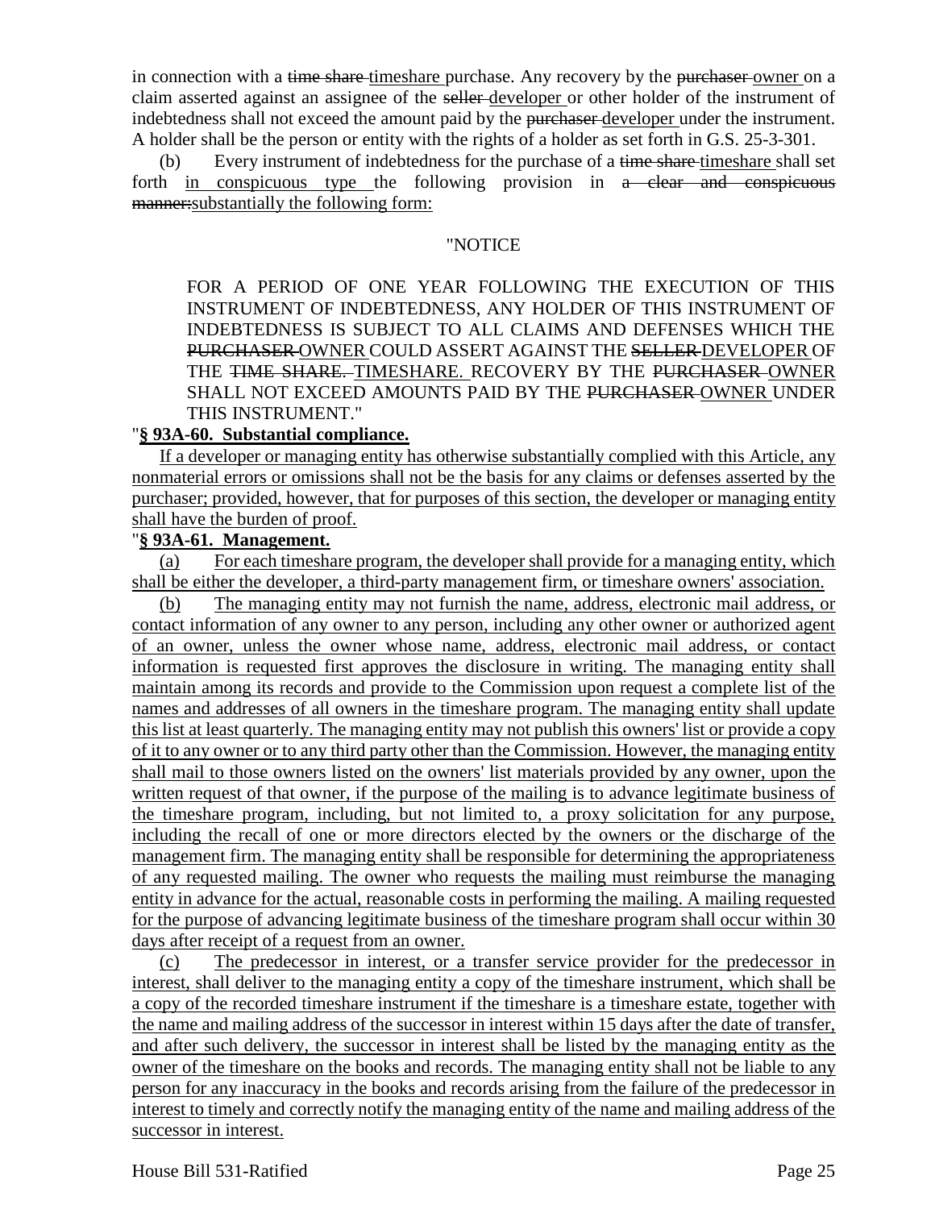in connection with a ~~time share~~ <u>timeshare</u> purchase. Any recovery by the ~~purchaser~~ <u>owner</u> on a claim asserted against an assignee of the ~~seller~~ <u>developer</u> or other holder of the instrument of indebtedness shall not exceed the amount paid by the ~~purchaser~~ <u>developer</u> under the instrument. A holder shall be the person or entity with the rights of a holder as set forth in G.S. 25-3-301.

(b) Every instrument of indebtedness for the purchase of a ~~time share~~ <u>timeshare</u> shall set forth <u>in conspicuous type</u> the following provision in ~~a clear and conspicuous manner:~~<u>substantially the following form:</u>

"NOTICE

FOR A PERIOD OF ONE YEAR FOLLOWING THE EXECUTION OF THIS INSTRUMENT OF INDEBTEDNESS, ANY HOLDER OF THIS INSTRUMENT OF INDEBTEDNESS IS SUBJECT TO ALL CLAIMS AND DEFENSES WHICH THE ~~PURCHASER~~ <u>OWNER</u> COULD ASSERT AGAINST THE ~~SELLER~~ <u>DEVELOPER</u> OF THE ~~TIME SHARE.~~ <u>TIMESHARE.</u> RECOVERY BY THE ~~PURCHASER~~ <u>OWNER</u> SHALL NOT EXCEED AMOUNTS PAID BY THE ~~PURCHASER~~ <u>OWNER</u> UNDER THIS INSTRUMENT."

"**<u>§ 93A-60. Substantial compliance.</u>**

<u>If a developer or managing entity has otherwise substantially complied with this Article, any nonmaterial errors or omissions shall not be the basis for any claims or defenses asserted by the purchaser; provided, however, that for purposes of this section, the developer or managing entity shall have the burden of proof.</u>

"**<u>§ 93A-61. Management.</u>**

<u>(a) For each timeshare program, the developer shall provide for a managing entity, which shall be either the developer, a third-party management firm, or timeshare owners' association.</u>

<u>(b) The managing entity may not furnish the name, address, electronic mail address, or contact information of any owner to any person, including any other owner or authorized agent of an owner, unless the owner whose name, address, electronic mail address, or contact information is requested first approves the disclosure in writing. The managing entity shall maintain among its records and provide to the Commission upon request a complete list of the names and addresses of all owners in the timeshare program. The managing entity shall update this list at least quarterly. The managing entity may not publish this owners' list or provide a copy of it to any owner or to any third party other than the Commission. However, the managing entity shall mail to those owners listed on the owners' list materials provided by any owner, upon the written request of that owner, if the purpose of the mailing is to advance legitimate business of the timeshare program, including, but not limited to, a proxy solicitation for any purpose, including the recall of one or more directors elected by the owners or the discharge of the management firm. The managing entity shall be responsible for determining the appropriateness of any requested mailing. The owner who requests the mailing must reimburse the managing entity in advance for the actual, reasonable costs in performing the mailing. A mailing requested for the purpose of advancing legitimate business of the timeshare program shall occur within 30 days after receipt of a request from an owner.</u>

<u>(c) The predecessor in interest, or a transfer service provider for the predecessor in interest, shall deliver to the managing entity a copy of the timeshare instrument, which shall be a copy of the recorded timeshare instrument if the timeshare is a timeshare estate, together with the name and mailing address of the successor in interest within 15 days after the date of transfer, and after such delivery, the successor in interest shall be listed by the managing entity as the owner of the timeshare on the books and records. The managing entity shall not be liable to any person for any inaccuracy in the books and records arising from the failure of the predecessor in interest to timely and correctly notify the managing entity of the name and mailing address of the successor in interest.</u>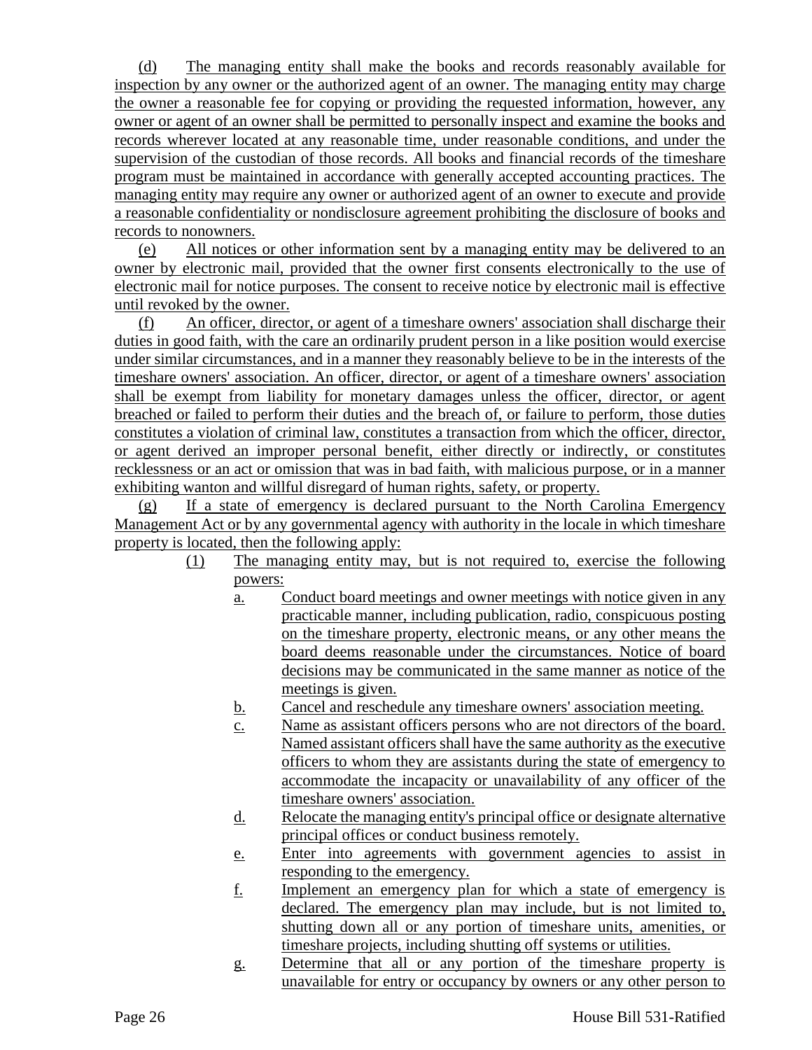(d) The managing entity shall make the books and records reasonably available for inspection by any owner or the authorized agent of an owner. The managing entity may charge the owner a reasonable fee for copying or providing the requested information, however, any owner or agent of an owner shall be permitted to personally inspect and examine the books and records wherever located at any reasonable time, under reasonable conditions, and under the supervision of the custodian of those records. All books and financial records of the timeshare program must be maintained in accordance with generally accepted accounting practices. The managing entity may require any owner or authorized agent of an owner to execute and provide a reasonable confidentiality or nondisclosure agreement prohibiting the disclosure of books and records to nonowners.

(e) All notices or other information sent by a managing entity may be delivered to an owner by electronic mail, provided that the owner first consents electronically to the use of electronic mail for notice purposes. The consent to receive notice by electronic mail is effective until revoked by the owner.

(f) An officer, director, or agent of a timeshare owners' association shall discharge their duties in good faith, with the care an ordinarily prudent person in a like position would exercise under similar circumstances, and in a manner they reasonably believe to be in the interests of the timeshare owners' association. An officer, director, or agent of a timeshare owners' association shall be exempt from liability for monetary damages unless the officer, director, or agent breached or failed to perform their duties and the breach of, or failure to perform, those duties constitutes a violation of criminal law, constitutes a transaction from which the officer, director, or agent derived an improper personal benefit, either directly or indirectly, or constitutes recklessness or an act or omission that was in bad faith, with malicious purpose, or in a manner exhibiting wanton and willful disregard of human rights, safety, or property.

(g) If a state of emergency is declared pursuant to the North Carolina Emergency Management Act or by any governmental agency with authority in the locale in which timeshare property is located, then the following apply:

(1) The managing entity may, but is not required to, exercise the following powers:

a. Conduct board meetings and owner meetings with notice given in any practicable manner, including publication, radio, conspicuous posting on the timeshare property, electronic means, or any other means the board deems reasonable under the circumstances. Notice of board decisions may be communicated in the same manner as notice of the meetings is given.

b. Cancel and reschedule any timeshare owners' association meeting.

c. Name as assistant officers persons who are not directors of the board. Named assistant officers shall have the same authority as the executive officers to whom they are assistants during the state of emergency to accommodate the incapacity or unavailability of any officer of the timeshare owners' association.

d. Relocate the managing entity's principal office or designate alternative principal offices or conduct business remotely.

e. Enter into agreements with government agencies to assist in responding to the emergency.

f. Implement an emergency plan for which a state of emergency is declared. The emergency plan may include, but is not limited to, shutting down all or any portion of timeshare units, amenities, or timeshare projects, including shutting off systems or utilities.

g. Determine that all or any portion of the timeshare property is unavailable for entry or occupancy by owners or any other person to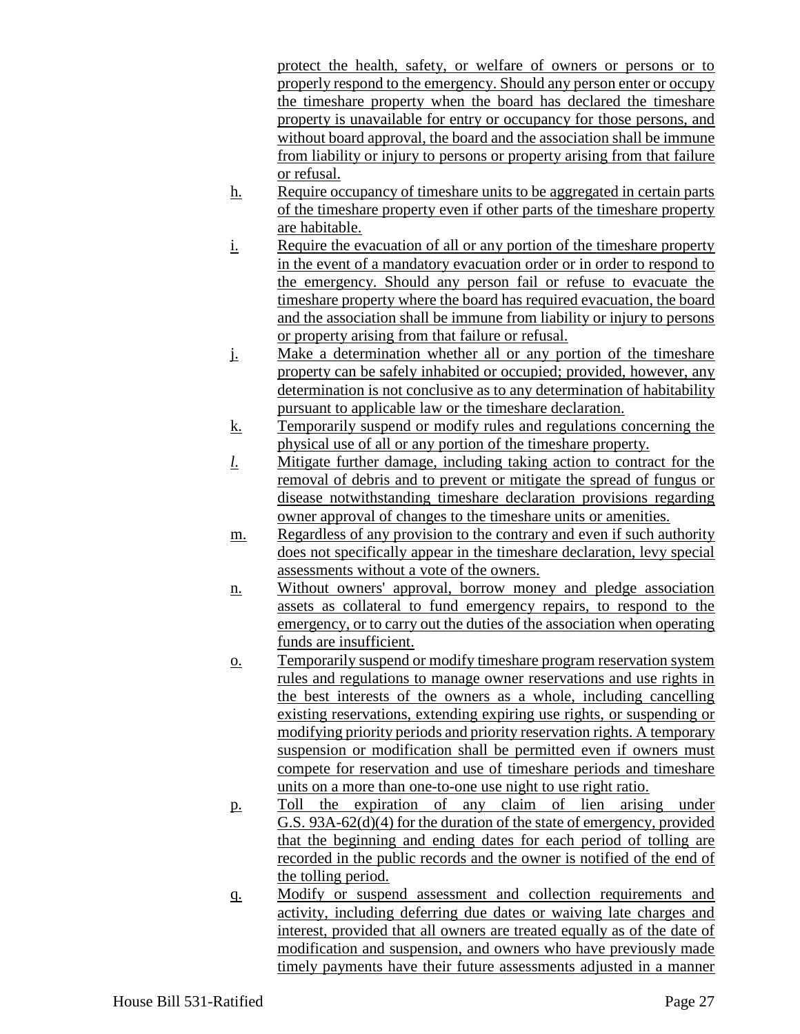protect the health, safety, or welfare of owners or persons or to properly respond to the emergency. Should any person enter or occupy the timeshare property when the board has declared the timeshare property is unavailable for entry or occupancy for those persons, and without board approval, the board and the association shall be immune from liability or injury to persons or property arising from that failure or refusal.

h. Require occupancy of timeshare units to be aggregated in certain parts of the timeshare property even if other parts of the timeshare property are habitable.

i. Require the evacuation of all or any portion of the timeshare property in the event of a mandatory evacuation order or in order to respond to the emergency. Should any person fail or refuse to evacuate the timeshare property where the board has required evacuation, the board and the association shall be immune from liability or injury to persons or property arising from that failure or refusal.

j. Make a determination whether all or any portion of the timeshare property can be safely inhabited or occupied; provided, however, any determination is not conclusive as to any determination of habitability pursuant to applicable law or the timeshare declaration.

k. Temporarily suspend or modify rules and regulations concerning the physical use of all or any portion of the timeshare property.

*l.* Mitigate further damage, including taking action to contract for the removal of debris and to prevent or mitigate the spread of fungus or disease notwithstanding timeshare declaration provisions regarding owner approval of changes to the timeshare units or amenities.

m. Regardless of any provision to the contrary and even if such authority does not specifically appear in the timeshare declaration, levy special assessments without a vote of the owners.

n. Without owners' approval, borrow money and pledge association assets as collateral to fund emergency repairs, to respond to the emergency, or to carry out the duties of the association when operating funds are insufficient.

o. Temporarily suspend or modify timeshare program reservation system rules and regulations to manage owner reservations and use rights in the best interests of the owners as a whole, including cancelling existing reservations, extending expiring use rights, or suspending or modifying priority periods and priority reservation rights. A temporary suspension or modification shall be permitted even if owners must compete for reservation and use of timeshare periods and timeshare units on a more than one-to-one use night to use right ratio.

p. Toll the expiration of any claim of lien arising under G.S. 93A-62(d)(4) for the duration of the state of emergency, provided that the beginning and ending dates for each period of tolling are recorded in the public records and the owner is notified of the end of the tolling period.

q. Modify or suspend assessment and collection requirements and activity, including deferring due dates or waiving late charges and interest, provided that all owners are treated equally as of the date of modification and suspension, and owners who have previously made timely payments have their future assessments adjusted in a manner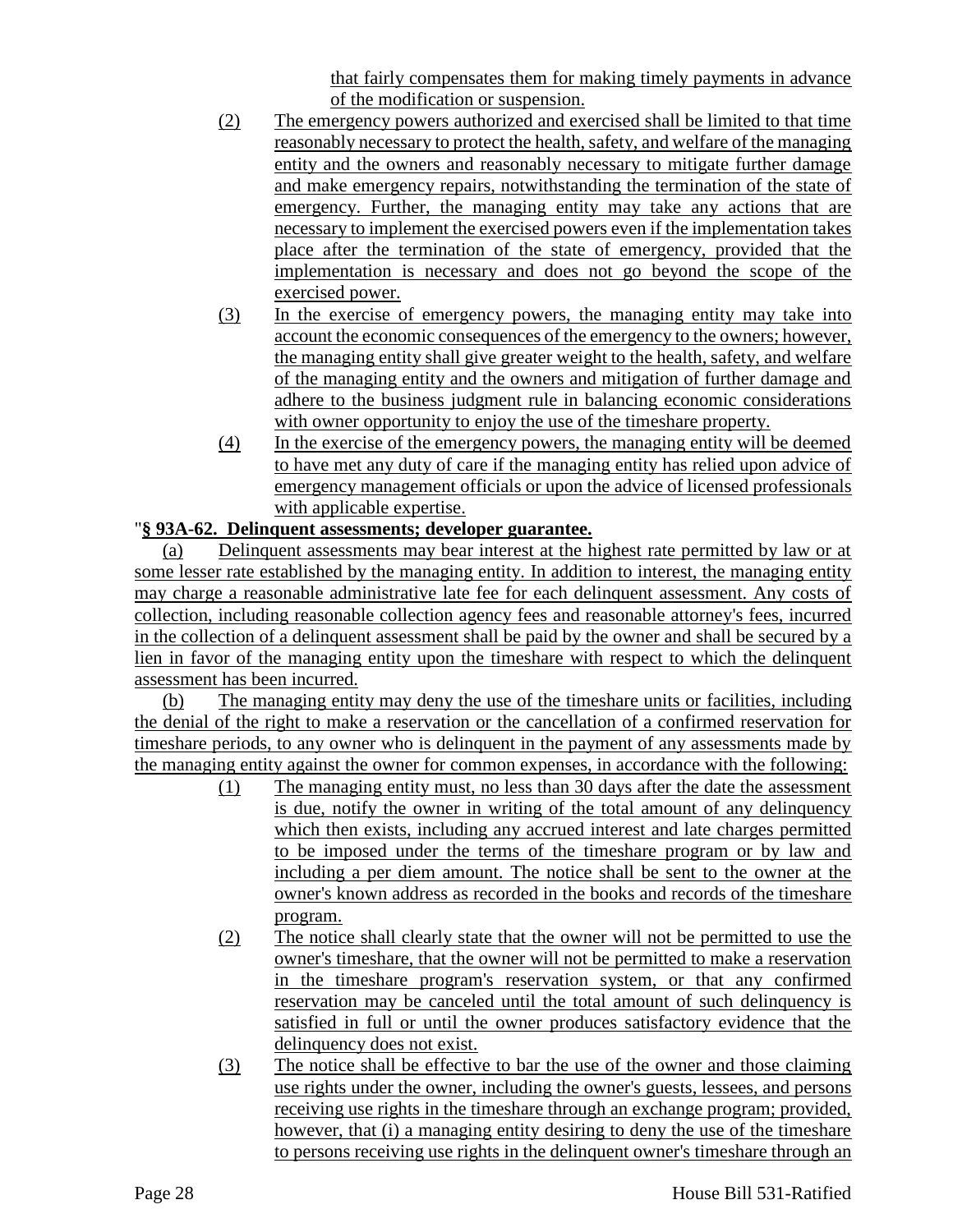that fairly compensates them for making timely payments in advance of the modification or suspension.

(2) The emergency powers authorized and exercised shall be limited to that time reasonably necessary to protect the health, safety, and welfare of the managing entity and the owners and reasonably necessary to mitigate further damage and make emergency repairs, notwithstanding the termination of the state of emergency. Further, the managing entity may take any actions that are necessary to implement the exercised powers even if the implementation takes place after the termination of the state of emergency, provided that the implementation is necessary and does not go beyond the scope of the exercised power.

(3) In the exercise of emergency powers, the managing entity may take into account the economic consequences of the emergency to the owners; however, the managing entity shall give greater weight to the health, safety, and welfare of the managing entity and the owners and mitigation of further damage and adhere to the business judgment rule in balancing economic considerations with owner opportunity to enjoy the use of the timeshare property.

(4) In the exercise of the emergency powers, the managing entity will be deemed to have met any duty of care if the managing entity has relied upon advice of emergency management officials or upon the advice of licensed professionals with applicable expertise.

"**§ 93A-62. Delinquent assessments; developer guarantee.**

(a) Delinquent assessments may bear interest at the highest rate permitted by law or at some lesser rate established by the managing entity. In addition to interest, the managing entity may charge a reasonable administrative late fee for each delinquent assessment. Any costs of collection, including reasonable collection agency fees and reasonable attorney's fees, incurred in the collection of a delinquent assessment shall be paid by the owner and shall be secured by a lien in favor of the managing entity upon the timeshare with respect to which the delinquent assessment has been incurred.

(b) The managing entity may deny the use of the timeshare units or facilities, including the denial of the right to make a reservation or the cancellation of a confirmed reservation for timeshare periods, to any owner who is delinquent in the payment of any assessments made by the managing entity against the owner for common expenses, in accordance with the following:

(1) The managing entity must, no less than 30 days after the date the assessment is due, notify the owner in writing of the total amount of any delinquency which then exists, including any accrued interest and late charges permitted to be imposed under the terms of the timeshare program or by law and including a per diem amount. The notice shall be sent to the owner at the owner's known address as recorded in the books and records of the timeshare program.

(2) The notice shall clearly state that the owner will not be permitted to use the owner's timeshare, that the owner will not be permitted to make a reservation in the timeshare program's reservation system, or that any confirmed reservation may be canceled until the total amount of such delinquency is satisfied in full or until the owner produces satisfactory evidence that the delinquency does not exist.

(3) The notice shall be effective to bar the use of the owner and those claiming use rights under the owner, including the owner's guests, lessees, and persons receiving use rights in the timeshare through an exchange program; provided, however, that (i) a managing entity desiring to deny the use of the timeshare to persons receiving use rights in the delinquent owner's timeshare through an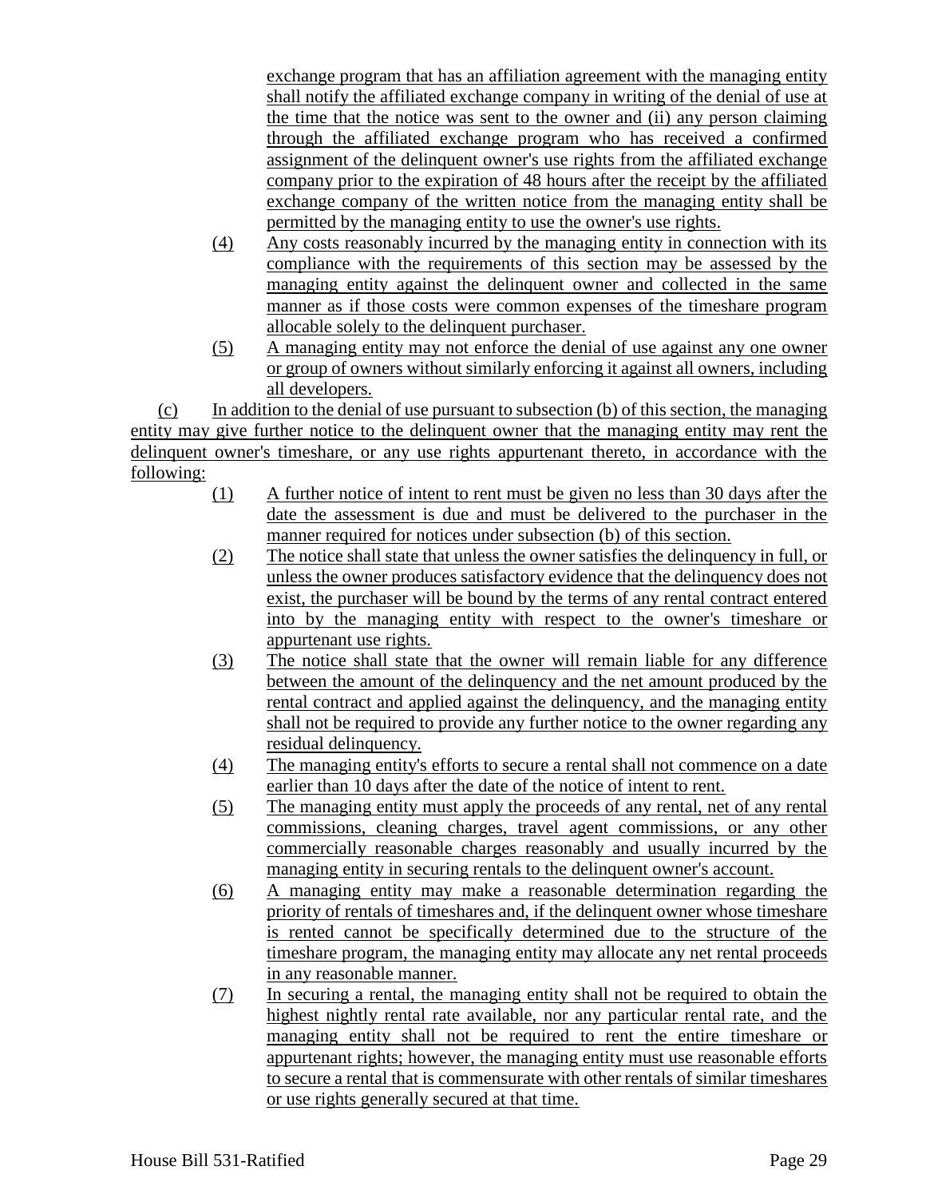exchange program that has an affiliation agreement with the managing entity shall notify the affiliated exchange company in writing of the denial of use at the time that the notice was sent to the owner and (ii) any person claiming through the affiliated exchange program who has received a confirmed assignment of the delinquent owner's use rights from the affiliated exchange company prior to the expiration of 48 hours after the receipt by the affiliated exchange company of the written notice from the managing entity shall be permitted by the managing entity to use the owner's use rights.

(4) Any costs reasonably incurred by the managing entity in connection with its compliance with the requirements of this section may be assessed by the managing entity against the delinquent owner and collected in the same manner as if those costs were common expenses of the timeshare program allocable solely to the delinquent purchaser.

(5) A managing entity may not enforce the denial of use against any one owner or group of owners without similarly enforcing it against all owners, including all developers.

(c) In addition to the denial of use pursuant to subsection (b) of this section, the managing entity may give further notice to the delinquent owner that the managing entity may rent the delinquent owner's timeshare, or any use rights appurtenant thereto, in accordance with the following:

(1) A further notice of intent to rent must be given no less than 30 days after the date the assessment is due and must be delivered to the purchaser in the manner required for notices under subsection (b) of this section.

(2) The notice shall state that unless the owner satisfies the delinquency in full, or unless the owner produces satisfactory evidence that the delinquency does not exist, the purchaser will be bound by the terms of any rental contract entered into by the managing entity with respect to the owner's timeshare or appurtenant use rights.

(3) The notice shall state that the owner will remain liable for any difference between the amount of the delinquency and the net amount produced by the rental contract and applied against the delinquency, and the managing entity shall not be required to provide any further notice to the owner regarding any residual delinquency.

(4) The managing entity's efforts to secure a rental shall not commence on a date earlier than 10 days after the date of the notice of intent to rent.

(5) The managing entity must apply the proceeds of any rental, net of any rental commissions, cleaning charges, travel agent commissions, or any other commercially reasonable charges reasonably and usually incurred by the managing entity in securing rentals to the delinquent owner's account.

(6) A managing entity may make a reasonable determination regarding the priority of rentals of timeshares and, if the delinquent owner whose timeshare is rented cannot be specifically determined due to the structure of the timeshare program, the managing entity may allocate any net rental proceeds in any reasonable manner.

(7) In securing a rental, the managing entity shall not be required to obtain the highest nightly rental rate available, nor any particular rental rate, and the managing entity shall not be required to rent the entire timeshare or appurtenant rights; however, the managing entity must use reasonable efforts to secure a rental that is commensurate with other rentals of similar timeshares or use rights generally secured at that time.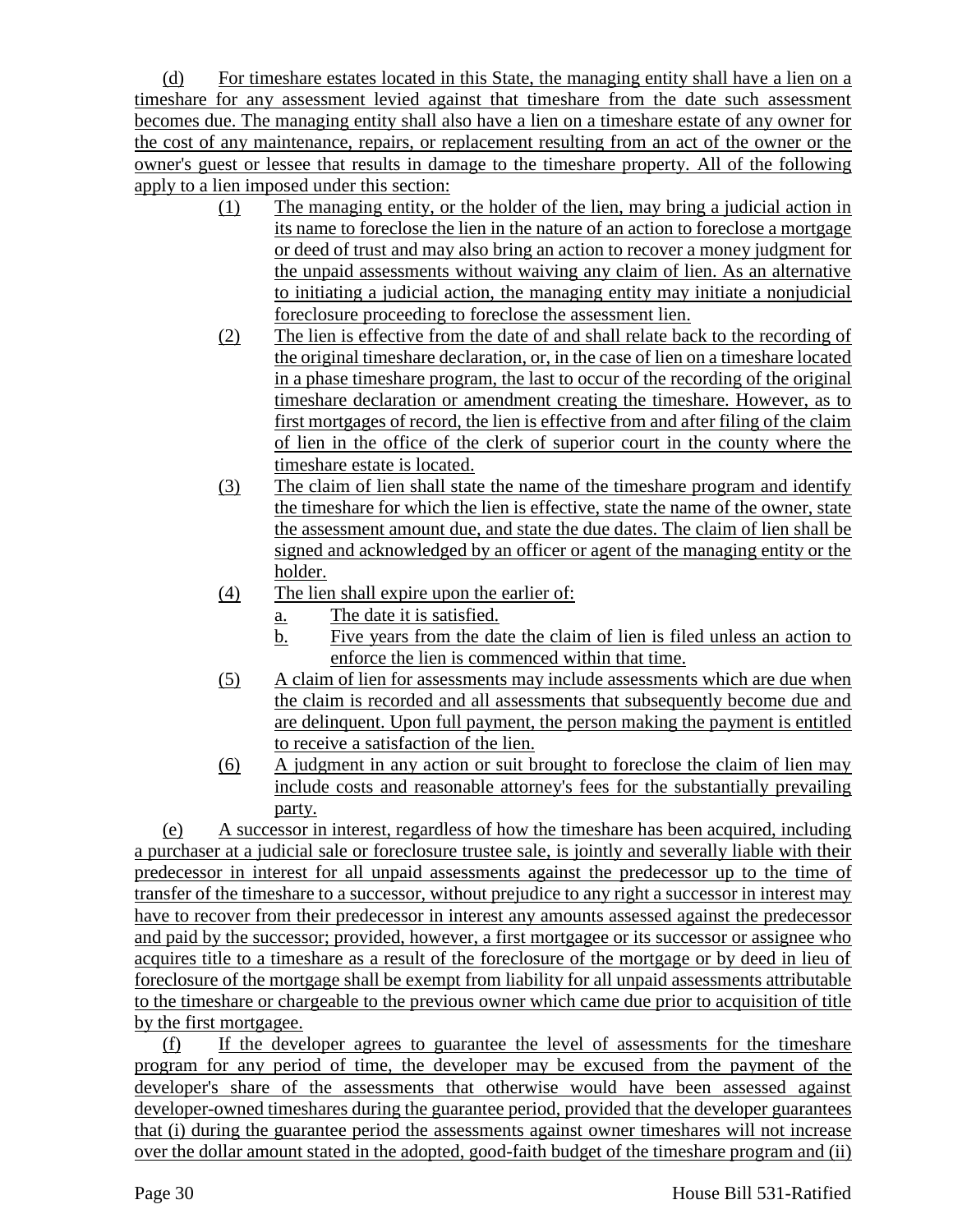(d) For timeshare estates located in this State, the managing entity shall have a lien on a timeshare for any assessment levied against that timeshare from the date such assessment becomes due. The managing entity shall also have a lien on a timeshare estate of any owner for the cost of any maintenance, repairs, or replacement resulting from an act of the owner or the owner's guest or lessee that results in damage to the timeshare property. All of the following apply to a lien imposed under this section:

(1) The managing entity, or the holder of the lien, may bring a judicial action in its name to foreclose the lien in the nature of an action to foreclose a mortgage or deed of trust and may also bring an action to recover a money judgment for the unpaid assessments without waiving any claim of lien. As an alternative to initiating a judicial action, the managing entity may initiate a nonjudicial foreclosure proceeding to foreclose the assessment lien.

(2) The lien is effective from the date of and shall relate back to the recording of the original timeshare declaration, or, in the case of lien on a timeshare located in a phase timeshare program, the last to occur of the recording of the original timeshare declaration or amendment creating the timeshare. However, as to first mortgages of record, the lien is effective from and after filing of the claim of lien in the office of the clerk of superior court in the county where the timeshare estate is located.

(3) The claim of lien shall state the name of the timeshare program and identify the timeshare for which the lien is effective, state the name of the owner, state the assessment amount due, and state the due dates. The claim of lien shall be signed and acknowledged by an officer or agent of the managing entity or the holder.

(4) The lien shall expire upon the earlier of:
   a. The date it is satisfied.
   b. Five years from the date the claim of lien is filed unless an action to enforce the lien is commenced within that time.

(5) A claim of lien for assessments may include assessments which are due when the claim is recorded and all assessments that subsequently become due and are delinquent. Upon full payment, the person making the payment is entitled to receive a satisfaction of the lien.

(6) A judgment in any action or suit brought to foreclose the claim of lien may include costs and reasonable attorney's fees for the substantially prevailing party.

(e) A successor in interest, regardless of how the timeshare has been acquired, including a purchaser at a judicial sale or foreclosure trustee sale, is jointly and severally liable with their predecessor in interest for all unpaid assessments against the predecessor up to the time of transfer of the timeshare to a successor, without prejudice to any right a successor in interest may have to recover from their predecessor in interest any amounts assessed against the predecessor and paid by the successor; provided, however, a first mortgagee or its successor or assignee who acquires title to a timeshare as a result of the foreclosure of the mortgage or by deed in lieu of foreclosure of the mortgage shall be exempt from liability for all unpaid assessments attributable to the timeshare or chargeable to the previous owner which came due prior to acquisition of title by the first mortgagee.

(f) If the developer agrees to guarantee the level of assessments for the timeshare program for any period of time, the developer may be excused from the payment of the developer's share of the assessments that otherwise would have been assessed against developer-owned timeshares during the guarantee period, provided that the developer guarantees that (i) during the guarantee period the assessments against owner timeshares will not increase over the dollar amount stated in the adopted, good-faith budget of the timeshare program and (ii)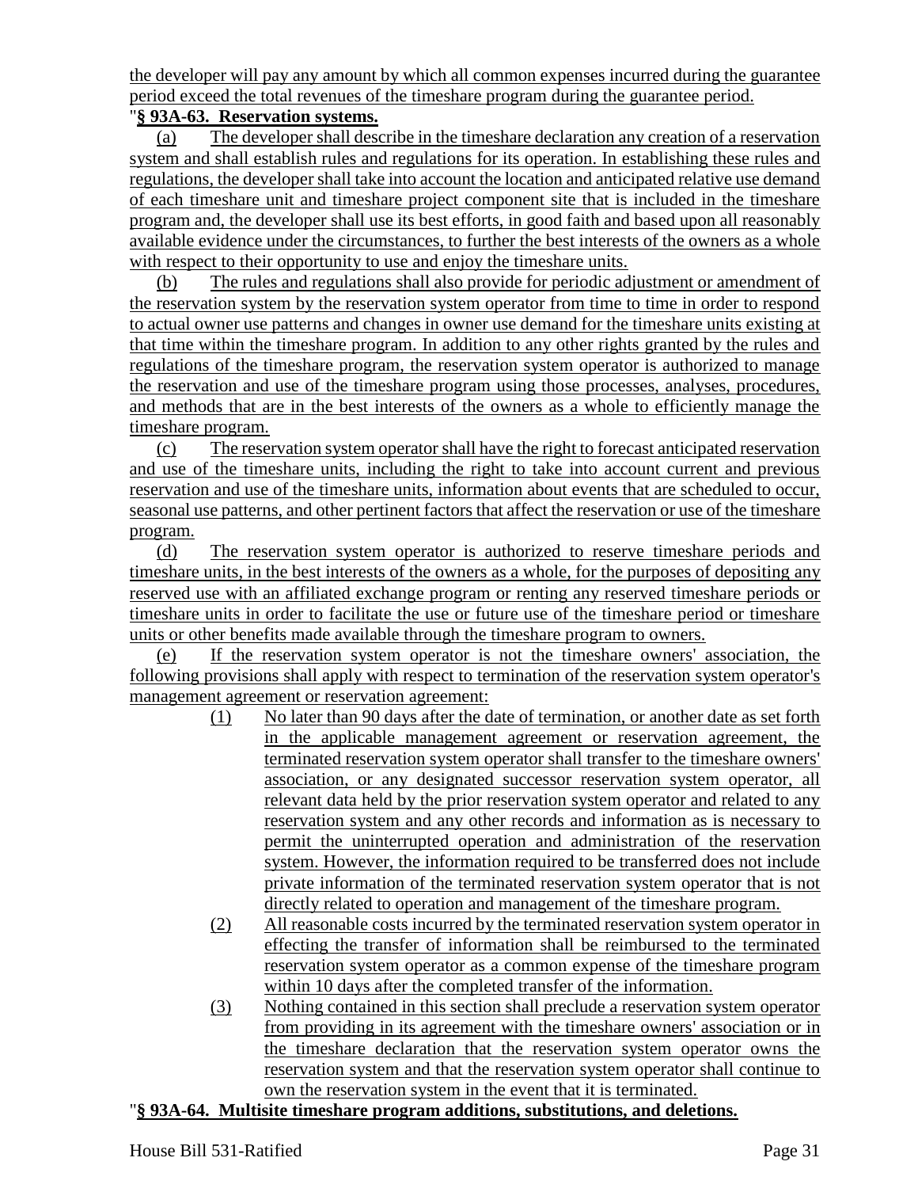the developer will pay any amount by which all common expenses incurred during the guarantee period exceed the total revenues of the timeshare program during the guarantee period.

"**§ 93A-63. Reservation systems.**

(a) The developer shall describe in the timeshare declaration any creation of a reservation system and shall establish rules and regulations for its operation. In establishing these rules and regulations, the developer shall take into account the location and anticipated relative use demand of each timeshare unit and timeshare project component site that is included in the timeshare program and, the developer shall use its best efforts, in good faith and based upon all reasonably available evidence under the circumstances, to further the best interests of the owners as a whole with respect to their opportunity to use and enjoy the timeshare units.

(b) The rules and regulations shall also provide for periodic adjustment or amendment of the reservation system by the reservation system operator from time to time in order to respond to actual owner use patterns and changes in owner use demand for the timeshare units existing at that time within the timeshare program. In addition to any other rights granted by the rules and regulations of the timeshare program, the reservation system operator is authorized to manage the reservation and use of the timeshare program using those processes, analyses, procedures, and methods that are in the best interests of the owners as a whole to efficiently manage the timeshare program.

(c) The reservation system operator shall have the right to forecast anticipated reservation and use of the timeshare units, including the right to take into account current and previous reservation and use of the timeshare units, information about events that are scheduled to occur, seasonal use patterns, and other pertinent factors that affect the reservation or use of the timeshare program.

(d) The reservation system operator is authorized to reserve timeshare periods and timeshare units, in the best interests of the owners as a whole, for the purposes of depositing any reserved use with an affiliated exchange program or renting any reserved timeshare periods or timeshare units in order to facilitate the use or future use of the timeshare period or timeshare units or other benefits made available through the timeshare program to owners.

(e) If the reservation system operator is not the timeshare owners' association, the following provisions shall apply with respect to termination of the reservation system operator's management agreement or reservation agreement:

(1) No later than 90 days after the date of termination, or another date as set forth in the applicable management agreement or reservation agreement, the terminated reservation system operator shall transfer to the timeshare owners' association, or any designated successor reservation system operator, all relevant data held by the prior reservation system operator and related to any reservation system and any other records and information as is necessary to permit the uninterrupted operation and administration of the reservation system. However, the information required to be transferred does not include private information of the terminated reservation system operator that is not directly related to operation and management of the timeshare program.

(2) All reasonable costs incurred by the terminated reservation system operator in effecting the transfer of information shall be reimbursed to the terminated reservation system operator as a common expense of the timeshare program within 10 days after the completed transfer of the information.

(3) Nothing contained in this section shall preclude a reservation system operator from providing in its agreement with the timeshare owners' association or in the timeshare declaration that the reservation system operator owns the reservation system and that the reservation system operator shall continue to own the reservation system in the event that it is terminated.

"**§ 93A-64. Multisite timeshare program additions, substitutions, and deletions.**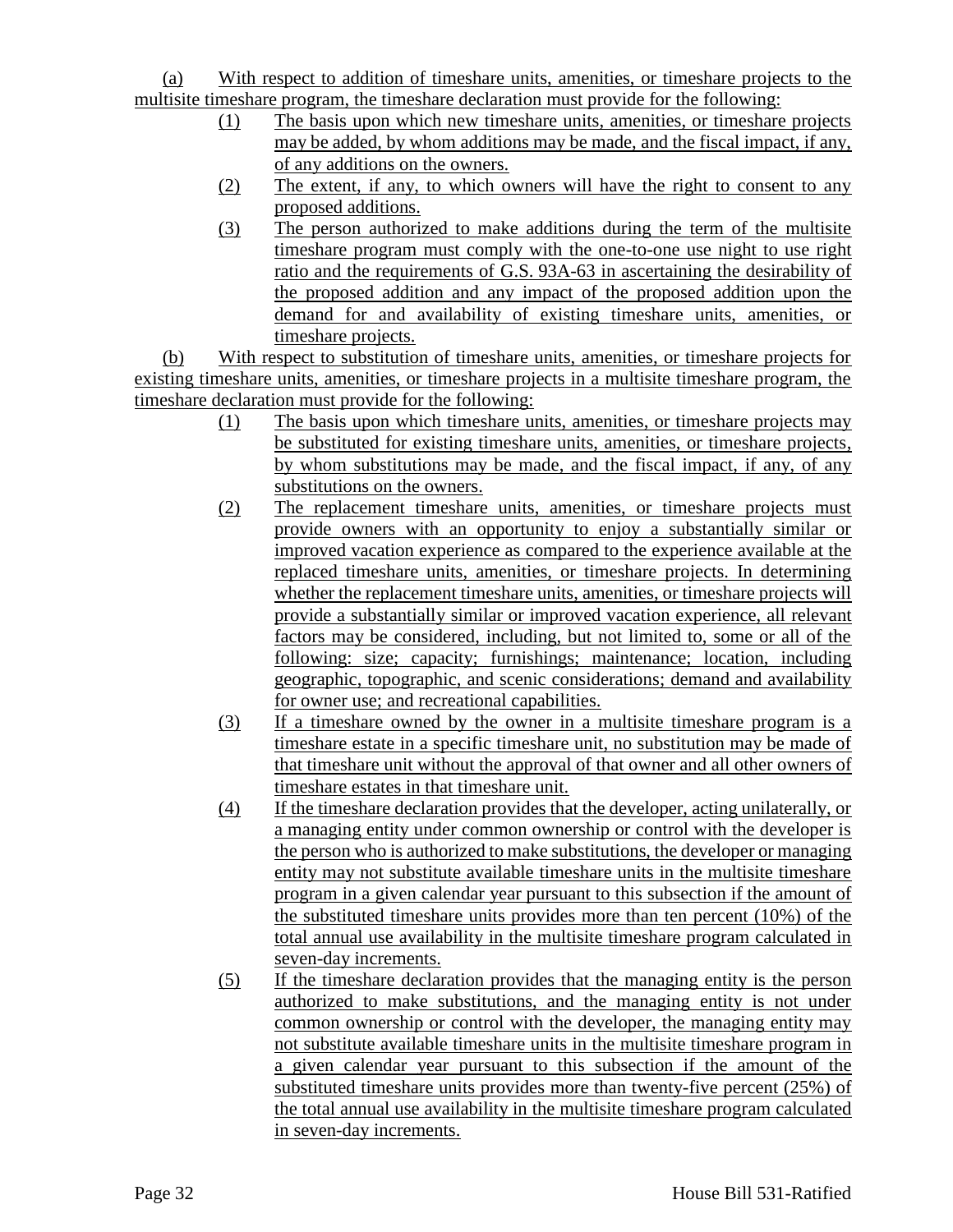(a) With respect to addition of timeshare units, amenities, or timeshare projects to the multisite timeshare program, the timeshare declaration must provide for the following:

(1) The basis upon which new timeshare units, amenities, or timeshare projects may be added, by whom additions may be made, and the fiscal impact, if any, of any additions on the owners.

(2) The extent, if any, to which owners will have the right to consent to any proposed additions.

(3) The person authorized to make additions during the term of the multisite timeshare program must comply with the one-to-one use night to use right ratio and the requirements of G.S. 93A-63 in ascertaining the desirability of the proposed addition and any impact of the proposed addition upon the demand for and availability of existing timeshare units, amenities, or timeshare projects.

(b) With respect to substitution of timeshare units, amenities, or timeshare projects for existing timeshare units, amenities, or timeshare projects in a multisite timeshare program, the timeshare declaration must provide for the following:

(1) The basis upon which timeshare units, amenities, or timeshare projects may be substituted for existing timeshare units, amenities, or timeshare projects, by whom substitutions may be made, and the fiscal impact, if any, of any substitutions on the owners.

(2) The replacement timeshare units, amenities, or timeshare projects must provide owners with an opportunity to enjoy a substantially similar or improved vacation experience as compared to the experience available at the replaced timeshare units, amenities, or timeshare projects. In determining whether the replacement timeshare units, amenities, or timeshare projects will provide a substantially similar or improved vacation experience, all relevant factors may be considered, including, but not limited to, some or all of the following: size; capacity; furnishings; maintenance; location, including geographic, topographic, and scenic considerations; demand and availability for owner use; and recreational capabilities.

(3) If a timeshare owned by the owner in a multisite timeshare program is a timeshare estate in a specific timeshare unit, no substitution may be made of that timeshare unit without the approval of that owner and all other owners of timeshare estates in that timeshare unit.

(4) If the timeshare declaration provides that the developer, acting unilaterally, or a managing entity under common ownership or control with the developer is the person who is authorized to make substitutions, the developer or managing entity may not substitute available timeshare units in the multisite timeshare program in a given calendar year pursuant to this subsection if the amount of the substituted timeshare units provides more than ten percent (10%) of the total annual use availability in the multisite timeshare program calculated in seven-day increments.

(5) If the timeshare declaration provides that the managing entity is the person authorized to make substitutions, and the managing entity is not under common ownership or control with the developer, the managing entity may not substitute available timeshare units in the multisite timeshare program in a given calendar year pursuant to this subsection if the amount of the substituted timeshare units provides more than twenty-five percent (25%) of the total annual use availability in the multisite timeshare program calculated in seven-day increments.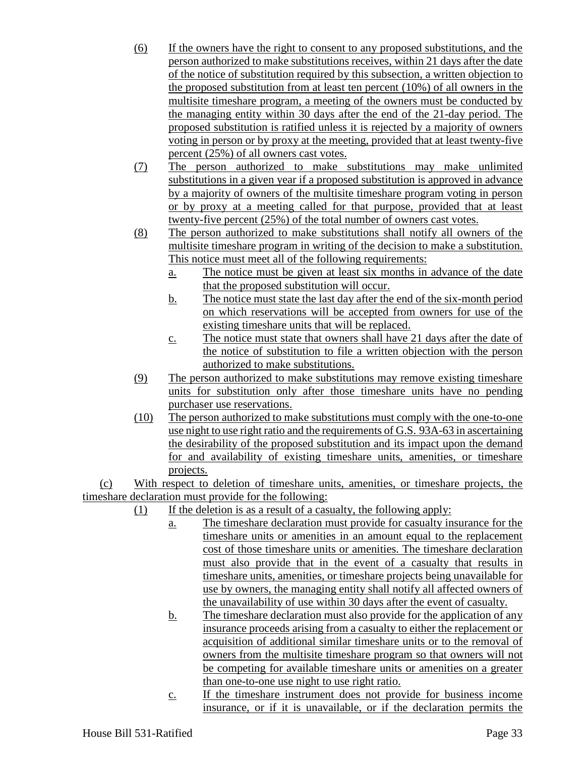(6) If the owners have the right to consent to any proposed substitutions, and the person authorized to make substitutions receives, within 21 days after the date of the notice of substitution required by this subsection, a written objection to the proposed substitution from at least ten percent (10%) of all owners in the multisite timeshare program, a meeting of the owners must be conducted by the managing entity within 30 days after the end of the 21-day period. The proposed substitution is ratified unless it is rejected by a majority of owners voting in person or by proxy at the meeting, provided that at least twenty-five percent (25%) of all owners cast votes.

(7) The person authorized to make substitutions may make unlimited substitutions in a given year if a proposed substitution is approved in advance by a majority of owners of the multisite timeshare program voting in person or by proxy at a meeting called for that purpose, provided that at least twenty-five percent (25%) of the total number of owners cast votes.

(8) The person authorized to make substitutions shall notify all owners of the multisite timeshare program in writing of the decision to make a substitution. This notice must meet all of the following requirements:

a. The notice must be given at least six months in advance of the date that the proposed substitution will occur.

b. The notice must state the last day after the end of the six-month period on which reservations will be accepted from owners for use of the existing timeshare units that will be replaced.

c. The notice must state that owners shall have 21 days after the date of the notice of substitution to file a written objection with the person authorized to make substitutions.

(9) The person authorized to make substitutions may remove existing timeshare units for substitution only after those timeshare units have no pending purchaser use reservations.

(10) The person authorized to make substitutions must comply with the one-to-one use night to use right ratio and the requirements of G.S. 93A-63 in ascertaining the desirability of the proposed substitution and its impact upon the demand for and availability of existing timeshare units, amenities, or timeshare projects.

(c) With respect to deletion of timeshare units, amenities, or timeshare projects, the timeshare declaration must provide for the following:

(1) If the deletion is as a result of a casualty, the following apply:

a. The timeshare declaration must provide for casualty insurance for the timeshare units or amenities in an amount equal to the replacement cost of those timeshare units or amenities. The timeshare declaration must also provide that in the event of a casualty that results in timeshare units, amenities, or timeshare projects being unavailable for use by owners, the managing entity shall notify all affected owners of the unavailability of use within 30 days after the event of casualty.

b. The timeshare declaration must also provide for the application of any insurance proceeds arising from a casualty to either the replacement or acquisition of additional similar timeshare units or to the removal of owners from the multisite timeshare program so that owners will not be competing for available timeshare units or amenities on a greater than one-to-one use night to use right ratio.

c. If the timeshare instrument does not provide for business income insurance, or if it is unavailable, or if the declaration permits the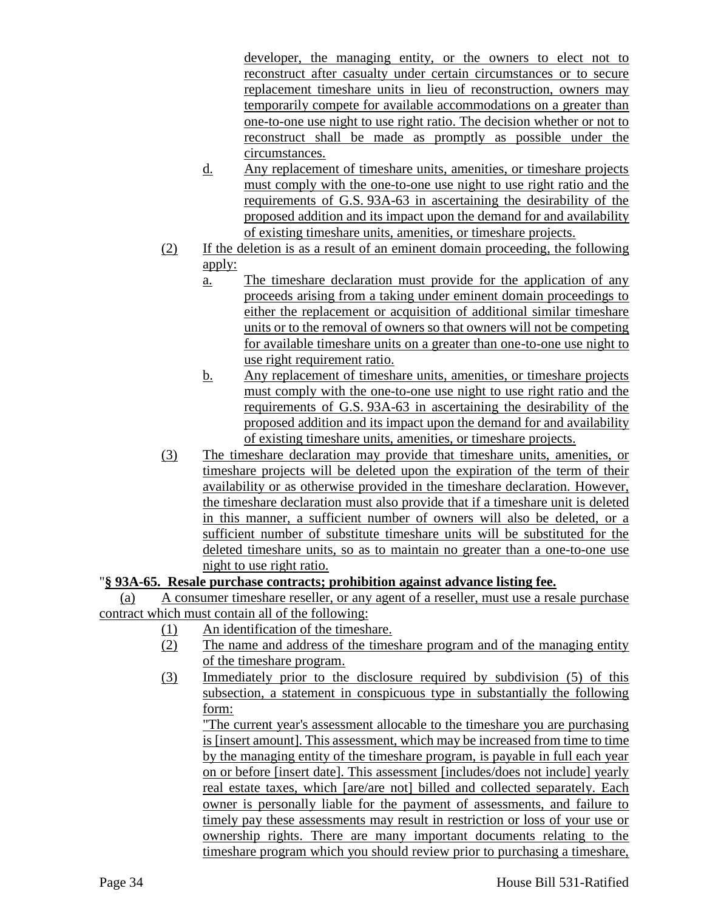developer, the managing entity, or the owners to elect not to reconstruct after casualty under certain circumstances or to secure replacement timeshare units in lieu of reconstruction, owners may temporarily compete for available accommodations on a greater than one-to-one use night to use right ratio. The decision whether or not to reconstruct shall be made as promptly as possible under the circumstances.

d. Any replacement of timeshare units, amenities, or timeshare projects must comply with the one-to-one use night to use right ratio and the requirements of G.S. 93A-63 in ascertaining the desirability of the proposed addition and its impact upon the demand for and availability of existing timeshare units, amenities, or timeshare projects.

(2) If the deletion is as a result of an eminent domain proceeding, the following apply:

a. The timeshare declaration must provide for the application of any proceeds arising from a taking under eminent domain proceedings to either the replacement or acquisition of additional similar timeshare units or to the removal of owners so that owners will not be competing for available timeshare units on a greater than one-to-one use night to use right requirement ratio.

b. Any replacement of timeshare units, amenities, or timeshare projects must comply with the one-to-one use night to use right ratio and the requirements of G.S. 93A-63 in ascertaining the desirability of the proposed addition and its impact upon the demand for and availability of existing timeshare units, amenities, or timeshare projects.

(3) The timeshare declaration may provide that timeshare units, amenities, or timeshare projects will be deleted upon the expiration of the term of their availability or as otherwise provided in the timeshare declaration. However, the timeshare declaration must also provide that if a timeshare unit is deleted in this manner, a sufficient number of owners will also be deleted, or a sufficient number of substitute timeshare units will be substituted for the deleted timeshare units, so as to maintain no greater than a one-to-one use night to use right ratio.

"**§ 93A-65. Resale purchase contracts; prohibition against advance listing fee.**

(a) A consumer timeshare reseller, or any agent of a reseller, must use a resale purchase contract which must contain all of the following:

(1) An identification of the timeshare.

(2) The name and address of the timeshare program and of the managing entity of the timeshare program.

(3) Immediately prior to the disclosure required by subdivision (5) of this subsection, a statement in conspicuous type in substantially the following form:

"The current year's assessment allocable to the timeshare you are purchasing is [insert amount]. This assessment, which may be increased from time to time by the managing entity of the timeshare program, is payable in full each year on or before [insert date]. This assessment [includes/does not include] yearly real estate taxes, which [are/are not] billed and collected separately. Each owner is personally liable for the payment of assessments, and failure to timely pay these assessments may result in restriction or loss of your use or ownership rights. There are many important documents relating to the timeshare program which you should review prior to purchasing a timeshare,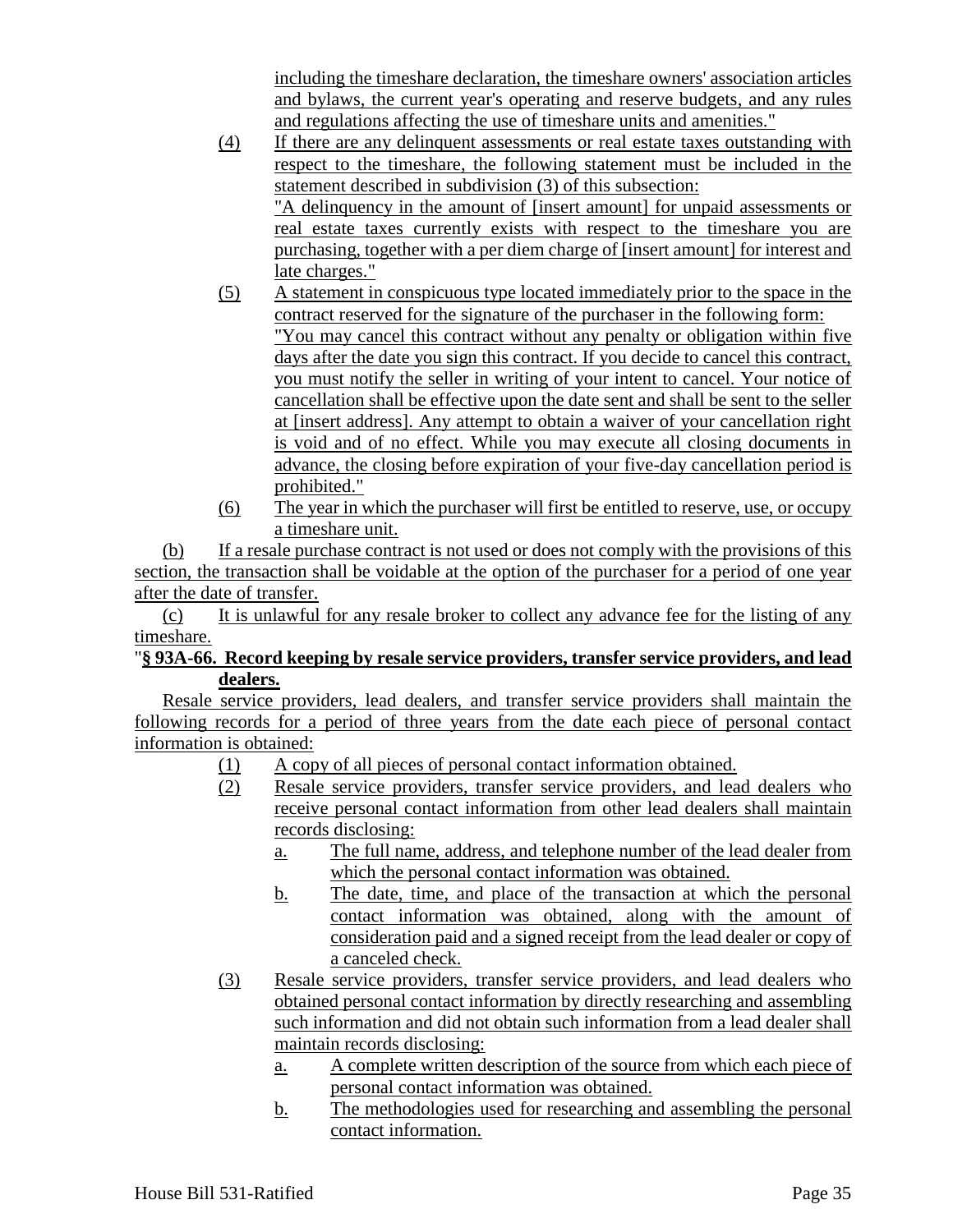including the timeshare declaration, the timeshare owners' association articles and bylaws, the current year's operating and reserve budgets, and any rules and regulations affecting the use of timeshare units and amenities."

(4) If there are any delinquent assessments or real estate taxes outstanding with respect to the timeshare, the following statement must be included in the statement described in subdivision (3) of this subsection:
"A delinquency in the amount of [insert amount] for unpaid assessments or real estate taxes currently exists with respect to the timeshare you are purchasing, together with a per diem charge of [insert amount] for interest and late charges."

(5) A statement in conspicuous type located immediately prior to the space in the contract reserved for the signature of the purchaser in the following form:
"You may cancel this contract without any penalty or obligation within five days after the date you sign this contract. If you decide to cancel this contract, you must notify the seller in writing of your intent to cancel. Your notice of cancellation shall be effective upon the date sent and shall be sent to the seller at [insert address]. Any attempt to obtain a waiver of your cancellation right is void and of no effect. While you may execute all closing documents in advance, the closing before expiration of your five-day cancellation period is prohibited."

(6) The year in which the purchaser will first be entitled to reserve, use, or occupy a timeshare unit.

(b) If a resale purchase contract is not used or does not comply with the provisions of this section, the transaction shall be voidable at the option of the purchaser for a period of one year after the date of transfer.

(c) It is unlawful for any resale broker to collect any advance fee for the listing of any timeshare.

"**§ 93A-66. Record keeping by resale service providers, transfer service providers, and lead dealers.**

Resale service providers, lead dealers, and transfer service providers shall maintain the following records for a period of three years from the date each piece of personal contact information is obtained:

(1) A copy of all pieces of personal contact information obtained.

(2) Resale service providers, transfer service providers, and lead dealers who receive personal contact information from other lead dealers shall maintain records disclosing:

a. The full name, address, and telephone number of the lead dealer from which the personal contact information was obtained.

b. The date, time, and place of the transaction at which the personal contact information was obtained, along with the amount of consideration paid and a signed receipt from the lead dealer or copy of a canceled check.

(3) Resale service providers, transfer service providers, and lead dealers who obtained personal contact information by directly researching and assembling such information and did not obtain such information from a lead dealer shall maintain records disclosing:

a. A complete written description of the source from which each piece of personal contact information was obtained.

b. The methodologies used for researching and assembling the personal contact information.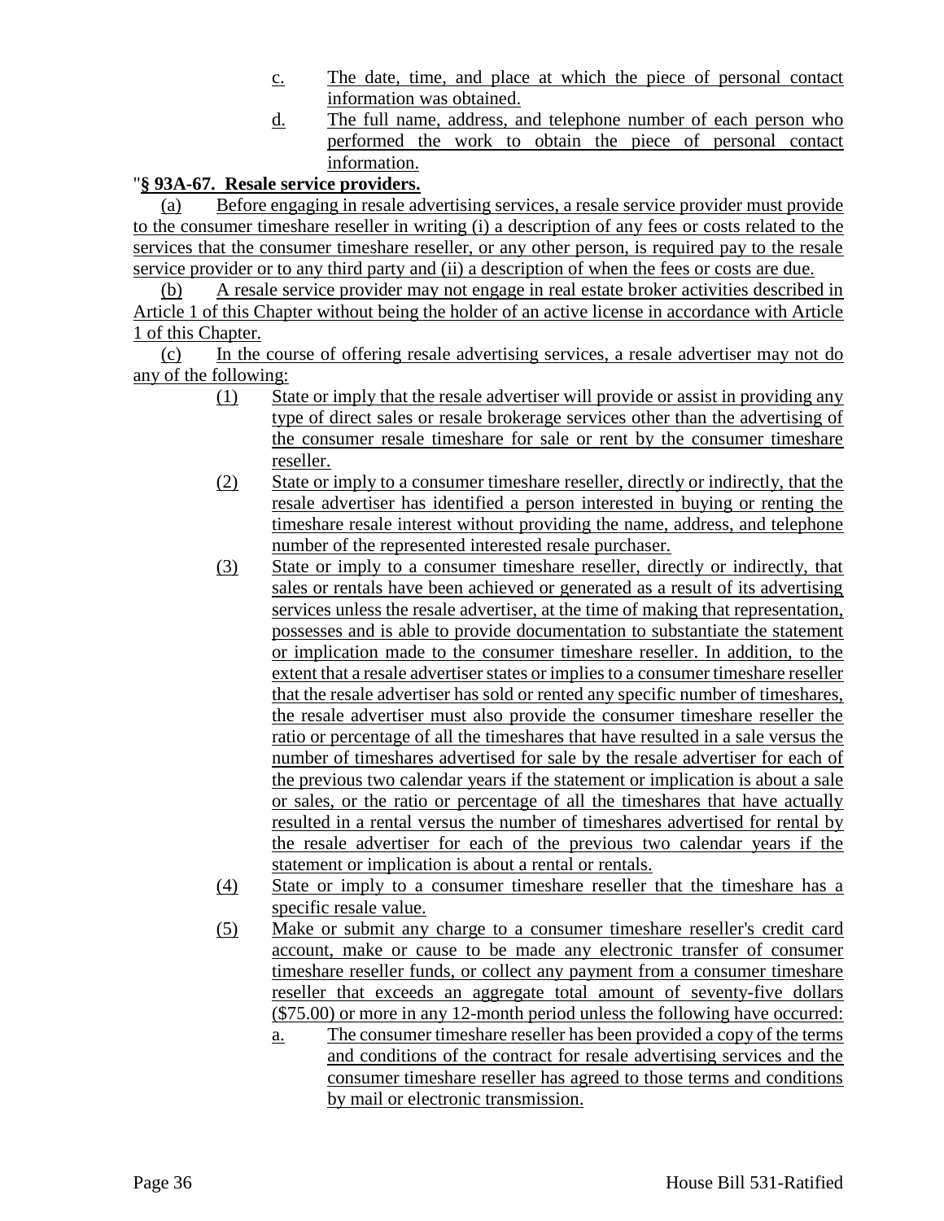c. The date, time, and place at which the piece of personal contact information was obtained.

d. The full name, address, and telephone number of each person who performed the work to obtain the piece of personal contact information.

"**§ 93A-67. Resale service providers.**

(a) Before engaging in resale advertising services, a resale service provider must provide to the consumer timeshare reseller in writing (i) a description of any fees or costs related to the services that the consumer timeshare reseller, or any other person, is required pay to the resale service provider or to any third party and (ii) a description of when the fees or costs are due.

(b) A resale service provider may not engage in real estate broker activities described in Article 1 of this Chapter without being the holder of an active license in accordance with Article 1 of this Chapter.

(c) In the course of offering resale advertising services, a resale advertiser may not do any of the following:

(1) State or imply that the resale advertiser will provide or assist in providing any type of direct sales or resale brokerage services other than the advertising of the consumer resale timeshare for sale or rent by the consumer timeshare reseller.

(2) State or imply to a consumer timeshare reseller, directly or indirectly, that the resale advertiser has identified a person interested in buying or renting the timeshare resale interest without providing the name, address, and telephone number of the represented interested resale purchaser.

(3) State or imply to a consumer timeshare reseller, directly or indirectly, that sales or rentals have been achieved or generated as a result of its advertising services unless the resale advertiser, at the time of making that representation, possesses and is able to provide documentation to substantiate the statement or implication made to the consumer timeshare reseller. In addition, to the extent that a resale advertiser states or implies to a consumer timeshare reseller that the resale advertiser has sold or rented any specific number of timeshares, the resale advertiser must also provide the consumer timeshare reseller the ratio or percentage of all the timeshares that have resulted in a sale versus the number of timeshares advertised for sale by the resale advertiser for each of the previous two calendar years if the statement or implication is about a sale or sales, or the ratio or percentage of all the timeshares that have actually resulted in a rental versus the number of timeshares advertised for rental by the resale advertiser for each of the previous two calendar years if the statement or implication is about a rental or rentals.

(4) State or imply to a consumer timeshare reseller that the timeshare has a specific resale value.

(5) Make or submit any charge to a consumer timeshare reseller's credit card account, make or cause to be made any electronic transfer of consumer timeshare reseller funds, or collect any payment from a consumer timeshare reseller that exceeds an aggregate total amount of seventy-five dollars ($75.00) or more in any 12-month period unless the following have occurred:

a. The consumer timeshare reseller has been provided a copy of the terms and conditions of the contract for resale advertising services and the consumer timeshare reseller has agreed to those terms and conditions by mail or electronic transmission.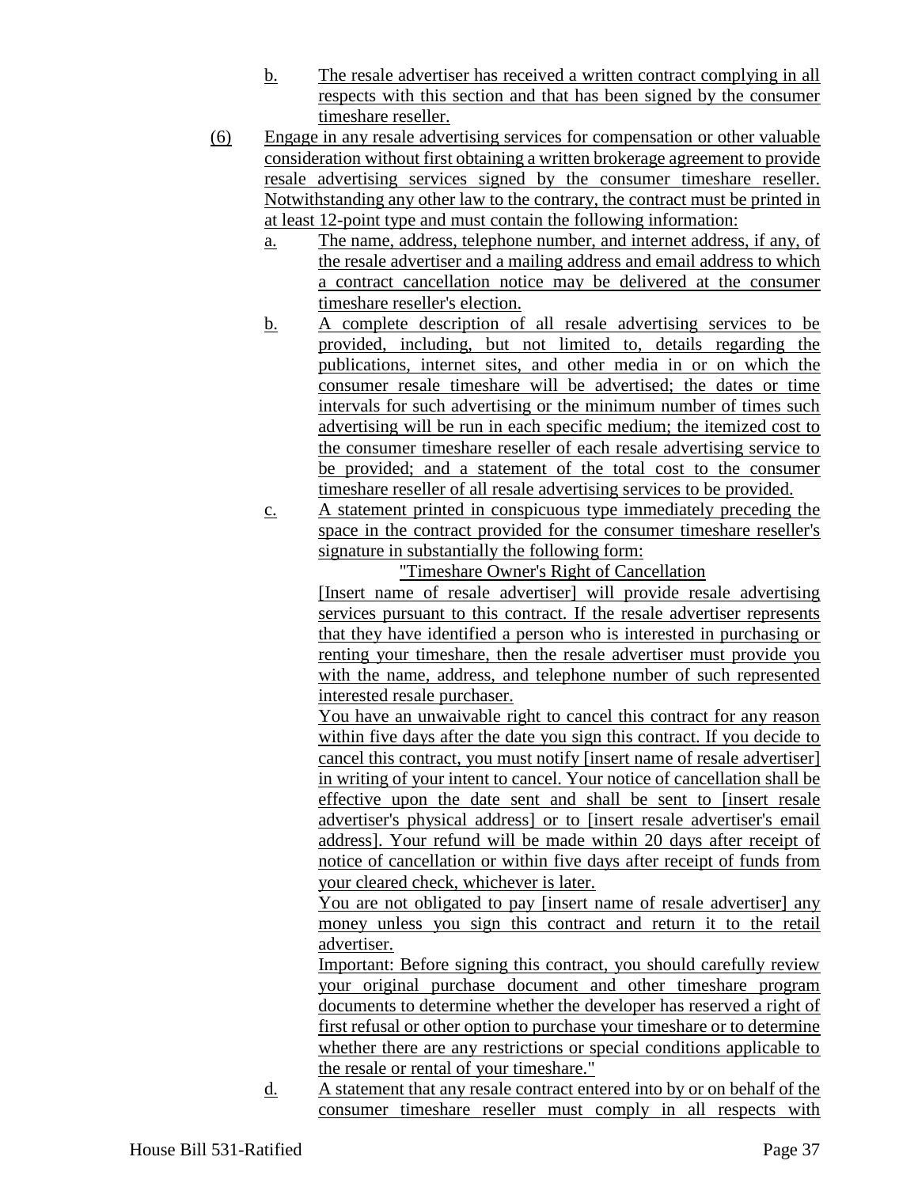b. The resale advertiser has received a written contract complying in all respects with this section and that has been signed by the consumer timeshare reseller.

(6) Engage in any resale advertising services for compensation or other valuable consideration without first obtaining a written brokerage agreement to provide resale advertising services signed by the consumer timeshare reseller. Notwithstanding any other law to the contrary, the contract must be printed in at least 12-point type and must contain the following information:

a. The name, address, telephone number, and internet address, if any, of the resale advertiser and a mailing address and email address to which a contract cancellation notice may be delivered at the consumer timeshare reseller's election.

b. A complete description of all resale advertising services to be provided, including, but not limited to, details regarding the publications, internet sites, and other media in or on which the consumer resale timeshare will be advertised; the dates or time intervals for such advertising or the minimum number of times such advertising will be run in each specific medium; the itemized cost to the consumer timeshare reseller of each resale advertising service to be provided; and a statement of the total cost to the consumer timeshare reseller of all resale advertising services to be provided.

c. A statement printed in conspicuous type immediately preceding the space in the contract provided for the consumer timeshare reseller's signature in substantially the following form:

"Timeshare Owner's Right of Cancellation

[Insert name of resale advertiser] will provide resale advertising services pursuant to this contract. If the resale advertiser represents that they have identified a person who is interested in purchasing or renting your timeshare, then the resale advertiser must provide you with the name, address, and telephone number of such represented interested resale purchaser.

You have an unwaivable right to cancel this contract for any reason within five days after the date you sign this contract. If you decide to cancel this contract, you must notify [insert name of resale advertiser] in writing of your intent to cancel. Your notice of cancellation shall be effective upon the date sent and shall be sent to [insert resale advertiser's physical address] or to [insert resale advertiser's email address]. Your refund will be made within 20 days after receipt of notice of cancellation or within five days after receipt of funds from your cleared check, whichever is later.

You are not obligated to pay [insert name of resale advertiser] any money unless you sign this contract and return it to the retail advertiser.

Important: Before signing this contract, you should carefully review your original purchase document and other timeshare program documents to determine whether the developer has reserved a right of first refusal or other option to purchase your timeshare or to determine whether there are any restrictions or special conditions applicable to the resale or rental of your timeshare."

d. A statement that any resale contract entered into by or on behalf of the consumer timeshare reseller must comply in all respects with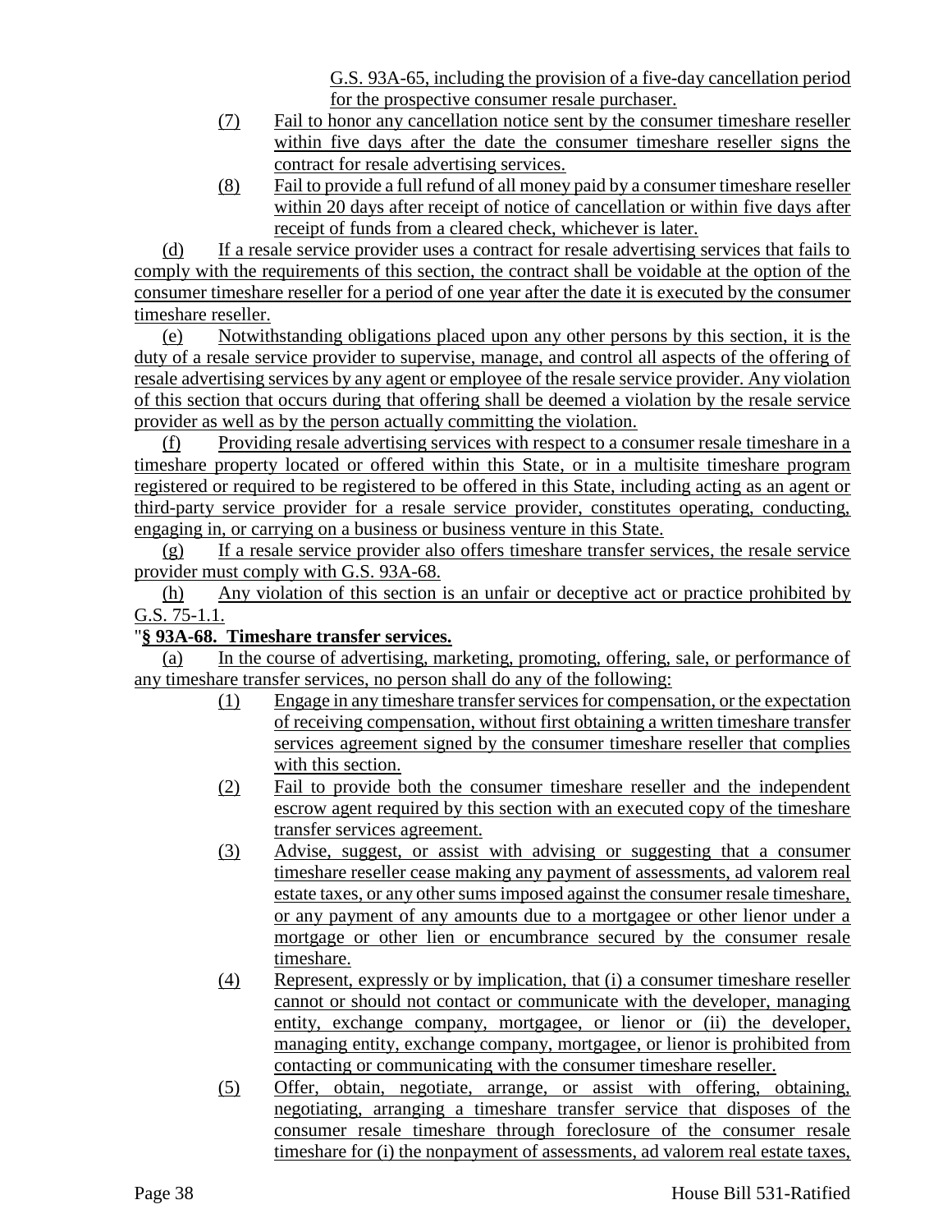G.S. 93A-65, including the provision of a five-day cancellation period for the prospective consumer resale purchaser.

(7) Fail to honor any cancellation notice sent by the consumer timeshare reseller within five days after the date the consumer timeshare reseller signs the contract for resale advertising services.

(8) Fail to provide a full refund of all money paid by a consumer timeshare reseller within 20 days after receipt of notice of cancellation or within five days after receipt of funds from a cleared check, whichever is later.

(d) If a resale service provider uses a contract for resale advertising services that fails to comply with the requirements of this section, the contract shall be voidable at the option of the consumer timeshare reseller for a period of one year after the date it is executed by the consumer timeshare reseller.

(e) Notwithstanding obligations placed upon any other persons by this section, it is the duty of a resale service provider to supervise, manage, and control all aspects of the offering of resale advertising services by any agent or employee of the resale service provider. Any violation of this section that occurs during that offering shall be deemed a violation by the resale service provider as well as by the person actually committing the violation.

(f) Providing resale advertising services with respect to a consumer resale timeshare in a timeshare property located or offered within this State, or in a multisite timeshare program registered or required to be registered to be offered in this State, including acting as an agent or third-party service provider for a resale service provider, constitutes operating, conducting, engaging in, or carrying on a business or business venture in this State.

(g) If a resale service provider also offers timeshare transfer services, the resale service provider must comply with G.S. 93A-68.

(h) Any violation of this section is an unfair or deceptive act or practice prohibited by G.S. 75-1.1.

"**§ 93A-68. Timeshare transfer services.**

(a) In the course of advertising, marketing, promoting, offering, sale, or performance of any timeshare transfer services, no person shall do any of the following:

(1) Engage in any timeshare transfer services for compensation, or the expectation of receiving compensation, without first obtaining a written timeshare transfer services agreement signed by the consumer timeshare reseller that complies with this section.

(2) Fail to provide both the consumer timeshare reseller and the independent escrow agent required by this section with an executed copy of the timeshare transfer services agreement.

(3) Advise, suggest, or assist with advising or suggesting that a consumer timeshare reseller cease making any payment of assessments, ad valorem real estate taxes, or any other sums imposed against the consumer resale timeshare, or any payment of any amounts due to a mortgagee or other lienor under a mortgage or other lien or encumbrance secured by the consumer resale timeshare.

(4) Represent, expressly or by implication, that (i) a consumer timeshare reseller cannot or should not contact or communicate with the developer, managing entity, exchange company, mortgagee, or lienor or (ii) the developer, managing entity, exchange company, mortgagee, or lienor is prohibited from contacting or communicating with the consumer timeshare reseller.

(5) Offer, obtain, negotiate, arrange, or assist with offering, obtaining, negotiating, arranging a timeshare transfer service that disposes of the consumer resale timeshare through foreclosure of the consumer resale timeshare for (i) the nonpayment of assessments, ad valorem real estate taxes,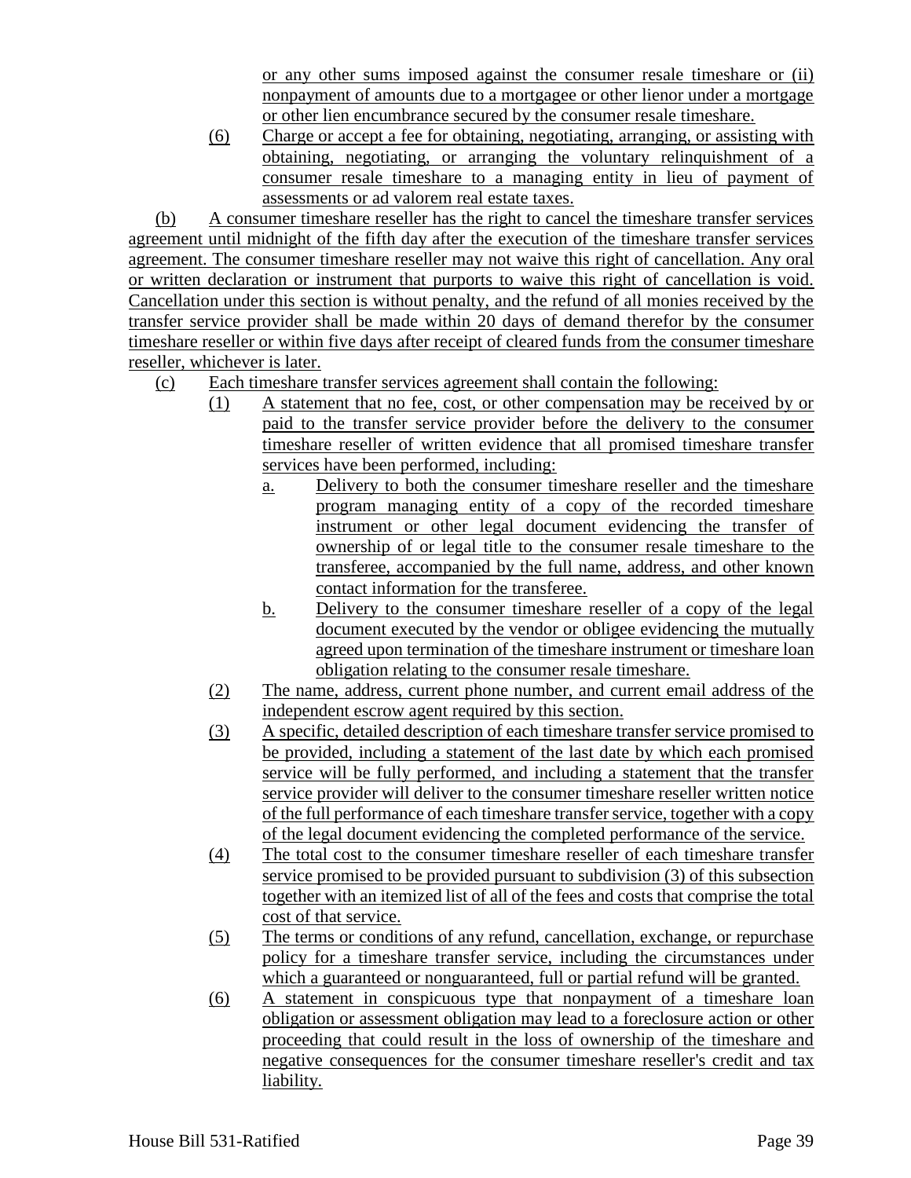or any other sums imposed against the consumer resale timeshare or (ii) nonpayment of amounts due to a mortgagee or other lienor under a mortgage or other lien encumbrance secured by the consumer resale timeshare.

(6) Charge or accept a fee for obtaining, negotiating, arranging, or assisting with obtaining, negotiating, or arranging the voluntary relinquishment of a consumer resale timeshare to a managing entity in lieu of payment of assessments or ad valorem real estate taxes.

(b) A consumer timeshare reseller has the right to cancel the timeshare transfer services agreement until midnight of the fifth day after the execution of the timeshare transfer services agreement. The consumer timeshare reseller may not waive this right of cancellation. Any oral or written declaration or instrument that purports to waive this right of cancellation is void. Cancellation under this section is without penalty, and the refund of all monies received by the transfer service provider shall be made within 20 days of demand therefor by the consumer timeshare reseller or within five days after receipt of cleared funds from the consumer timeshare reseller, whichever is later.

(c) Each timeshare transfer services agreement shall contain the following:

(1) A statement that no fee, cost, or other compensation may be received by or paid to the transfer service provider before the delivery to the consumer timeshare reseller of written evidence that all promised timeshare transfer services have been performed, including:

a. Delivery to both the consumer timeshare reseller and the timeshare program managing entity of a copy of the recorded timeshare instrument or other legal document evidencing the transfer of ownership of or legal title to the consumer resale timeshare to the transferee, accompanied by the full name, address, and other known contact information for the transferee.

b. Delivery to the consumer timeshare reseller of a copy of the legal document executed by the vendor or obligee evidencing the mutually agreed upon termination of the timeshare instrument or timeshare loan obligation relating to the consumer resale timeshare.

(2) The name, address, current phone number, and current email address of the independent escrow agent required by this section.

(3) A specific, detailed description of each timeshare transfer service promised to be provided, including a statement of the last date by which each promised service will be fully performed, and including a statement that the transfer service provider will deliver to the consumer timeshare reseller written notice of the full performance of each timeshare transfer service, together with a copy of the legal document evidencing the completed performance of the service.

(4) The total cost to the consumer timeshare reseller of each timeshare transfer service promised to be provided pursuant to subdivision (3) of this subsection together with an itemized list of all of the fees and costs that comprise the total cost of that service.

(5) The terms or conditions of any refund, cancellation, exchange, or repurchase policy for a timeshare transfer service, including the circumstances under which a guaranteed or nonguaranteed, full or partial refund will be granted.

(6) A statement in conspicuous type that nonpayment of a timeshare loan obligation or assessment obligation may lead to a foreclosure action or other proceeding that could result in the loss of ownership of the timeshare and negative consequences for the consumer timeshare reseller's credit and tax liability.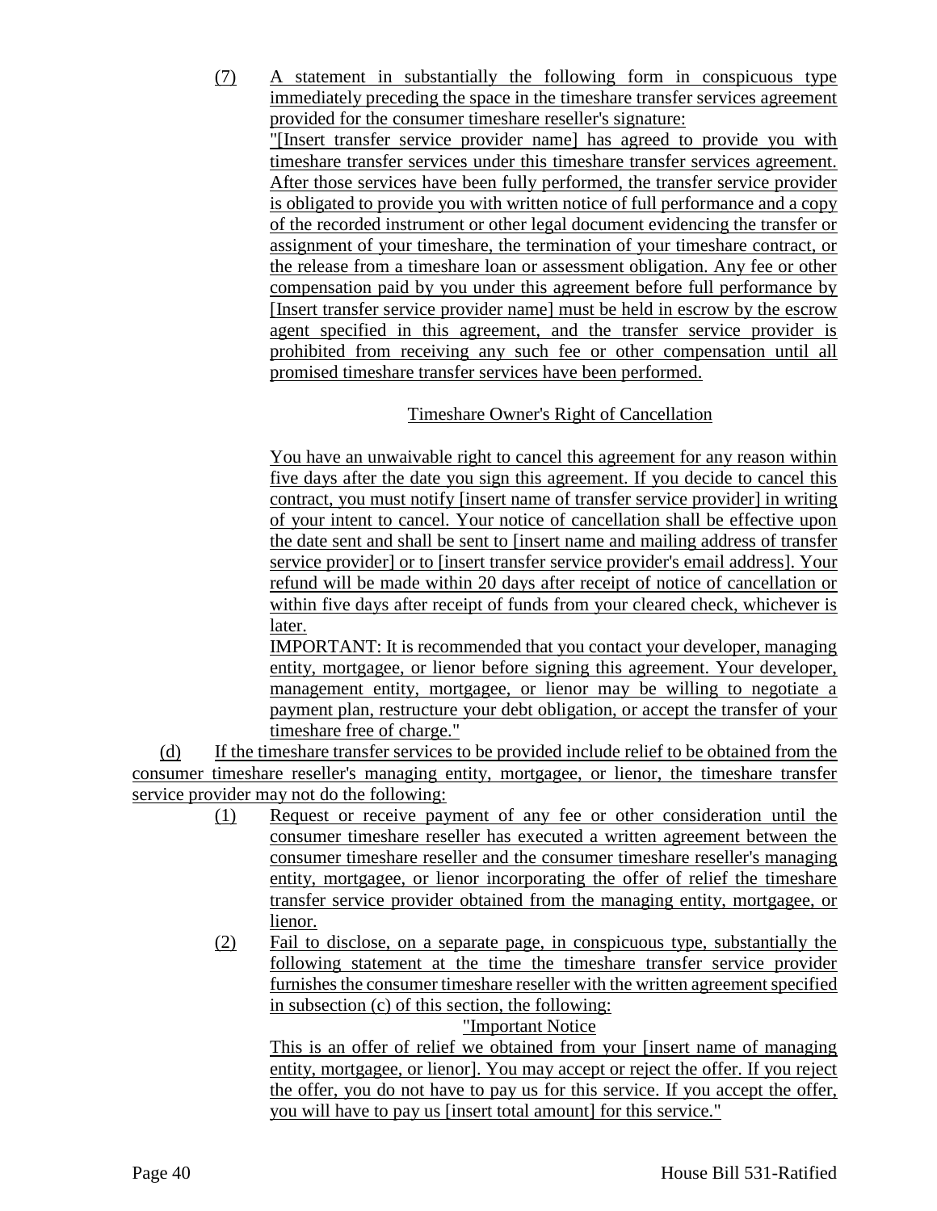(7) A statement in substantially the following form in conspicuous type immediately preceding the space in the timeshare transfer services agreement provided for the consumer timeshare reseller's signature:

"[Insert transfer service provider name] has agreed to provide you with timeshare transfer services under this timeshare transfer services agreement. After those services have been fully performed, the transfer service provider is obligated to provide you with written notice of full performance and a copy of the recorded instrument or other legal document evidencing the transfer or assignment of your timeshare, the termination of your timeshare contract, or the release from a timeshare loan or assessment obligation. Any fee or other compensation paid by you under this agreement before full performance by [Insert transfer service provider name] must be held in escrow by the escrow agent specified in this agreement, and the transfer service provider is prohibited from receiving any such fee or other compensation until all promised timeshare transfer services have been performed.

Timeshare Owner's Right of Cancellation

You have an unwaivable right to cancel this agreement for any reason within five days after the date you sign this agreement. If you decide to cancel this contract, you must notify [insert name of transfer service provider] in writing of your intent to cancel. Your notice of cancellation shall be effective upon the date sent and shall be sent to [insert name and mailing address of transfer service provider] or to [insert transfer service provider's email address]. Your refund will be made within 20 days after receipt of notice of cancellation or within five days after receipt of funds from your cleared check, whichever is later.

IMPORTANT: It is recommended that you contact your developer, managing entity, mortgagee, or lienor before signing this agreement. Your developer, management entity, mortgagee, or lienor may be willing to negotiate a payment plan, restructure your debt obligation, or accept the transfer of your timeshare free of charge."

(d) If the timeshare transfer services to be provided include relief to be obtained from the consumer timeshare reseller's managing entity, mortgagee, or lienor, the timeshare transfer service provider may not do the following:

(1) Request or receive payment of any fee or other consideration until the consumer timeshare reseller has executed a written agreement between the consumer timeshare reseller and the consumer timeshare reseller's managing entity, mortgagee, or lienor incorporating the offer of relief the timeshare transfer service provider obtained from the managing entity, mortgagee, or lienor.

(2) Fail to disclose, on a separate page, in conspicuous type, substantially the following statement at the time the timeshare transfer service provider furnishes the consumer timeshare reseller with the written agreement specified in subsection (c) of this section, the following:

"Important Notice

This is an offer of relief we obtained from your [insert name of managing entity, mortgagee, or lienor]. You may accept or reject the offer. If you reject the offer, you do not have to pay us for this service. If you accept the offer, you will have to pay us [insert total amount] for this service."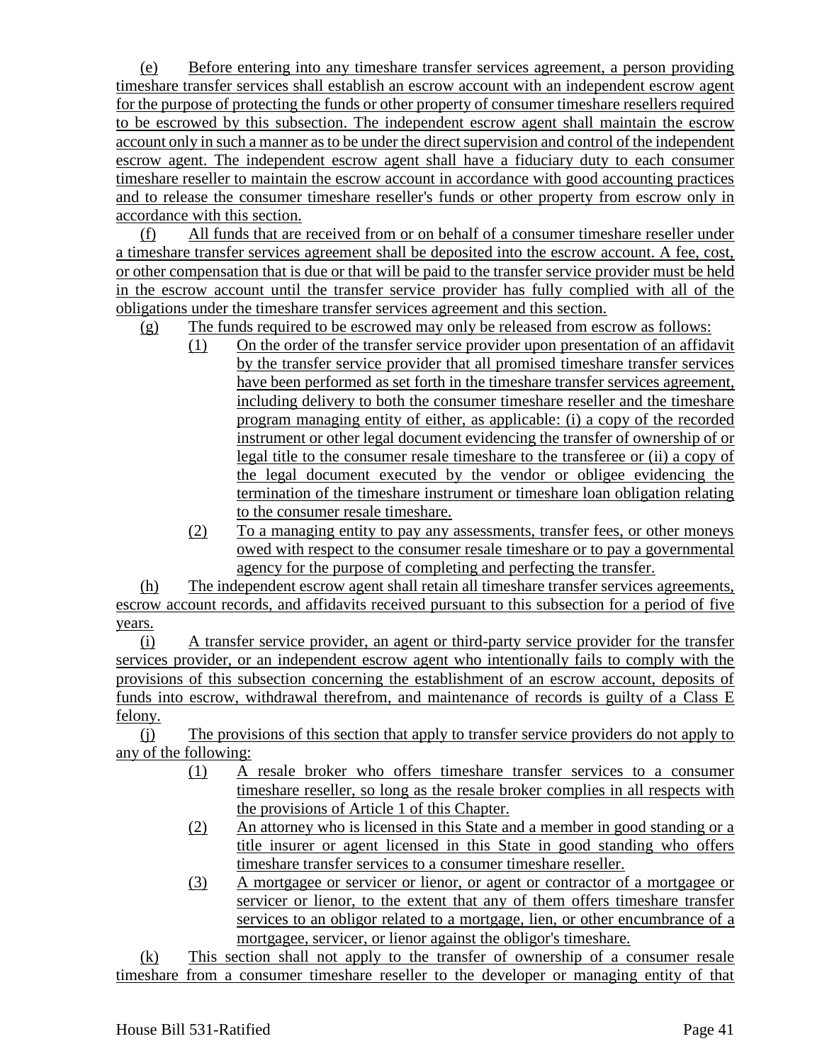(e) Before entering into any timeshare transfer services agreement, a person providing timeshare transfer services shall establish an escrow account with an independent escrow agent for the purpose of protecting the funds or other property of consumer timeshare resellers required to be escrowed by this subsection. The independent escrow agent shall maintain the escrow account only in such a manner as to be under the direct supervision and control of the independent escrow agent. The independent escrow agent shall have a fiduciary duty to each consumer timeshare reseller to maintain the escrow account in accordance with good accounting practices and to release the consumer timeshare reseller's funds or other property from escrow only in accordance with this section.

(f) All funds that are received from or on behalf of a consumer timeshare reseller under a timeshare transfer services agreement shall be deposited into the escrow account. A fee, cost, or other compensation that is due or that will be paid to the transfer service provider must be held in the escrow account until the transfer service provider has fully complied with all of the obligations under the timeshare transfer services agreement and this section.

(g) The funds required to be escrowed may only be released from escrow as follows:

(1) On the order of the transfer service provider upon presentation of an affidavit by the transfer service provider that all promised timeshare transfer services have been performed as set forth in the timeshare transfer services agreement, including delivery to both the consumer timeshare reseller and the timeshare program managing entity of either, as applicable: (i) a copy of the recorded instrument or other legal document evidencing the transfer of ownership of or legal title to the consumer resale timeshare to the transferee or (ii) a copy of the legal document executed by the vendor or obligee evidencing the termination of the timeshare instrument or timeshare loan obligation relating to the consumer resale timeshare.

(2) To a managing entity to pay any assessments, transfer fees, or other moneys owed with respect to the consumer resale timeshare or to pay a governmental agency for the purpose of completing and perfecting the transfer.

(h) The independent escrow agent shall retain all timeshare transfer services agreements, escrow account records, and affidavits received pursuant to this subsection for a period of five years.

(i) A transfer service provider, an agent or third-party service provider for the transfer services provider, or an independent escrow agent who intentionally fails to comply with the provisions of this subsection concerning the establishment of an escrow account, deposits of funds into escrow, withdrawal therefrom, and maintenance of records is guilty of a Class E felony.

(j) The provisions of this section that apply to transfer service providers do not apply to any of the following:

(1) A resale broker who offers timeshare transfer services to a consumer timeshare reseller, so long as the resale broker complies in all respects with the provisions of Article 1 of this Chapter.

(2) An attorney who is licensed in this State and a member in good standing or a title insurer or agent licensed in this State in good standing who offers timeshare transfer services to a consumer timeshare reseller.

(3) A mortgagee or servicer or lienor, or agent or contractor of a mortgagee or servicer or lienor, to the extent that any of them offers timeshare transfer services to an obligor related to a mortgage, lien, or other encumbrance of a mortgagee, servicer, or lienor against the obligor's timeshare.

(k) This section shall not apply to the transfer of ownership of a consumer resale timeshare from a consumer timeshare reseller to the developer or managing entity of that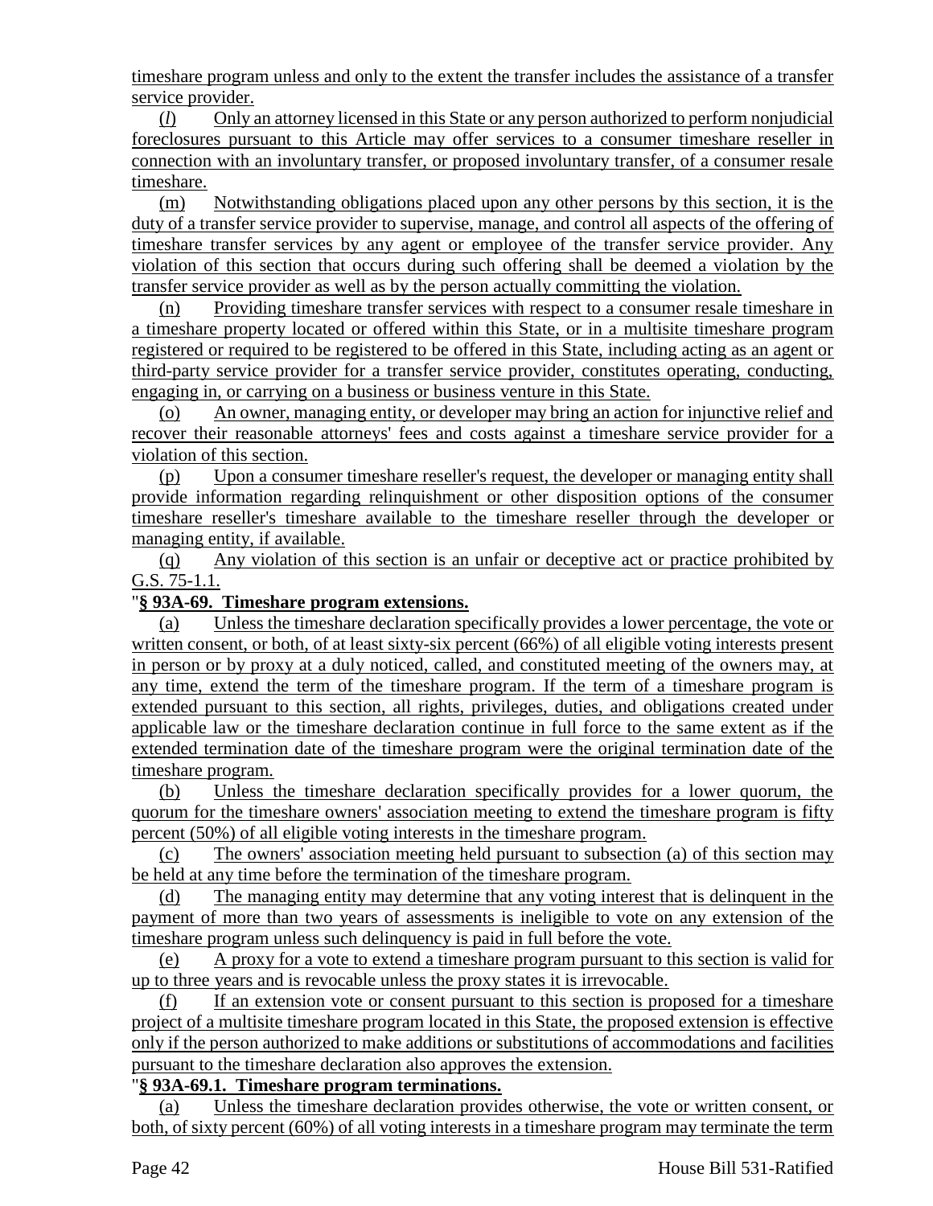timeshare program unless and only to the extent the transfer includes the assistance of a transfer service provider.

(*l*) Only an attorney licensed in this State or any person authorized to perform nonjudicial foreclosures pursuant to this Article may offer services to a consumer timeshare reseller in connection with an involuntary transfer, or proposed involuntary transfer, of a consumer resale timeshare.

(m) Notwithstanding obligations placed upon any other persons by this section, it is the duty of a transfer service provider to supervise, manage, and control all aspects of the offering of timeshare transfer services by any agent or employee of the transfer service provider. Any violation of this section that occurs during such offering shall be deemed a violation by the transfer service provider as well as by the person actually committing the violation.

(n) Providing timeshare transfer services with respect to a consumer resale timeshare in a timeshare property located or offered within this State, or in a multisite timeshare program registered or required to be registered to be offered in this State, including acting as an agent or third-party service provider for a transfer service provider, constitutes operating, conducting, engaging in, or carrying on a business or business venture in this State.

(o) An owner, managing entity, or developer may bring an action for injunctive relief and recover their reasonable attorneys' fees and costs against a timeshare service provider for a violation of this section.

(p) Upon a consumer timeshare reseller's request, the developer or managing entity shall provide information regarding relinquishment or other disposition options of the consumer timeshare reseller's timeshare available to the timeshare reseller through the developer or managing entity, if available.

(q) Any violation of this section is an unfair or deceptive act or practice prohibited by G.S. 75-1.1.

"**§ 93A-69. Timeshare program extensions.**

(a) Unless the timeshare declaration specifically provides a lower percentage, the vote or written consent, or both, of at least sixty-six percent (66%) of all eligible voting interests present in person or by proxy at a duly noticed, called, and constituted meeting of the owners may, at any time, extend the term of the timeshare program. If the term of a timeshare program is extended pursuant to this section, all rights, privileges, duties, and obligations created under applicable law or the timeshare declaration continue in full force to the same extent as if the extended termination date of the timeshare program were the original termination date of the timeshare program.

(b) Unless the timeshare declaration specifically provides for a lower quorum, the quorum for the timeshare owners' association meeting to extend the timeshare program is fifty percent (50%) of all eligible voting interests in the timeshare program.

(c) The owners' association meeting held pursuant to subsection (a) of this section may be held at any time before the termination of the timeshare program.

(d) The managing entity may determine that any voting interest that is delinquent in the payment of more than two years of assessments is ineligible to vote on any extension of the timeshare program unless such delinquency is paid in full before the vote.

(e) A proxy for a vote to extend a timeshare program pursuant to this section is valid for up to three years and is revocable unless the proxy states it is irrevocable.

(f) If an extension vote or consent pursuant to this section is proposed for a timeshare project of a multisite timeshare program located in this State, the proposed extension is effective only if the person authorized to make additions or substitutions of accommodations and facilities pursuant to the timeshare declaration also approves the extension.

"**§ 93A-69.1. Timeshare program terminations.**

(a) Unless the timeshare declaration provides otherwise, the vote or written consent, or both, of sixty percent (60%) of all voting interests in a timeshare program may terminate the term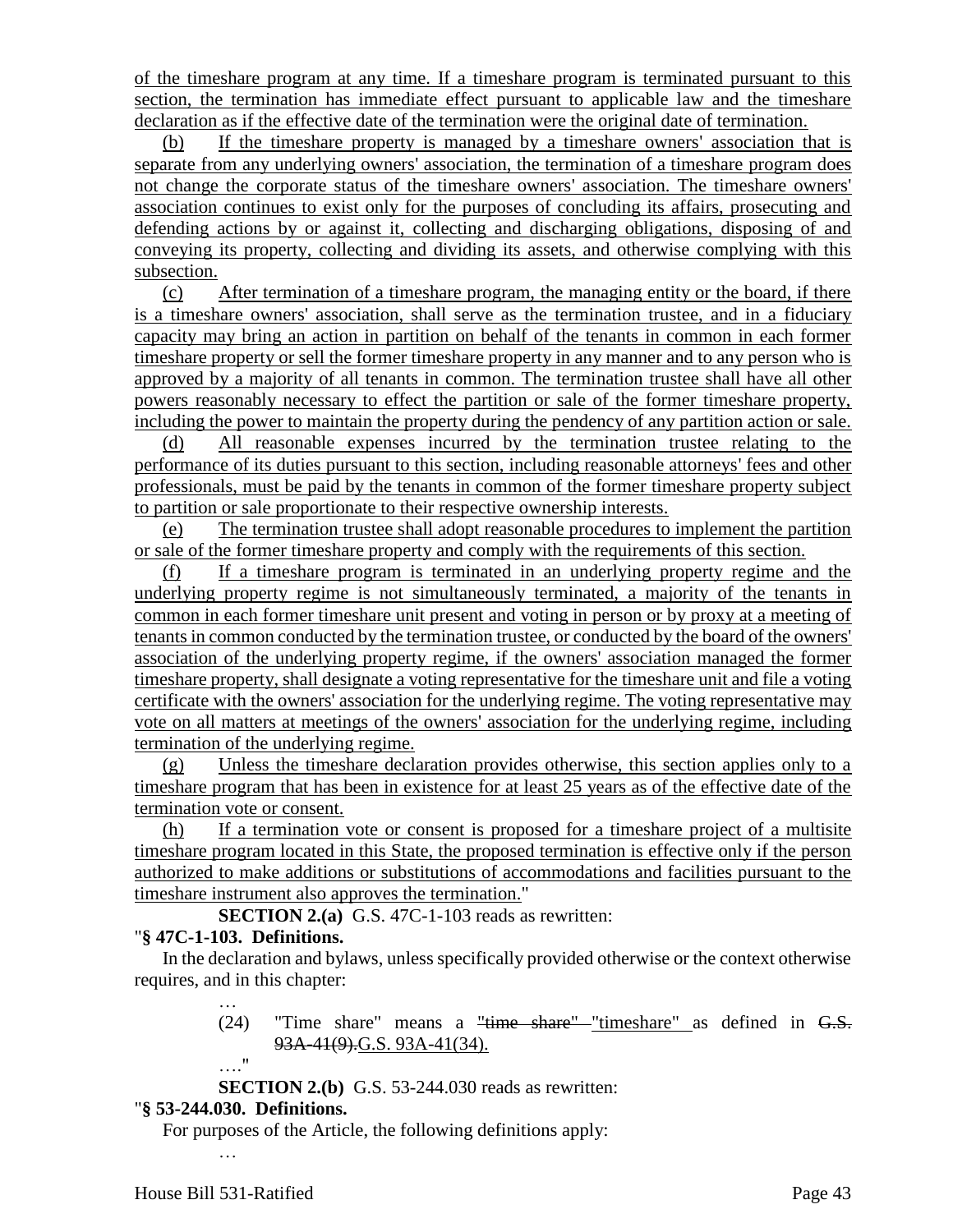of the timeshare program at any time. If a timeshare program is terminated pursuant to this section, the termination has immediate effect pursuant to applicable law and the timeshare declaration as if the effective date of the termination were the original date of termination.

(b) If the timeshare property is managed by a timeshare owners' association that is separate from any underlying owners' association, the termination of a timeshare program does not change the corporate status of the timeshare owners' association. The timeshare owners' association continues to exist only for the purposes of concluding its affairs, prosecuting and defending actions by or against it, collecting and discharging obligations, disposing of and conveying its property, collecting and dividing its assets, and otherwise complying with this subsection.

(c) After termination of a timeshare program, the managing entity or the board, if there is a timeshare owners' association, shall serve as the termination trustee, and in a fiduciary capacity may bring an action in partition on behalf of the tenants in common in each former timeshare property or sell the former timeshare property in any manner and to any person who is approved by a majority of all tenants in common. The termination trustee shall have all other powers reasonably necessary to effect the partition or sale of the former timeshare property, including the power to maintain the property during the pendency of any partition action or sale.

(d) All reasonable expenses incurred by the termination trustee relating to the performance of its duties pursuant to this section, including reasonable attorneys' fees and other professionals, must be paid by the tenants in common of the former timeshare property subject to partition or sale proportionate to their respective ownership interests.

(e) The termination trustee shall adopt reasonable procedures to implement the partition or sale of the former timeshare property and comply with the requirements of this section.

(f) If a timeshare program is terminated in an underlying property regime and the underlying property regime is not simultaneously terminated, a majority of the tenants in common in each former timeshare unit present and voting in person or by proxy at a meeting of tenants in common conducted by the termination trustee, or conducted by the board of the owners' association of the underlying property regime, if the owners' association managed the former timeshare property, shall designate a voting representative for the timeshare unit and file a voting certificate with the owners' association for the underlying regime. The voting representative may vote on all matters at meetings of the owners' association for the underlying regime, including termination of the underlying regime.

(g) Unless the timeshare declaration provides otherwise, this section applies only to a timeshare program that has been in existence for at least 25 years as of the effective date of the termination vote or consent.

(h) If a termination vote or consent is proposed for a timeshare project of a multisite timeshare program located in this State, the proposed termination is effective only if the person authorized to make additions or substitutions of accommodations and facilities pursuant to the timeshare instrument also approves the termination."

**SECTION 2.(a)** G.S. 47C-1-103 reads as rewritten:

"**§ 47C-1-103. Definitions.**

In the declaration and bylaws, unless specifically provided otherwise or the context otherwise requires, and in this chapter:

…

(24) "Time share" means a ~~"time share"~~ "timeshare" as defined in ~~G.S. 93A-41(9).~~G.S. 93A-41(34).

…."

**SECTION 2.(b)** G.S. 53-244.030 reads as rewritten:

"**§ 53-244.030. Definitions.**

For purposes of the Article, the following definitions apply:

…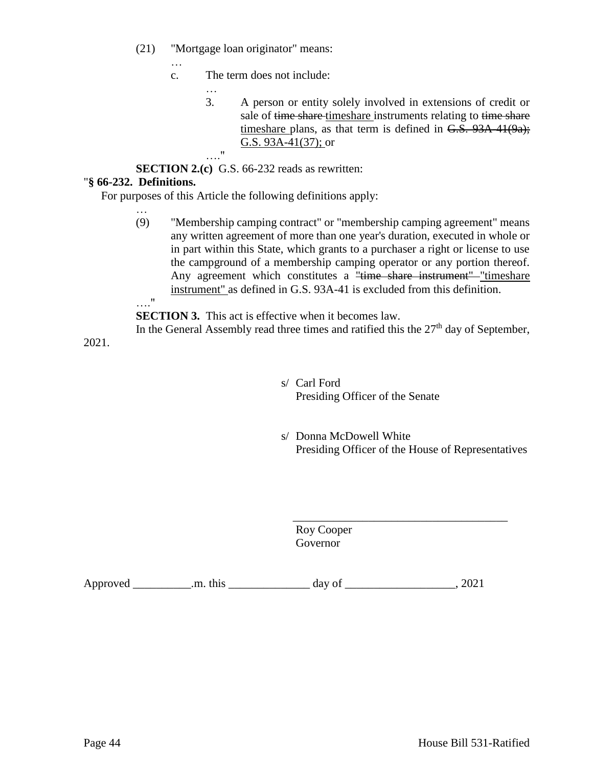(21) "Mortgage loan originator" means:

…

c. The term does not include:

…

3. A person or entity solely involved in extensions of credit or sale of ~~time share~~ timeshare instruments relating to ~~time share~~ timeshare plans, as that term is defined in ~~G.S. 93A-41(9a);~~ G.S. 93A-41(37); or

…."

**SECTION 2.(c)** G.S. 66-232 reads as rewritten:

"**§ 66-232. Definitions.**

For purposes of this Article the following definitions apply:

…

(9) "Membership camping contract" or "membership camping agreement" means any written agreement of more than one year's duration, executed in whole or in part within this State, which grants to a purchaser a right or license to use the campground of a membership camping operator or any portion thereof. Any agreement which constitutes a ~~"time share instrument"~~ "timeshare instrument" as defined in G.S. 93A-41 is excluded from this definition.

…."

**SECTION 3.** This act is effective when it becomes law.

In the General Assembly read three times and ratified this the 27th day of September, 2021.

s/ Carl Ford
Presiding Officer of the Senate

s/ Donna McDowell White
Presiding Officer of the House of Representatives

\_\_\_\_\_\_\_\_\_\_\_\_\_\_\_\_\_\_\_\_\_\_\_\_\_\_\_\_\_\_\_\_\_\_\_\_\_
Roy Cooper
Governor

Approved \_\_\_\_\_\_\_\_\_\_.m. this \_\_\_\_\_\_\_\_\_\_\_\_\_\_ day of \_\_\_\_\_\_\_\_\_\_\_\_\_\_\_\_\_\_\_, 2021